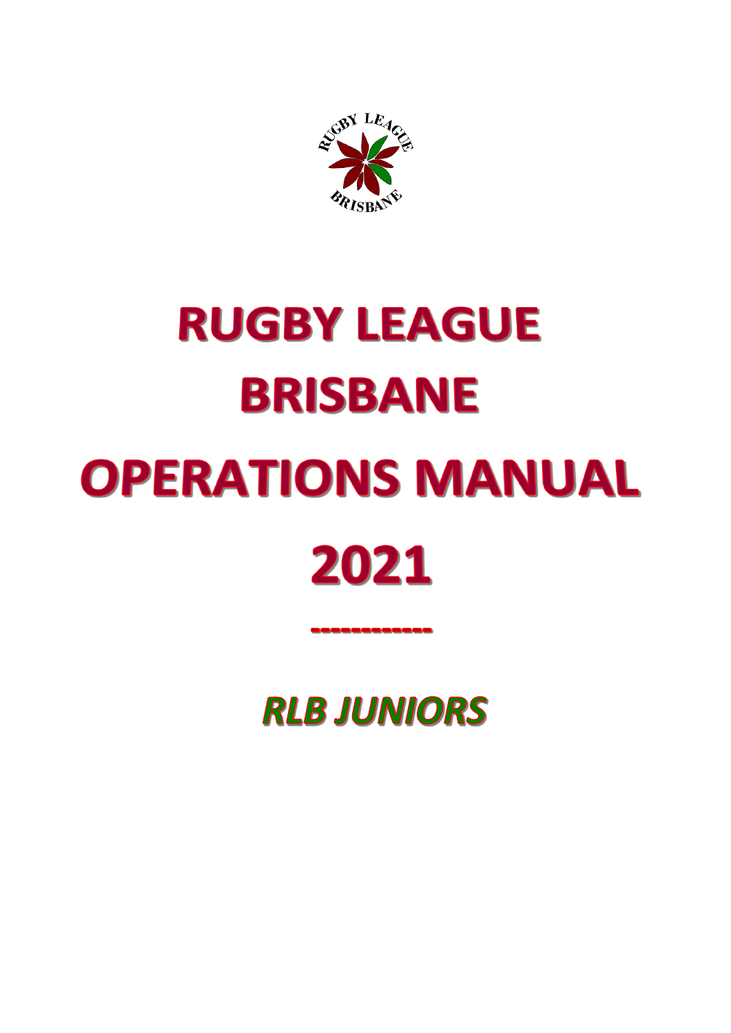# RUGBY LEAGUE BRISBANE OPERATIONS MANUAL 2021

-----------

***RLB JUNIORS***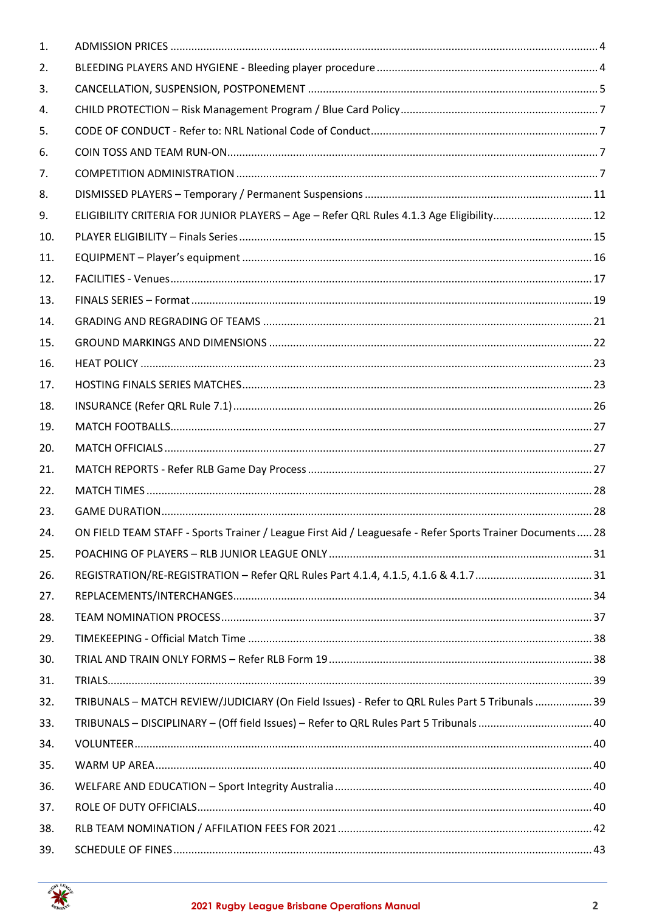| | | |
|---|---|---|
| 1. | ADMISSION PRICES | 4 |
| 2. | BLEEDING PLAYERS AND HYGIENE - Bleeding player procedure | 4 |
| 3. | CANCELLATION, SUSPENSION, POSTPONEMENT | 5 |
| 4. | CHILD PROTECTION – Risk Management Program / Blue Card Policy | 7 |
| 5. | CODE OF CONDUCT - Refer to: NRL National Code of Conduct | 7 |
| 6. | COIN TOSS AND TEAM RUN-ON | 7 |
| 7. | COMPETITION ADMINISTRATION | 7 |
| 8. | DISMISSED PLAYERS – Temporary / Permanent Suspensions | 11 |
| 9. | ELIGIBILITY CRITERIA FOR JUNIOR PLAYERS – Age – Refer QRL Rules 4.1.3 Age Eligibility | 12 |
| 10. | PLAYER ELIGIBILITY – Finals Series | 15 |
| 11. | EQUIPMENT – Player's equipment | 16 |
| 12. | FACILITIES - Venues | 17 |
| 13. | FINALS SERIES – Format | 19 |
| 14. | GRADING AND REGRADING OF TEAMS | 21 |
| 15. | GROUND MARKINGS AND DIMENSIONS | 22 |
| 16. | HEAT POLICY | 23 |
| 17. | HOSTING FINALS SERIES MATCHES | 23 |
| 18. | INSURANCE (Refer QRL Rule 7.1) | 26 |
| 19. | MATCH FOOTBALLS | 27 |
| 20. | MATCH OFFICIALS | 27 |
| 21. | MATCH REPORTS - Refer RLB Game Day Process | 27 |
| 22. | MATCH TIMES | 28 |
| 23. | GAME DURATION | 28 |
| 24. | ON FIELD TEAM STAFF - Sports Trainer / League First Aid / Leaguesafe - Refer Sports Trainer Documents | 28 |
| 25. | POACHING OF PLAYERS – RLB JUNIOR LEAGUE ONLY | 31 |
| 26. | REGISTRATION/RE-REGISTRATION – Refer QRL Rules Part 4.1.4, 4.1.5, 4.1.6 & 4.1.7 | 31 |
| 27. | REPLACEMENTS/INTERCHANGES | 34 |
| 28. | TEAM NOMINATION PROCESS | 37 |
| 29. | TIMEKEEPING - Official Match Time | 38 |
| 30. | TRIAL AND TRAIN ONLY FORMS – Refer RLB Form 19 | 38 |
| 31. | TRIALS | 39 |
| 32. | TRIBUNALS – MATCH REVIEW/JUDICIARY (On Field Issues) - Refer to QRL Rules Part 5 Tribunals | 39 |
| 33. | TRIBUNALS – DISCIPLINARY – (Off field Issues) – Refer to QRL Rules Part 5 Tribunals | 40 |
| 34. | VOLUNTEER | 40 |
| 35. | WARM UP AREA | 40 |
| 36. | WELFARE AND EDUCATION – Sport Integrity Australia | 40 |
| 37. | ROLE OF DUTY OFFICIALS | 40 |
| 38. | RLB TEAM NOMINATION / AFFILATION FEES FOR 2021 | 42 |
| 39. | SCHEDULE OF FINES | 43 |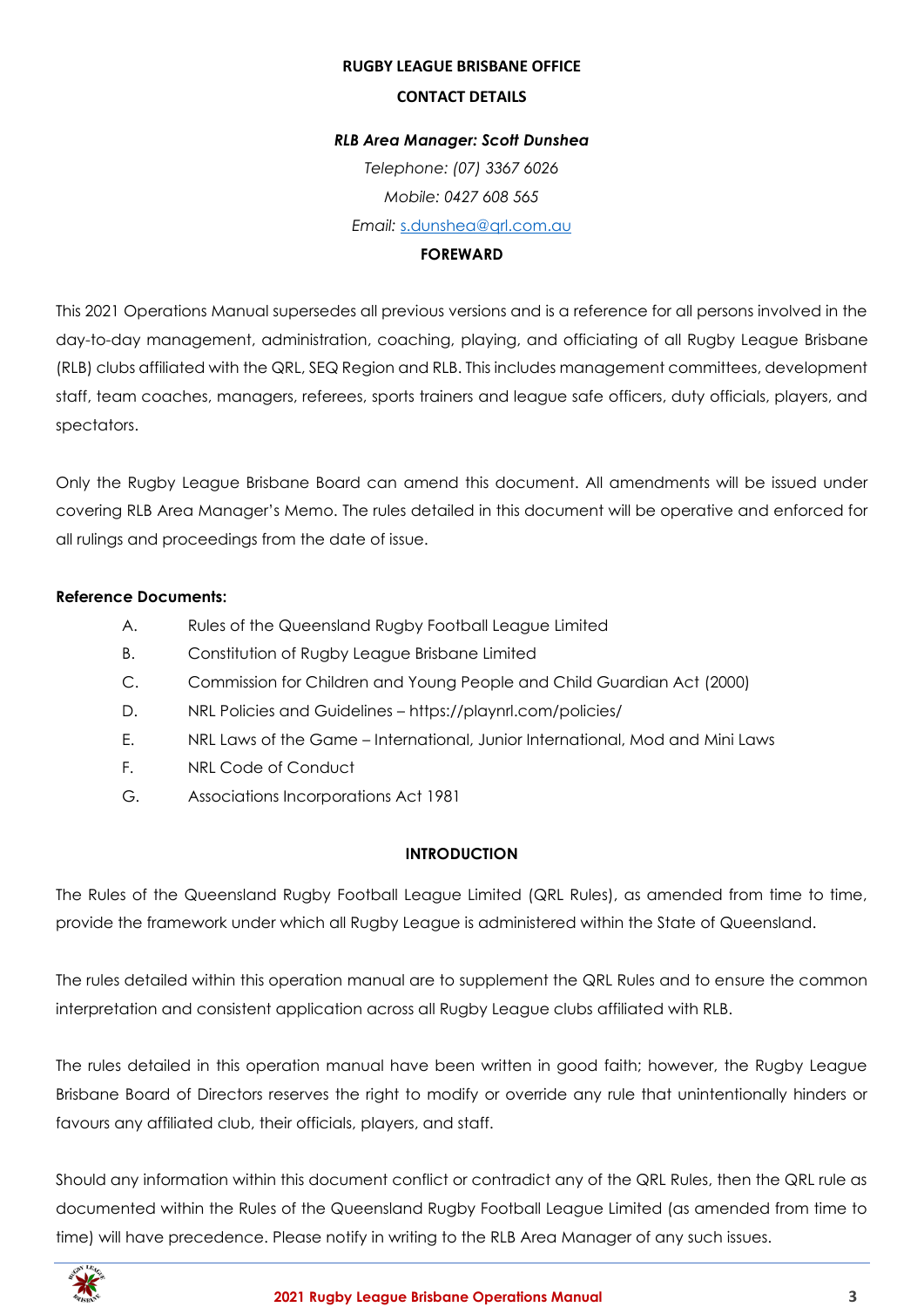## RUGBY LEAGUE BRISBANE OFFICE

## CONTACT DETAILS

***RLB Area Manager: Scott Dunshea***

*Telephone: (07) 3367 6026*

*Mobile: 0427 608 565*

*Email:* s.dunshea@qrl.com.au

## FOREWARD

This 2021 Operations Manual supersedes all previous versions and is a reference for all persons involved in the day-to-day management, administration, coaching, playing, and officiating of all Rugby League Brisbane (RLB) clubs affiliated with the QRL, SEQ Region and RLB. This includes management committees, development staff, team coaches, managers, referees, sports trainers and league safe officers, duty officials, players, and spectators.

Only the Rugby League Brisbane Board can amend this document. All amendments will be issued under covering RLB Area Manager's Memo. The rules detailed in this document will be operative and enforced for all rulings and proceedings from the date of issue.

**Reference Documents:**

- A. Rules of the Queensland Rugby Football League Limited
- B. Constitution of Rugby League Brisbane Limited
- C. Commission for Children and Young People and Child Guardian Act (2000)
- D. NRL Policies and Guidelines – https://playnrl.com/policies/
- E. NRL Laws of the Game – International, Junior International, Mod and Mini Laws
- F. NRL Code of Conduct
- G. Associations Incorporations Act 1981

## INTRODUCTION

The Rules of the Queensland Rugby Football League Limited (QRL Rules), as amended from time to time, provide the framework under which all Rugby League is administered within the State of Queensland.

The rules detailed within this operation manual are to supplement the QRL Rules and to ensure the common interpretation and consistent application across all Rugby League clubs affiliated with RLB.

The rules detailed in this operation manual have been written in good faith; however, the Rugby League Brisbane Board of Directors reserves the right to modify or override any rule that unintentionally hinders or favours any affiliated club, their officials, players, and staff.

Should any information within this document conflict or contradict any of the QRL Rules, then the QRL rule as documented within the Rules of the Queensland Rugby Football League Limited (as amended from time to time) will have precedence. Please notify in writing to the RLB Area Manager of any such issues.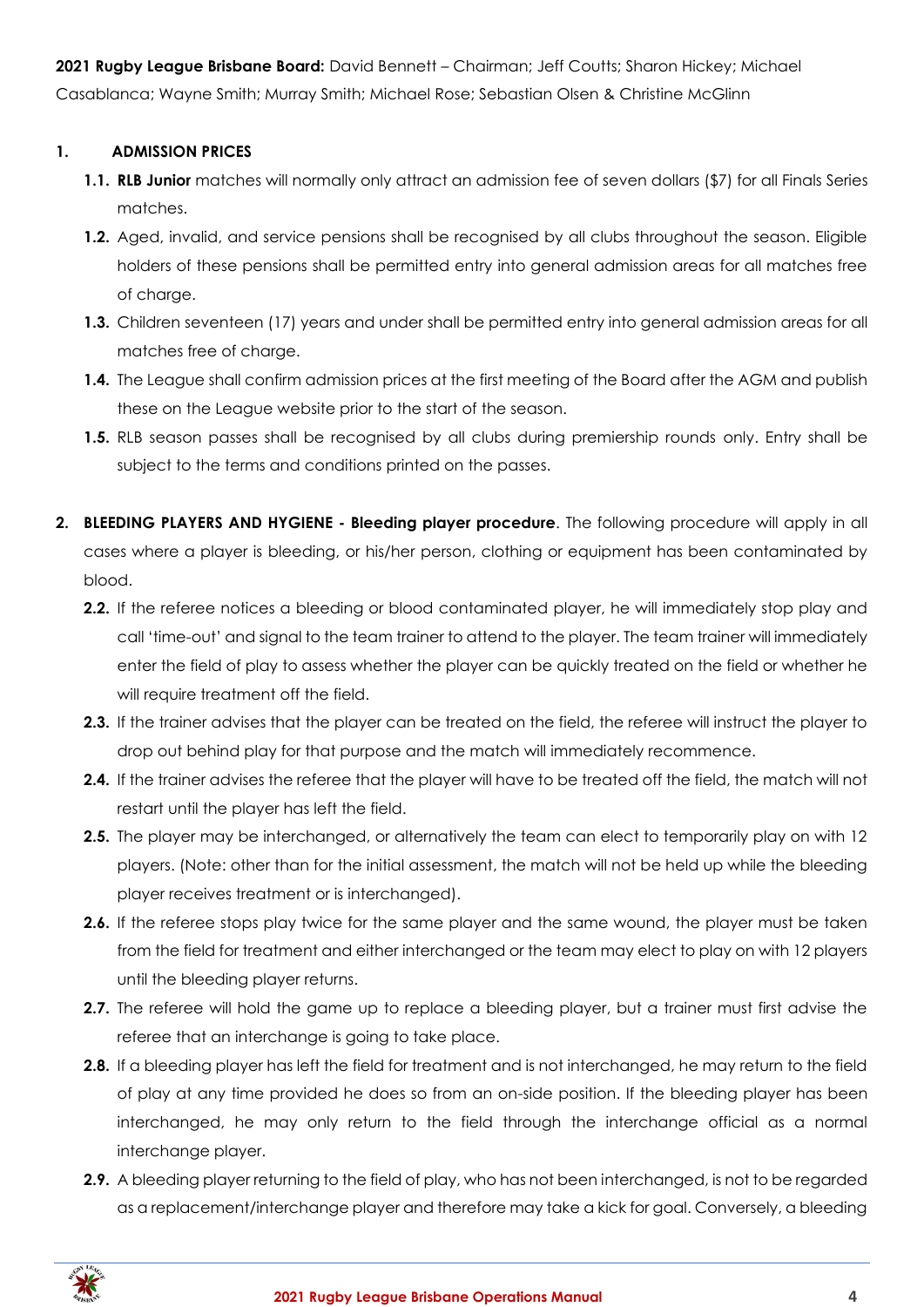**2021 Rugby League Brisbane Board:** David Bennett – Chairman; Jeff Coutts; Sharon Hickey; Michael Casablanca; Wayne Smith; Murray Smith; Michael Rose; Sebastian Olsen & Christine McGlinn

## 1. ADMISSION PRICES

**1.1.** **RLB Junior** matches will normally only attract an admission fee of seven dollars ($7) for all Finals Series matches.

**1.2.** Aged, invalid, and service pensions shall be recognised by all clubs throughout the season. Eligible holders of these pensions shall be permitted entry into general admission areas for all matches free of charge.

**1.3.** Children seventeen (17) years and under shall be permitted entry into general admission areas for all matches free of charge.

**1.4.** The League shall confirm admission prices at the first meeting of the Board after the AGM and publish these on the League website prior to the start of the season.

**1.5.** RLB season passes shall be recognised by all clubs during premiership rounds only. Entry shall be subject to the terms and conditions printed on the passes.

## 2. BLEEDING PLAYERS AND HYGIENE - Bleeding player procedure

**2. BLEEDING PLAYERS AND HYGIENE - Bleeding player procedure**. The following procedure will apply in all cases where a player is bleeding, or his/her person, clothing or equipment has been contaminated by blood.

**2.2.** If the referee notices a bleeding or blood contaminated player, he will immediately stop play and call 'time-out' and signal to the team trainer to attend to the player. The team trainer will immediately enter the field of play to assess whether the player can be quickly treated on the field or whether he will require treatment off the field.

**2.3.** If the trainer advises that the player can be treated on the field, the referee will instruct the player to drop out behind play for that purpose and the match will immediately recommence.

**2.4.** If the trainer advises the referee that the player will have to be treated off the field, the match will not restart until the player has left the field.

**2.5.** The player may be interchanged, or alternatively the team can elect to temporarily play on with 12 players. (Note: other than for the initial assessment, the match will not be held up while the bleeding player receives treatment or is interchanged).

**2.6.** If the referee stops play twice for the same player and the same wound, the player must be taken from the field for treatment and either interchanged or the team may elect to play on with 12 players until the bleeding player returns.

**2.7.** The referee will hold the game up to replace a bleeding player, but a trainer must first advise the referee that an interchange is going to take place.

**2.8.** If a bleeding player has left the field for treatment and is not interchanged, he may return to the field of play at any time provided he does so from an on-side position. If the bleeding player has been interchanged, he may only return to the field through the interchange official as a normal interchange player.

**2.9.** A bleeding player returning to the field of play, who has not been interchanged, is not to be regarded as a replacement/interchange player and therefore may take a kick for goal. Conversely, a bleeding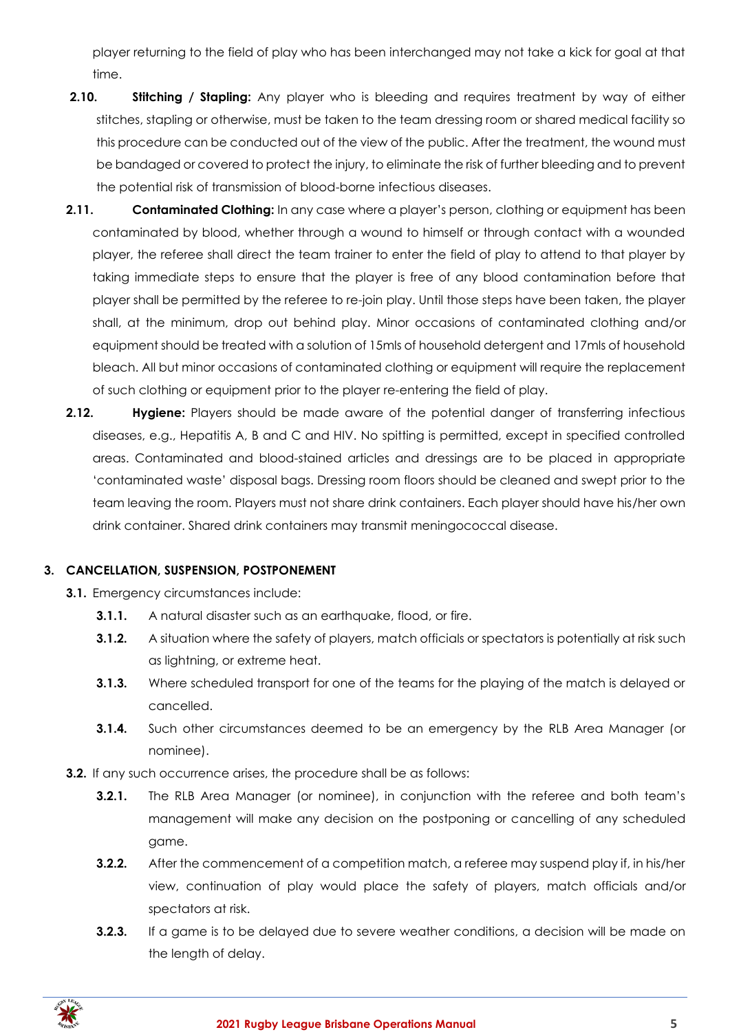player returning to the field of play who has been interchanged may not take a kick for goal at that time.

**2.10.** **Stitching / Stapling:** Any player who is bleeding and requires treatment by way of either stitches, stapling or otherwise, must be taken to the team dressing room or shared medical facility so this procedure can be conducted out of the view of the public. After the treatment, the wound must be bandaged or covered to protect the injury, to eliminate the risk of further bleeding and to prevent the potential risk of transmission of blood-borne infectious diseases.

**2.11.** **Contaminated Clothing:** In any case where a player's person, clothing or equipment has been contaminated by blood, whether through a wound to himself or through contact with a wounded player, the referee shall direct the team trainer to enter the field of play to attend to that player by taking immediate steps to ensure that the player is free of any blood contamination before that player shall be permitted by the referee to re-join play. Until those steps have been taken, the player shall, at the minimum, drop out behind play. Minor occasions of contaminated clothing and/or equipment should be treated with a solution of 15mls of household detergent and 17mls of household bleach. All but minor occasions of contaminated clothing or equipment will require the replacement of such clothing or equipment prior to the player re-entering the field of play.

**2.12.** **Hygiene:** Players should be made aware of the potential danger of transferring infectious diseases, e.g., Hepatitis A, B and C and HIV. No spitting is permitted, except in specified controlled areas. Contaminated and blood-stained articles and dressings are to be placed in appropriate 'contaminated waste' disposal bags. Dressing room floors should be cleaned and swept prior to the team leaving the room. Players must not share drink containers. Each player should have his/her own drink container. Shared drink containers may transmit meningococcal disease.

## 3. CANCELLATION, SUSPENSION, POSTPONEMENT

**3.1.** Emergency circumstances include:

- **3.1.1.** A natural disaster such as an earthquake, flood, or fire.
- **3.1.2.** A situation where the safety of players, match officials or spectators is potentially at risk such as lightning, or extreme heat.
- **3.1.3.** Where scheduled transport for one of the teams for the playing of the match is delayed or cancelled.
- **3.1.4.** Such other circumstances deemed to be an emergency by the RLB Area Manager (or nominee).

**3.2.** If any such occurrence arises, the procedure shall be as follows:

- **3.2.1.** The RLB Area Manager (or nominee), in conjunction with the referee and both team's management will make any decision on the postponing or cancelling of any scheduled game.
- **3.2.2.** After the commencement of a competition match, a referee may suspend play if, in his/her view, continuation of play would place the safety of players, match officials and/or spectators at risk.
- **3.2.3.** If a game is to be delayed due to severe weather conditions, a decision will be made on the length of delay.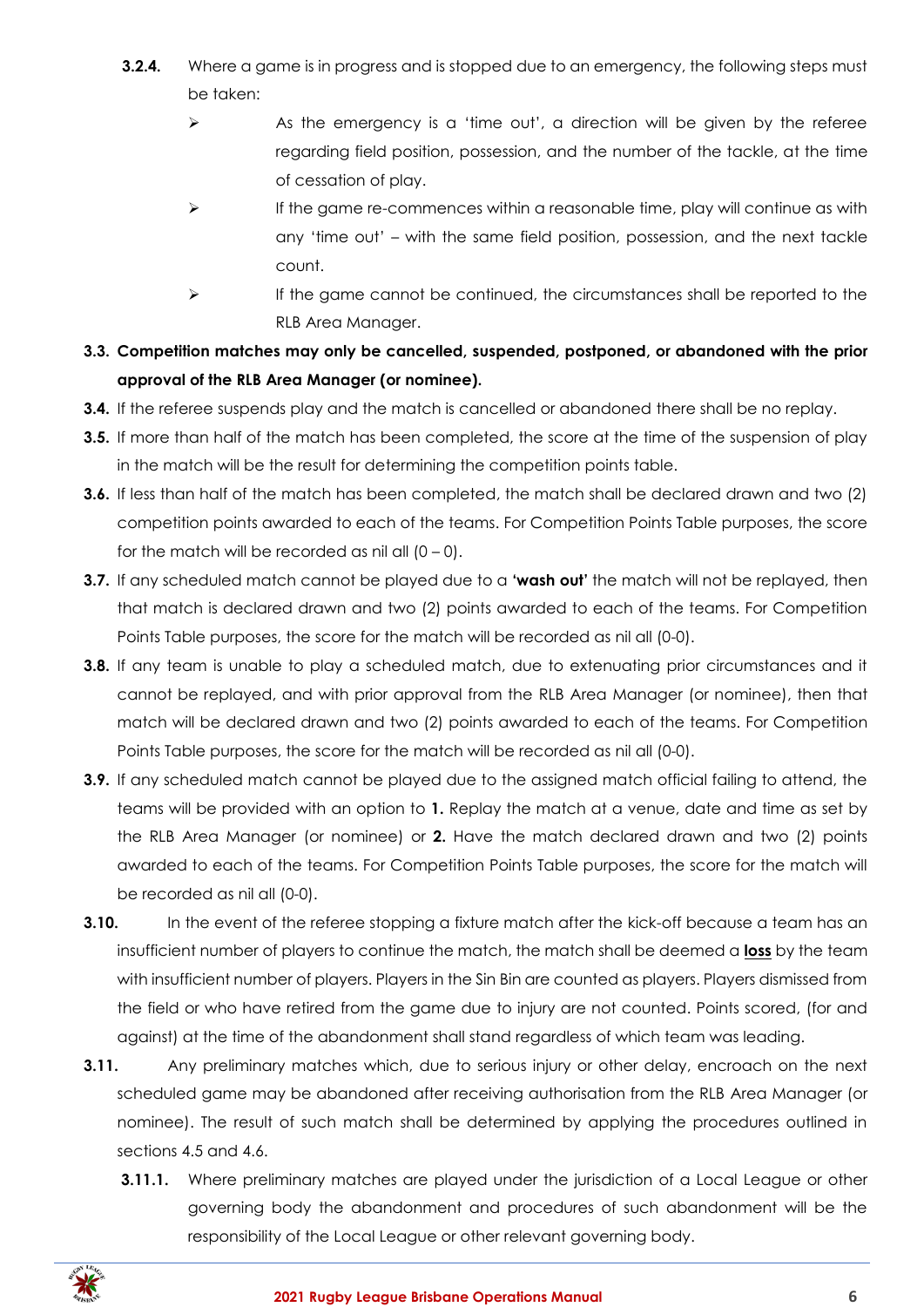**3.2.4.** Where a game is in progress and is stopped due to an emergency, the following steps must be taken:

- As the emergency is a 'time out', a direction will be given by the referee regarding field position, possession, and the number of the tackle, at the time of cessation of play.
- If the game re-commences within a reasonable time, play will continue as with any 'time out' – with the same field position, possession, and the next tackle count.
- If the game cannot be continued, the circumstances shall be reported to the RLB Area Manager.

**3.3. Competition matches may only be cancelled, suspended, postponed, or abandoned with the prior approval of the RLB Area Manager (or nominee).**

**3.4.** If the referee suspends play and the match is cancelled or abandoned there shall be no replay.

**3.5.** If more than half of the match has been completed, the score at the time of the suspension of play in the match will be the result for determining the competition points table.

**3.6.** If less than half of the match has been completed, the match shall be declared drawn and two (2) competition points awarded to each of the teams. For Competition Points Table purposes, the score for the match will be recorded as nil all (0 – 0).

**3.7.** If any scheduled match cannot be played due to a **'wash out'** the match will not be replayed, then that match is declared drawn and two (2) points awarded to each of the teams. For Competition Points Table purposes, the score for the match will be recorded as nil all (0-0).

**3.8.** If any team is unable to play a scheduled match, due to extenuating prior circumstances and it cannot be replayed, and with prior approval from the RLB Area Manager (or nominee), then that match will be declared drawn and two (2) points awarded to each of the teams. For Competition Points Table purposes, the score for the match will be recorded as nil all (0-0).

**3.9.** If any scheduled match cannot be played due to the assigned match official failing to attend, the teams will be provided with an option to **1.** Replay the match at a venue, date and time as set by the RLB Area Manager (or nominee) or **2.** Have the match declared drawn and two (2) points awarded to each of the teams. For Competition Points Table purposes, the score for the match will be recorded as nil all (0-0).

**3.10.** In the event of the referee stopping a fixture match after the kick-off because a team has an insufficient number of players to continue the match, the match shall be deemed a **loss** by the team with insufficient number of players. Players in the Sin Bin are counted as players. Players dismissed from the field or who have retired from the game due to injury are not counted. Points scored, (for and against) at the time of the abandonment shall stand regardless of which team was leading.

**3.11.** Any preliminary matches which, due to serious injury or other delay, encroach on the next scheduled game may be abandoned after receiving authorisation from the RLB Area Manager (or nominee). The result of such match shall be determined by applying the procedures outlined in sections 4.5 and 4.6.

**3.11.1.** Where preliminary matches are played under the jurisdiction of a Local League or other governing body the abandonment and procedures of such abandonment will be the responsibility of the Local League or other relevant governing body.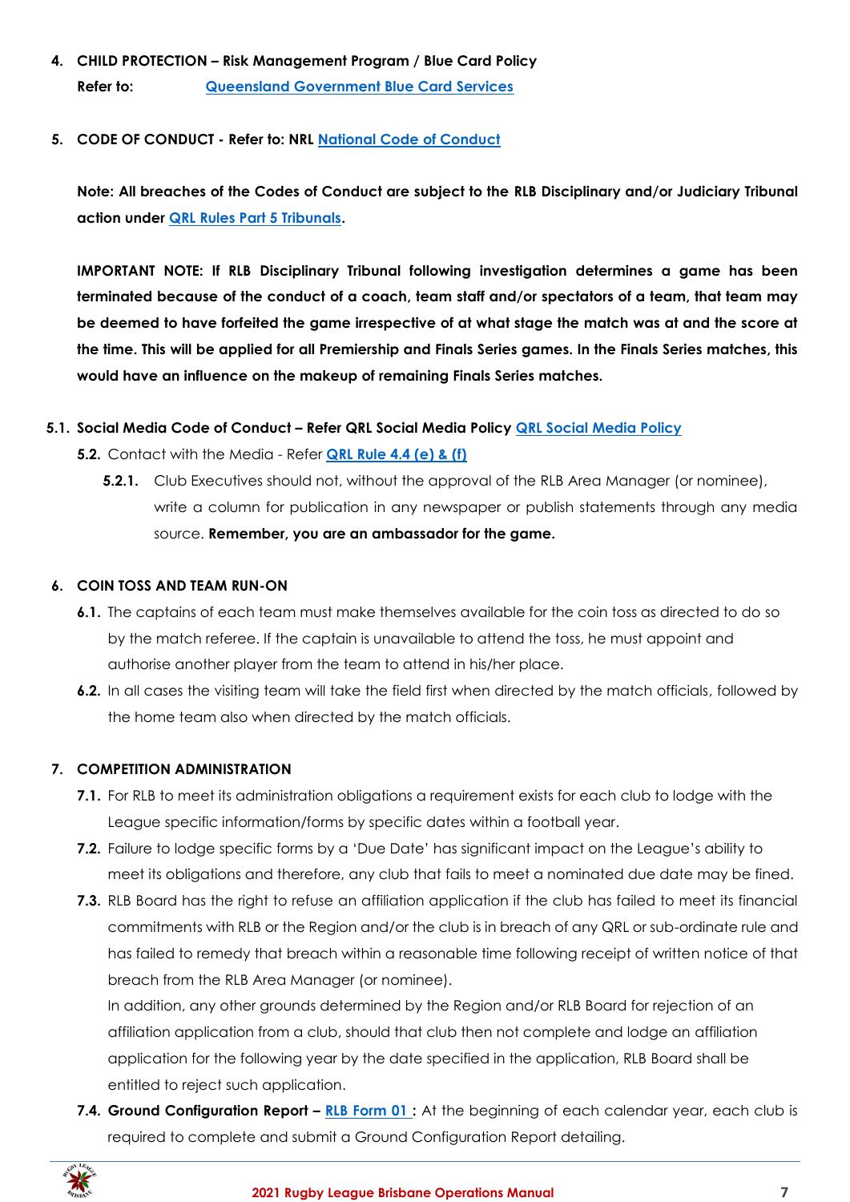4. **CHILD PROTECTION – Risk Management Program / Blue Card Policy**
   **Refer to:** **Queensland Government Blue Card Services**

5. **CODE OF CONDUCT - Refer to: NRL National Code of Conduct**

   **Note: All breaches of the Codes of Conduct are subject to the RLB Disciplinary and/or Judiciary Tribunal action under QRL Rules Part 5 Tribunals.**

   **IMPORTANT NOTE: If RLB Disciplinary Tribunal following investigation determines a game has been terminated because of the conduct of a coach, team staff and/or spectators of a team, that team may be deemed to have forfeited the game irrespective of at what stage the match was at and the score at the time. This will be applied for all Premiership and Finals Series games. In the Finals Series matches, this would have an influence on the makeup of remaining Finals Series matches.**

**5.1. Social Media Code of Conduct – Refer QRL Social Media Policy QRL Social Media Policy**

**5.2.** Contact with the Media - Refer **QRL Rule 4.4 (e) & (f)**

**5.2.1.** Club Executives should not, without the approval of the RLB Area Manager (or nominee), write a column for publication in any newspaper or publish statements through any media source. **Remember, you are an ambassador for the game.**

6. **COIN TOSS AND TEAM RUN-ON**

**6.1.** The captains of each team must make themselves available for the coin toss as directed to do so by the match referee. If the captain is unavailable to attend the toss, he must appoint and authorise another player from the team to attend in his/her place.

**6.2.** In all cases the visiting team will take the field first when directed by the match officials, followed by the home team also when directed by the match officials.

7. **COMPETITION ADMINISTRATION**

**7.1.** For RLB to meet its administration obligations a requirement exists for each club to lodge with the League specific information/forms by specific dates within a football year.

**7.2.** Failure to lodge specific forms by a 'Due Date' has significant impact on the League's ability to meet its obligations and therefore, any club that fails to meet a nominated due date may be fined.

**7.3.** RLB Board has the right to refuse an affiliation application if the club has failed to meet its financial commitments with RLB or the Region and/or the club is in breach of any QRL or sub-ordinate rule and has failed to remedy that breach within a reasonable time following receipt of written notice of that breach from the RLB Area Manager (or nominee).
In addition, any other grounds determined by the Region and/or RLB Board for rejection of an affiliation application from a club, should that club then not complete and lodge an affiliation application for the following year by the date specified in the application, RLB Board shall be entitled to reject such application.

**7.4. Ground Configuration Report – RLB Form 01 :** At the beginning of each calendar year, each club is required to complete and submit a Ground Configuration Report detailing.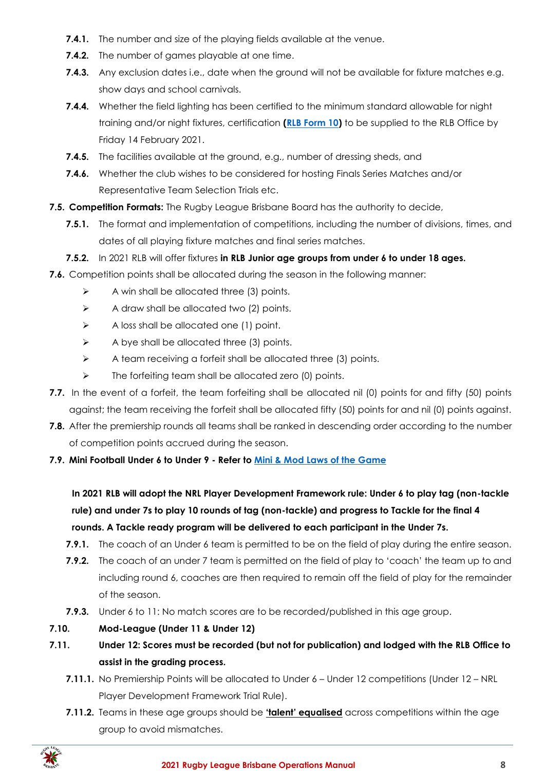- **7.4.1.** The number and size of the playing fields available at the venue.
- **7.4.2.** The number of games playable at one time.
- **7.4.3.** Any exclusion dates i.e., date when the ground will not be available for fixture matches e.g. show days and school carnivals.
- **7.4.4.** Whether the field lighting has been certified to the minimum standard allowable for night training and/or night fixtures, certification **(RLB Form 10)** to be supplied to the RLB Office by Friday 14 February 2021.
- **7.4.5.** The facilities available at the ground, e.g., number of dressing sheds, and
- **7.4.6.** Whether the club wishes to be considered for hosting Finals Series Matches and/or Representative Team Selection Trials etc.

**7.5. Competition Formats:** The Rugby League Brisbane Board has the authority to decide,

- **7.5.1.** The format and implementation of competitions, including the number of divisions, times, and dates of all playing fixture matches and final series matches.
- **7.5.2.** In 2021 RLB will offer fixtures **in RLB Junior age groups from under 6 to under 18 ages.**

**7.6.** Competition points shall be allocated during the season in the following manner:

- A win shall be allocated three (3) points.
- A draw shall be allocated two (2) points.
- A loss shall be allocated one (1) point.
- A bye shall be allocated three (3) points.
- A team receiving a forfeit shall be allocated three (3) points.
- The forfeiting team shall be allocated zero (0) points.

**7.7.** In the event of a forfeit, the team forfeiting shall be allocated nil (0) points for and fifty (50) points against; the team receiving the forfeit shall be allocated fifty (50) points for and nil (0) points against.

**7.8.** After the premiership rounds all teams shall be ranked in descending order according to the number of competition points accrued during the season.

**7.9. Mini Football Under 6 to Under 9 - Refer to Mini & Mod Laws of the Game**

**In 2021 RLB will adopt the NRL Player Development Framework rule: Under 6 to play tag (non-tackle rule) and under 7s to play 10 rounds of tag (non-tackle) and progress to Tackle for the final 4 rounds. A Tackle ready program will be delivered to each participant in the Under 7s.**

- **7.9.1.** The coach of an Under 6 team is permitted to be on the field of play during the entire season.
- **7.9.2.** The coach of an under 7 team is permitted on the field of play to 'coach' the team up to and including round 6, coaches are then required to remain off the field of play for the remainder of the season.
- **7.9.3.** Under 6 to 11: No match scores are to be recorded/published in this age group.

**7.10. Mod-League (Under 11 & Under 12)**

**7.11. Under 12: Scores must be recorded (but not for publication) and lodged with the RLB Office to assist in the grading process.**

- **7.11.1.** No Premiership Points will be allocated to Under 6 – Under 12 competitions (Under 12 – NRL Player Development Framework Trial Rule).
- **7.11.2.** Teams in these age groups should be **'talent' equalised** across competitions within the age group to avoid mismatches.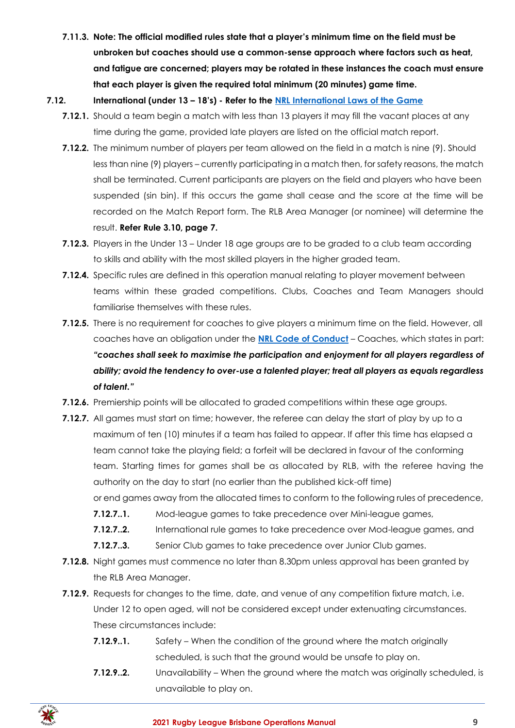**7.11.3. Note: The official modified rules state that a player's minimum time on the field must be unbroken but coaches should use a common-sense approach where factors such as heat, and fatigue are concerned; players may be rotated in these instances the coach must ensure that each player is given the required total minimum (20 minutes) game time.**

**7.12. International (under 13 – 18's) - Refer to the [NRL International Laws of the Game]()**

**7.12.1.** Should a team begin a match with less than 13 players it may fill the vacant places at any time during the game, provided late players are listed on the official match report.

**7.12.2.** The minimum number of players per team allowed on the field in a match is nine (9). Should less than nine (9) players – currently participating in a match then, for safety reasons, the match shall be terminated. Current participants are players on the field and players who have been suspended (sin bin). If this occurs the game shall cease and the score at the time will be recorded on the Match Report form. The RLB Area Manager (or nominee) will determine the result. **Refer Rule 3.10, page 7.**

**7.12.3.** Players in the Under 13 – Under 18 age groups are to be graded to a club team according to skills and ability with the most skilled players in the higher graded team.

**7.12.4.** Specific rules are defined in this operation manual relating to player movement between teams within these graded competitions. Clubs, Coaches and Team Managers should familiarise themselves with these rules.

**7.12.5.** There is no requirement for coaches to give players a minimum time on the field. However, all coaches have an obligation under the **[NRL Code of Conduct]()** – Coaches, which states in part: ***"coaches shall seek to maximise the participation and enjoyment for all players regardless of ability; avoid the tendency to over-use a talented player; treat all players as equals regardless of talent."***

**7.12.6.** Premiership points will be allocated to graded competitions within these age groups.

**7.12.7.** All games must start on time; however, the referee can delay the start of play by up to a maximum of ten (10) minutes if a team has failed to appear. If after this time has elapsed a team cannot take the playing field; a forfeit will be declared in favour of the conforming team. Starting times for games shall be as allocated by RLB, with the referee having the authority on the day to start (no earlier than the published kick-off time) or end games away from the allocated times to conform to the following rules of precedence,

- **7.12.7..1.** Mod-league games to take precedence over Mini-league games,
- **7.12.7..2.** International rule games to take precedence over Mod-league games, and
- **7.12.7..3.** Senior Club games to take precedence over Junior Club games.

**7.12.8.** Night games must commence no later than 8.30pm unless approval has been granted by the RLB Area Manager.

**7.12.9.** Requests for changes to the time, date, and venue of any competition fixture match, i.e. Under 12 to open aged, will not be considered except under extenuating circumstances. These circumstances include:

- **7.12.9..1.** Safety – When the condition of the ground where the match originally scheduled, is such that the ground would be unsafe to play on.
- **7.12.9..2.** Unavailability – When the ground where the match was originally scheduled, is unavailable to play on.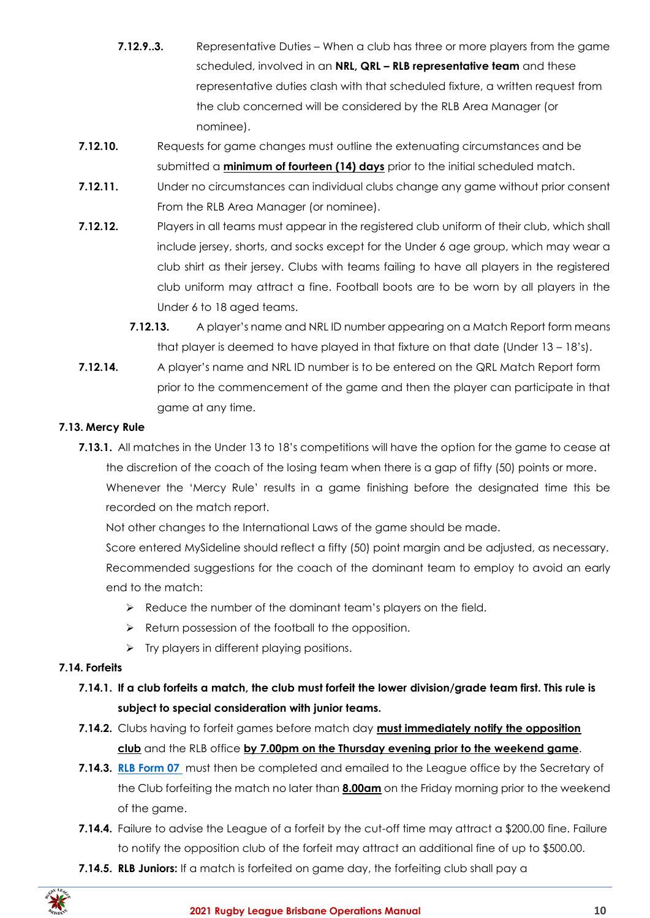**7.12.9..3.** Representative Duties – When a club has three or more players from the game scheduled, involved in an **NRL, QRL – RLB representative team** and these representative duties clash with that scheduled fixture, a written request from the club concerned will be considered by the RLB Area Manager (or nominee).

**7.12.10.** Requests for game changes must outline the extenuating circumstances and be submitted a **minimum of fourteen (14) days** prior to the initial scheduled match.

**7.12.11.** Under no circumstances can individual clubs change any game without prior consent From the RLB Area Manager (or nominee).

**7.12.12.** Players in all teams must appear in the registered club uniform of their club, which shall include jersey, shorts, and socks except for the Under 6 age group, which may wear a club shirt as their jersey. Clubs with teams failing to have all players in the registered club uniform may attract a fine. Football boots are to be worn by all players in the Under 6 to 18 aged teams.

**7.12.13.** A player's name and NRL ID number appearing on a Match Report form means that player is deemed to have played in that fixture on that date (Under 13 – 18's).

**7.12.14.** A player's name and NRL ID number is to be entered on the QRL Match Report form prior to the commencement of the game and then the player can participate in that game at any time.

### 7.13. Mercy Rule

**7.13.1.** All matches in the Under 13 to 18's competitions will have the option for the game to cease at the discretion of the coach of the losing team when there is a gap of fifty (50) points or more.

Whenever the 'Mercy Rule' results in a game finishing before the designated time this be recorded on the match report.

Not other changes to the International Laws of the game should be made.

Score entered MySideline should reflect a fifty (50) point margin and be adjusted, as necessary.

Recommended suggestions for the coach of the dominant team to employ to avoid an early end to the match:

- Reduce the number of the dominant team's players on the field.
- Return possession of the football to the opposition.
- Try players in different playing positions.

### 7.14. Forfeits

**7.14.1. If a club forfeits a match, the club must forfeit the lower division/grade team first. This rule is subject to special consideration with junior teams.**

**7.14.2.** Clubs having to forfeit games before match day **must immediately notify the opposition club** and the RLB office **by 7.00pm on the Thursday evening prior to the weekend game**.

**7.14.3.** **RLB Form 07** must then be completed and emailed to the League office by the Secretary of the Club forfeiting the match no later than **8.00am** on the Friday morning prior to the weekend of the game.

**7.14.4.** Failure to advise the League of a forfeit by the cut-off time may attract a $200.00 fine. Failure to notify the opposition club of the forfeit may attract an additional fine of up to $500.00.

**7.14.5.** **RLB Juniors:** If a match is forfeited on game day, the forfeiting club shall pay a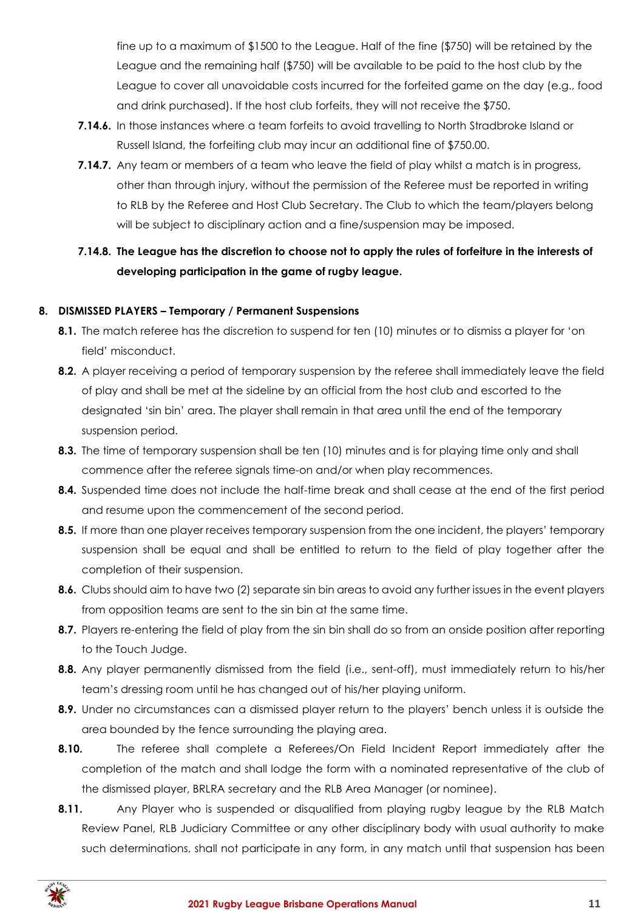fine up to a maximum of $1500 to the League. Half of the fine ($750) will be retained by the League and the remaining half ($750) will be available to be paid to the host club by the League to cover all unavoidable costs incurred for the forfeited game on the day (e.g., food and drink purchased). If the host club forfeits, they will not receive the $750.

- **7.14.6.** In those instances where a team forfeits to avoid travelling to North Stradbroke Island or Russell Island, the forfeiting club may incur an additional fine of $750.00.
- **7.14.7.** Any team or members of a team who leave the field of play whilst a match is in progress, other than through injury, without the permission of the Referee must be reported in writing to RLB by the Referee and Host Club Secretary. The Club to which the team/players belong will be subject to disciplinary action and a fine/suspension may be imposed.
- **7.14.8. The League has the discretion to choose not to apply the rules of forfeiture in the interests of developing participation in the game of rugby league.**

**8. DISMISSED PLAYERS – Temporary / Permanent Suspensions**

- **8.1.** The match referee has the discretion to suspend for ten (10) minutes or to dismiss a player for 'on field' misconduct.
- **8.2.** A player receiving a period of temporary suspension by the referee shall immediately leave the field of play and shall be met at the sideline by an official from the host club and escorted to the designated 'sin bin' area. The player shall remain in that area until the end of the temporary suspension period.
- **8.3.** The time of temporary suspension shall be ten (10) minutes and is for playing time only and shall commence after the referee signals time-on and/or when play recommences.
- **8.4.** Suspended time does not include the half-time break and shall cease at the end of the first period and resume upon the commencement of the second period.
- **8.5.** If more than one player receives temporary suspension from the one incident, the players' temporary suspension shall be equal and shall be entitled to return to the field of play together after the completion of their suspension.
- **8.6.** Clubs should aim to have two (2) separate sin bin areas to avoid any further issues in the event players from opposition teams are sent to the sin bin at the same time.
- **8.7.** Players re-entering the field of play from the sin bin shall do so from an onside position after reporting to the Touch Judge.
- **8.8.** Any player permanently dismissed from the field (i.e., sent-off), must immediately return to his/her team's dressing room until he has changed out of his/her playing uniform.
- **8.9.** Under no circumstances can a dismissed player return to the players' bench unless it is outside the area bounded by the fence surrounding the playing area.
- **8.10.** The referee shall complete a Referees/On Field Incident Report immediately after the completion of the match and shall lodge the form with a nominated representative of the club of the dismissed player, BRLRA secretary and the RLB Area Manager (or nominee).
- **8.11.** Any Player who is suspended or disqualified from playing rugby league by the RLB Match Review Panel, RLB Judiciary Committee or any other disciplinary body with usual authority to make such determinations, shall not participate in any form, in any match until that suspension has been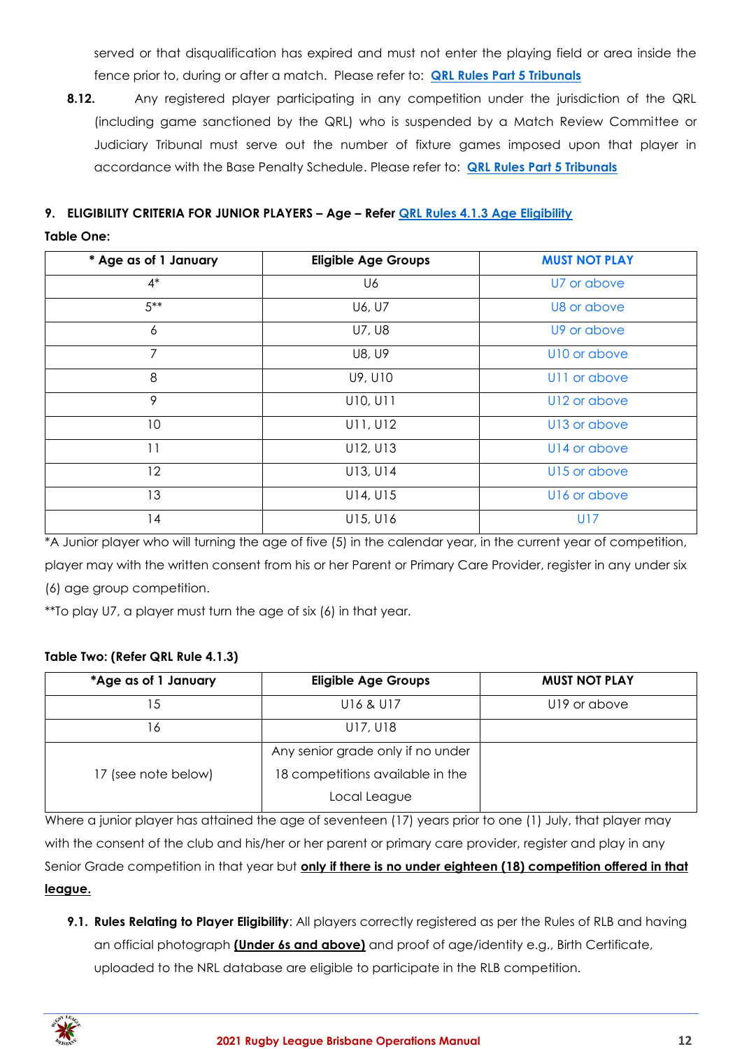served or that disqualification has expired and must not enter the playing field or area inside the fence prior to, during or after a match. Please refer to: **QRL Rules Part 5 Tribunals**

**8.12.** Any registered player participating in any competition under the jurisdiction of the QRL (including game sanctioned by the QRL) who is suspended by a Match Review Committee or Judiciary Tribunal must serve out the number of fixture games imposed upon that player in accordance with the Base Penalty Schedule. Please refer to: **QRL Rules Part 5 Tribunals**

### 9. ELIGIBILITY CRITERIA FOR JUNIOR PLAYERS – Age – Refer QRL Rules 4.1.3 Age Eligibility

**Table One:**

| * Age as of 1 January | Eligible Age Groups | MUST NOT PLAY |
|---|---|---|
| 4* | U6 | U7 or above |
| 5** | U6, U7 | U8 or above |
| 6 | U7, U8 | U9 or above |
| 7 | U8, U9 | U10 or above |
| 8 | U9, U10 | U11 or above |
| 9 | U10, U11 | U12 or above |
| 10 | U11, U12 | U13 or above |
| 11 | U12, U13 | U14 or above |
| 12 | U13, U14 | U15 or above |
| 13 | U14, U15 | U16 or above |
| 14 | U15, U16 | U17 |

*A Junior player who will turning the age of five (5) in the calendar year, in the current year of competition, player may with the written consent from his or her Parent or Primary Care Provider, register in any under six (6) age group competition.

**To play U7, a player must turn the age of six (6) in that year.

**Table Two: (Refer QRL Rule 4.1.3)**

| *Age as of 1 January | Eligible Age Groups | MUST NOT PLAY |
|---|---|---|
| 15 | U16 & U17 | U19 or above |
| 16 | U17, U18 | |
| 17 (see note below) | Any senior grade only if no under 18 competitions available in the Local League | |

Where a junior player has attained the age of seventeen (17) years prior to one (1) July, that player may with the consent of the club and his/her or her parent or primary care provider, register and play in any Senior Grade competition in that year but **only if there is no under eighteen (18) competition offered in that league.**

**9.1. Rules Relating to Player Eligibility**: All players correctly registered as per the Rules of RLB and having an official photograph **(Under 6s and above)** and proof of age/identity e.g., Birth Certificate, uploaded to the NRL database are eligible to participate in the RLB competition.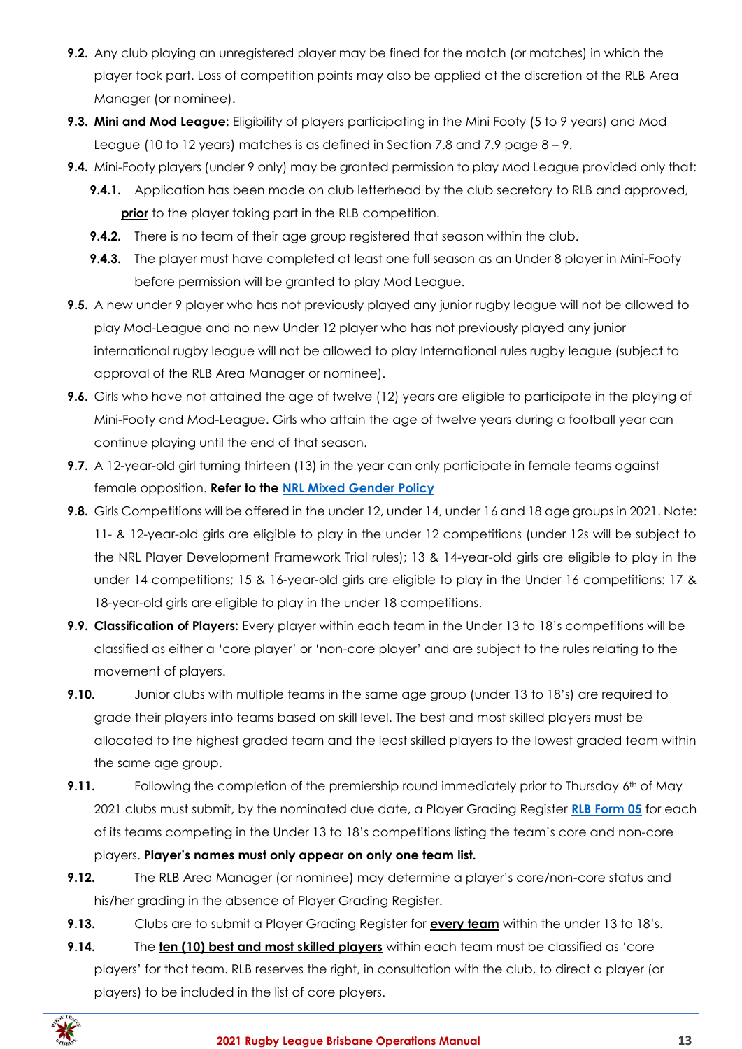**9.2.** Any club playing an unregistered player may be fined for the match (or matches) in which the player took part. Loss of competition points may also be applied at the discretion of the RLB Area Manager (or nominee).

**9.3. Mini and Mod League:** Eligibility of players participating in the Mini Footy (5 to 9 years) and Mod League (10 to 12 years) matches is as defined in Section 7.8 and 7.9 page 8 – 9.

**9.4.** Mini-Footy players (under 9 only) may be granted permission to play Mod League provided only that:

- **9.4.1.** Application has been made on club letterhead by the club secretary to RLB and approved, **prior** to the player taking part in the RLB competition.
- **9.4.2.** There is no team of their age group registered that season within the club.
- **9.4.3.** The player must have completed at least one full season as an Under 8 player in Mini-Footy before permission will be granted to play Mod League.

**9.5.** A new under 9 player who has not previously played any junior rugby league will not be allowed to play Mod-League and no new Under 12 player who has not previously played any junior international rugby league will not be allowed to play International rules rugby league (subject to approval of the RLB Area Manager or nominee).

**9.6.** Girls who have not attained the age of twelve (12) years are eligible to participate in the playing of Mini-Footy and Mod-League. Girls who attain the age of twelve years during a football year can continue playing until the end of that season.

**9.7.** A 12-year-old girl turning thirteen (13) in the year can only participate in female teams against female opposition. **Refer to the NRL Mixed Gender Policy**

**9.8.** Girls Competitions will be offered in the under 12, under 14, under 16 and 18 age groups in 2021. Note: 11- & 12-year-old girls are eligible to play in the under 12 competitions (under 12s will be subject to the NRL Player Development Framework Trial rules); 13 & 14-year-old girls are eligible to play in the under 14 competitions; 15 & 16-year-old girls are eligible to play in the Under 16 competitions: 17 & 18-year-old girls are eligible to play in the under 18 competitions.

**9.9. Classification of Players:** Every player within each team in the Under 13 to 18's competitions will be classified as either a 'core player' or 'non-core player' and are subject to the rules relating to the movement of players.

**9.10.** Junior clubs with multiple teams in the same age group (under 13 to 18's) are required to grade their players into teams based on skill level. The best and most skilled players must be allocated to the highest graded team and the least skilled players to the lowest graded team within the same age group.

**9.11.** Following the completion of the premiership round immediately prior to Thursday 6th of May 2021 clubs must submit, by the nominated due date, a Player Grading Register **RLB Form 05** for each of its teams competing in the Under 13 to 18's competitions listing the team's core and non-core players. **Player's names must only appear on only one team list.**

**9.12.** The RLB Area Manager (or nominee) may determine a player's core/non-core status and his/her grading in the absence of Player Grading Register.

**9.13.** Clubs are to submit a Player Grading Register for **every team** within the under 13 to 18's.

**9.14.** The **ten (10) best and most skilled players** within each team must be classified as 'core players' for that team. RLB reserves the right, in consultation with the club, to direct a player (or players) to be included in the list of core players.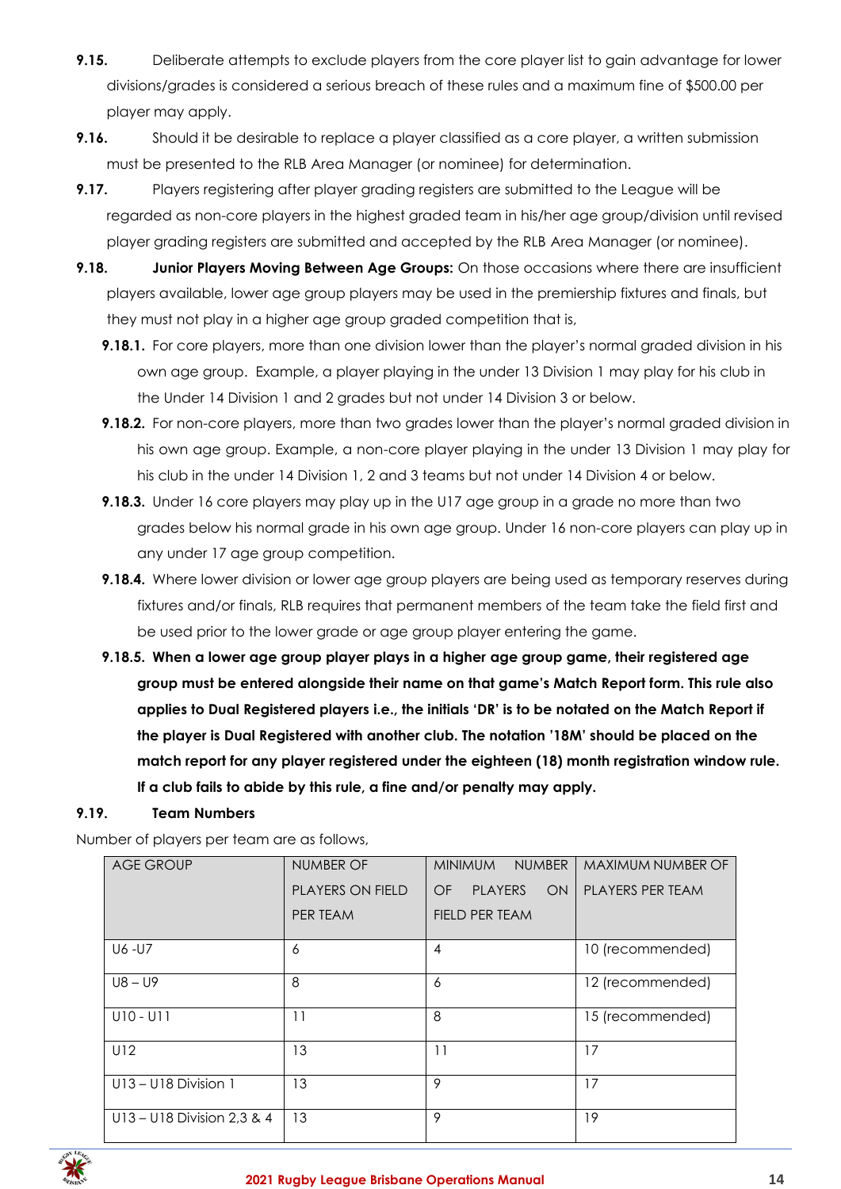**9.15.** Deliberate attempts to exclude players from the core player list to gain advantage for lower divisions/grades is considered a serious breach of these rules and a maximum fine of $500.00 per player may apply.

**9.16.** Should it be desirable to replace a player classified as a core player, a written submission must be presented to the RLB Area Manager (or nominee) for determination.

**9.17.** Players registering after player grading registers are submitted to the League will be regarded as non-core players in the highest graded team in his/her age group/division until revised player grading registers are submitted and accepted by the RLB Area Manager (or nominee).

**9.18.** **Junior Players Moving Between Age Groups:** On those occasions where there are insufficient players available, lower age group players may be used in the premiership fixtures and finals, but they must not play in a higher age group graded competition that is,

- **9.18.1.** For core players, more than one division lower than the player's normal graded division in his own age group. Example, a player playing in the under 13 Division 1 may play for his club in the Under 14 Division 1 and 2 grades but not under 14 Division 3 or below.
- **9.18.2.** For non-core players, more than two grades lower than the player's normal graded division in his own age group. Example, a non-core player playing in the under 13 Division 1 may play for his club in the under 14 Division 1, 2 and 3 teams but not under 14 Division 4 or below.
- **9.18.3.** Under 16 core players may play up in the U17 age group in a grade no more than two grades below his normal grade in his own age group. Under 16 non-core players can play up in any under 17 age group competition.
- **9.18.4.** Where lower division or lower age group players are being used as temporary reserves during fixtures and/or finals, RLB requires that permanent members of the team take the field first and be used prior to the lower grade or age group player entering the game.
- **9.18.5. When a lower age group player plays in a higher age group game, their registered age group must be entered alongside their name on that game's Match Report form. This rule also applies to Dual Registered players i.e., the initials 'DR' is to be notated on the Match Report if the player is Dual Registered with another club. The notation '18M' should be placed on the match report for any player registered under the eighteen (18) month registration window rule. If a club fails to abide by this rule, a fine and/or penalty may apply.**

**9.19. Team Numbers**

Number of players per team are as follows,

| AGE GROUP | NUMBER OF PLAYERS ON FIELD PER TEAM | MINIMUM NUMBER OF PLAYERS ON FIELD PER TEAM | MAXIMUM NUMBER OF PLAYERS PER TEAM |
|---|---|---|---|
| U6 -U7 | 6 | 4 | 10 (recommended) |
| U8 – U9 | 8 | 6 | 12 (recommended) |
| U10 - U11 | 11 | 8 | 15 (recommended) |
| U12 | 13 | 11 | 17 |
| U13 – U18 Division 1 | 13 | 9 | 17 |
| U13 – U18 Division 2,3 & 4 | 13 | 9 | 19 |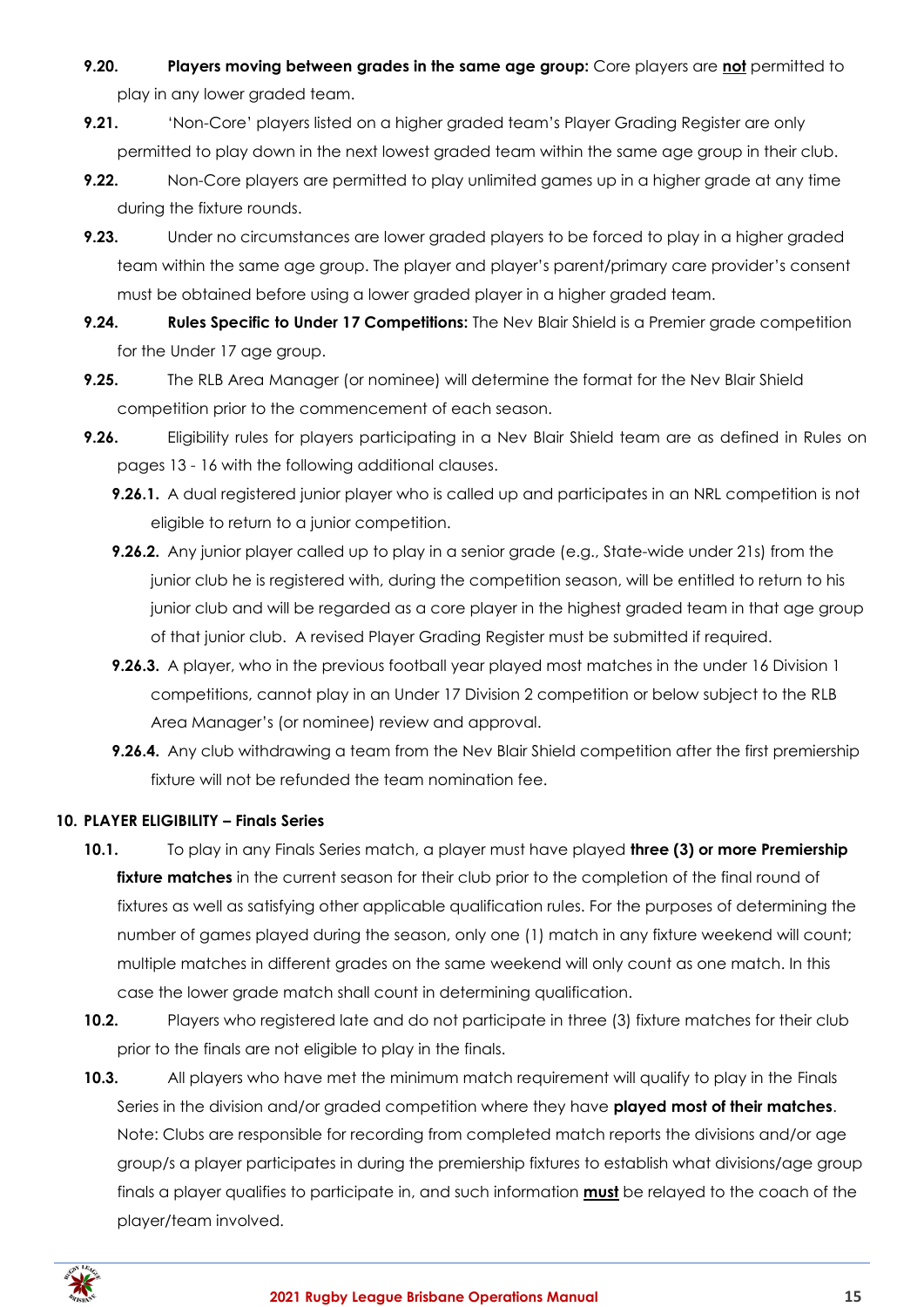**9.20.** **Players moving between grades in the same age group:** Core players are **not** permitted to play in any lower graded team.

**9.21.** 'Non-Core' players listed on a higher graded team's Player Grading Register are only permitted to play down in the next lowest graded team within the same age group in their club.

**9.22.** Non-Core players are permitted to play unlimited games up in a higher grade at any time during the fixture rounds.

**9.23.** Under no circumstances are lower graded players to be forced to play in a higher graded team within the same age group. The player and player's parent/primary care provider's consent must be obtained before using a lower graded player in a higher graded team.

**9.24.** **Rules Specific to Under 17 Competitions:** The Nev Blair Shield is a Premier grade competition for the Under 17 age group.

**9.25.** The RLB Area Manager (or nominee) will determine the format for the Nev Blair Shield competition prior to the commencement of each season.

**9.26.** Eligibility rules for players participating in a Nev Blair Shield team are as defined in Rules on pages 13 - 16 with the following additional clauses.

- **9.26.1.** A dual registered junior player who is called up and participates in an NRL competition is not eligible to return to a junior competition.
- **9.26.2.** Any junior player called up to play in a senior grade (e.g., State-wide under 21s) from the junior club he is registered with, during the competition season, will be entitled to return to his junior club and will be regarded as a core player in the highest graded team in that age group of that junior club. A revised Player Grading Register must be submitted if required.
- **9.26.3.** A player, who in the previous football year played most matches in the under 16 Division 1 competitions, cannot play in an Under 17 Division 2 competition or below subject to the RLB Area Manager's (or nominee) review and approval.
- **9.26.4.** Any club withdrawing a team from the Nev Blair Shield competition after the first premiership fixture will not be refunded the team nomination fee.

## 10. PLAYER ELIGIBILITY – Finals Series

**10.1.** To play in any Finals Series match, a player must have played **three (3) or more Premiership fixture matches** in the current season for their club prior to the completion of the final round of fixtures as well as satisfying other applicable qualification rules. For the purposes of determining the number of games played during the season, only one (1) match in any fixture weekend will count; multiple matches in different grades on the same weekend will only count as one match. In this case the lower grade match shall count in determining qualification.

**10.2.** Players who registered late and do not participate in three (3) fixture matches for their club prior to the finals are not eligible to play in the finals.

**10.3.** All players who have met the minimum match requirement will qualify to play in the Finals Series in the division and/or graded competition where they have **played most of their matches**. Note: Clubs are responsible for recording from completed match reports the divisions and/or age group/s a player participates in during the premiership fixtures to establish what divisions/age group finals a player qualifies to participate in, and such information **must** be relayed to the coach of the player/team involved.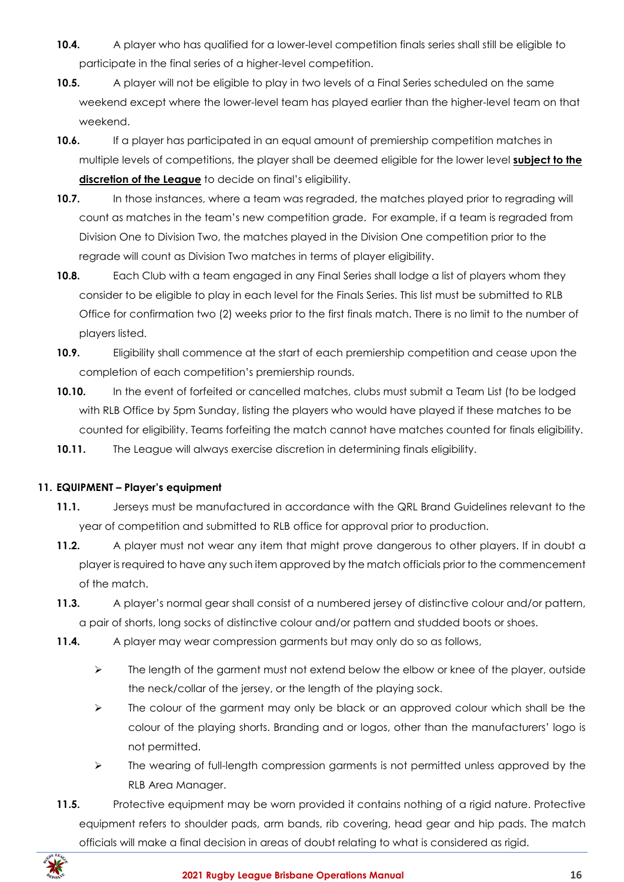**10.4.** A player who has qualified for a lower-level competition finals series shall still be eligible to participate in the final series of a higher-level competition.

**10.5.** A player will not be eligible to play in two levels of a Final Series scheduled on the same weekend except where the lower-level team has played earlier than the higher-level team on that weekend.

**10.6.** If a player has participated in an equal amount of premiership competition matches in multiple levels of competitions, the player shall be deemed eligible for the lower level **subject to the discretion of the League** to decide on final's eligibility.

**10.7.** In those instances, where a team was regraded, the matches played prior to regrading will count as matches in the team's new competition grade. For example, if a team is regraded from Division One to Division Two, the matches played in the Division One competition prior to the regrade will count as Division Two matches in terms of player eligibility.

**10.8.** Each Club with a team engaged in any Final Series shall lodge a list of players whom they consider to be eligible to play in each level for the Finals Series. This list must be submitted to RLB Office for confirmation two (2) weeks prior to the first finals match. There is no limit to the number of players listed.

**10.9.** Eligibility shall commence at the start of each premiership competition and cease upon the completion of each competition's premiership rounds.

**10.10.** In the event of forfeited or cancelled matches, clubs must submit a Team List (to be lodged with RLB Office by 5pm Sunday, listing the players who would have played if these matches to be counted for eligibility. Teams forfeiting the match cannot have matches counted for finals eligibility.

**10.11.** The League will always exercise discretion in determining finals eligibility.

## 11. EQUIPMENT – Player's equipment

**11.1.** Jerseys must be manufactured in accordance with the QRL Brand Guidelines relevant to the year of competition and submitted to RLB office for approval prior to production.

**11.2.** A player must not wear any item that might prove dangerous to other players. If in doubt a player is required to have any such item approved by the match officials prior to the commencement of the match.

**11.3.** A player's normal gear shall consist of a numbered jersey of distinctive colour and/or pattern, a pair of shorts, long socks of distinctive colour and/or pattern and studded boots or shoes.

**11.4.** A player may wear compression garments but may only do so as follows,

- The length of the garment must not extend below the elbow or knee of the player, outside the neck/collar of the jersey, or the length of the playing sock.
- The colour of the garment may only be black or an approved colour which shall be the colour of the playing shorts. Branding and or logos, other than the manufacturers' logo is not permitted.
- The wearing of full-length compression garments is not permitted unless approved by the RLB Area Manager.

**11.5.** Protective equipment may be worn provided it contains nothing of a rigid nature. Protective equipment refers to shoulder pads, arm bands, rib covering, head gear and hip pads. The match officials will make a final decision in areas of doubt relating to what is considered as rigid.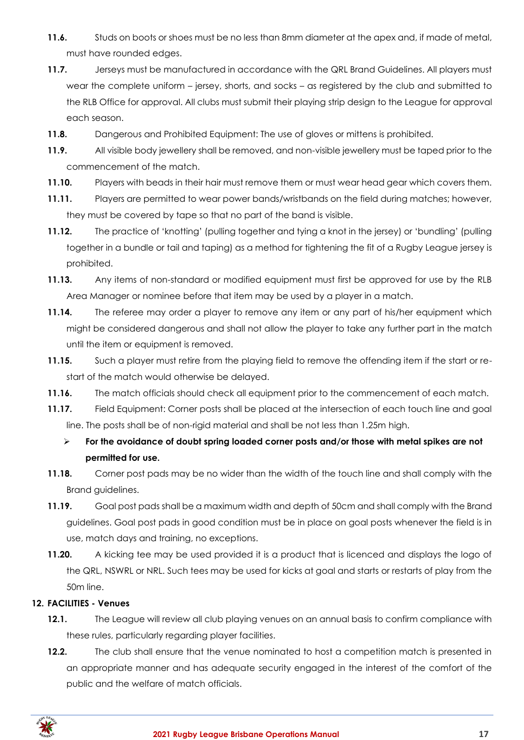**11.6.** Studs on boots or shoes must be no less than 8mm diameter at the apex and, if made of metal, must have rounded edges.

**11.7.** Jerseys must be manufactured in accordance with the QRL Brand Guidelines. All players must wear the complete uniform – jersey, shorts, and socks – as registered by the club and submitted to the RLB Office for approval. All clubs must submit their playing strip design to the League for approval each season.

**11.8.** Dangerous and Prohibited Equipment: The use of gloves or mittens is prohibited.

**11.9.** All visible body jewellery shall be removed, and non-visible jewellery must be taped prior to the commencement of the match.

**11.10.** Players with beads in their hair must remove them or must wear head gear which covers them.

**11.11.** Players are permitted to wear power bands/wristbands on the field during matches; however, they must be covered by tape so that no part of the band is visible.

**11.12.** The practice of 'knotting' (pulling together and tying a knot in the jersey) or 'bundling' (pulling together in a bundle or tail and taping) as a method for tightening the fit of a Rugby League jersey is prohibited.

**11.13.** Any items of non-standard or modified equipment must first be approved for use by the RLB Area Manager or nominee before that item may be used by a player in a match.

**11.14.** The referee may order a player to remove any item or any part of his/her equipment which might be considered dangerous and shall not allow the player to take any further part in the match until the item or equipment is removed.

**11.15.** Such a player must retire from the playing field to remove the offending item if the start or re-start of the match would otherwise be delayed.

**11.16.** The match officials should check all equipment prior to the commencement of each match.

**11.17.** Field Equipment: Corner posts shall be placed at the intersection of each touch line and goal line. The posts shall be of non-rigid material and shall be not less than 1.25m high.

- **For the avoidance of doubt spring loaded corner posts and/or those with metal spikes are not permitted for use.**

**11.18.** Corner post pads may be no wider than the width of the touch line and shall comply with the Brand guidelines.

**11.19.** Goal post pads shall be a maximum width and depth of 50cm and shall comply with the Brand guidelines. Goal post pads in good condition must be in place on goal posts whenever the field is in use, match days and training, no exceptions.

**11.20.** A kicking tee may be used provided it is a product that is licenced and displays the logo of the QRL, NSWRL or NRL. Such tees may be used for kicks at goal and starts or restarts of play from the 50m line.

## 12. FACILITIES - Venues

**12.1.** The League will review all club playing venues on an annual basis to confirm compliance with these rules, particularly regarding player facilities.

**12.2.** The club shall ensure that the venue nominated to host a competition match is presented in an appropriate manner and has adequate security engaged in the interest of the comfort of the public and the welfare of match officials.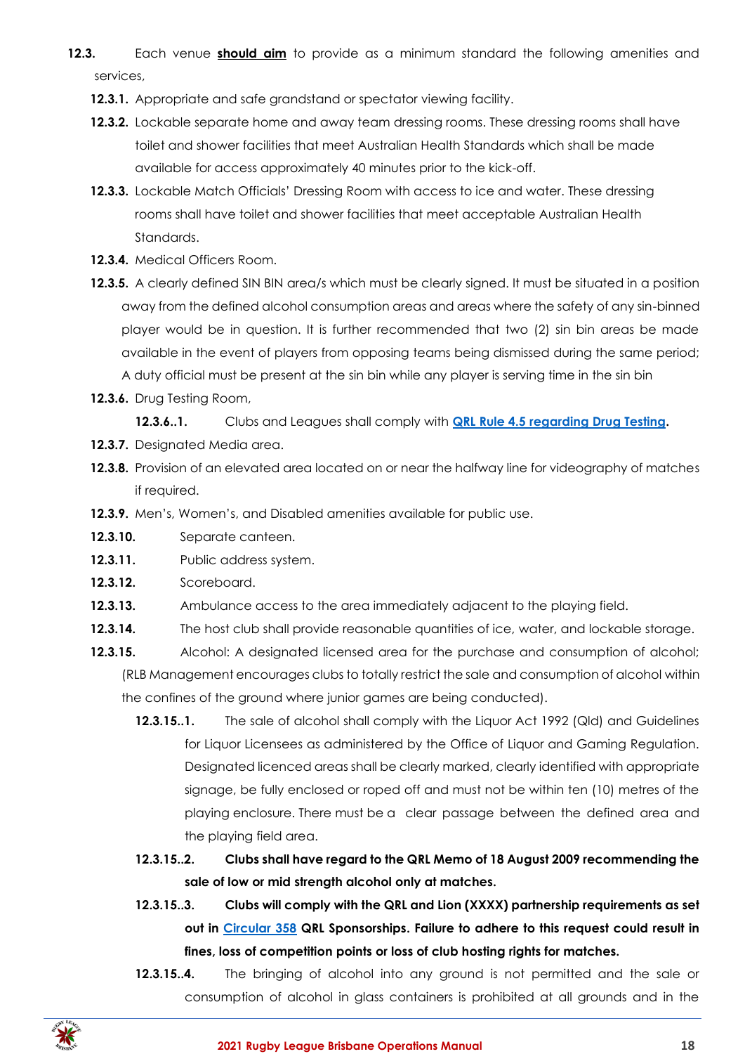**12.3.** Each venue ***should aim*** to provide as a minimum standard the following amenities and services,

- **12.3.1.** Appropriate and safe grandstand or spectator viewing facility.
- **12.3.2.** Lockable separate home and away team dressing rooms. These dressing rooms shall have toilet and shower facilities that meet Australian Health Standards which shall be made available for access approximately 40 minutes prior to the kick-off.
- **12.3.3.** Lockable Match Officials' Dressing Room with access to ice and water. These dressing rooms shall have toilet and shower facilities that meet acceptable Australian Health Standards.
- **12.3.4.** Medical Officers Room.
- **12.3.5.** A clearly defined SIN BIN area/s which must be clearly signed. It must be situated in a position away from the defined alcohol consumption areas and areas where the safety of any sin-binned player would be in question. It is further recommended that two (2) sin bin areas be made available in the event of players from opposing teams being dismissed during the same period; A duty official must be present at the sin bin while any player is serving time in the sin bin
- **12.3.6.** Drug Testing Room,
  - **12.3.6..1.** Clubs and Leagues shall comply with **QRL Rule 4.5 regarding Drug Testing**.
- **12.3.7.** Designated Media area.
- **12.3.8.** Provision of an elevated area located on or near the halfway line for videography of matches if required.
- **12.3.9.** Men's, Women's, and Disabled amenities available for public use.
- **12.3.10.** Separate canteen.
- **12.3.11.** Public address system.
- **12.3.12.** Scoreboard.
- **12.3.13.** Ambulance access to the area immediately adjacent to the playing field.
- **12.3.14.** The host club shall provide reasonable quantities of ice, water, and lockable storage.
- **12.3.15.** Alcohol: A designated licensed area for the purchase and consumption of alcohol; (RLB Management encourages clubs to totally restrict the sale and consumption of alcohol within the confines of the ground where junior games are being conducted).
  - **12.3.15..1.** The sale of alcohol shall comply with the Liquor Act 1992 (Qld) and Guidelines for Liquor Licensees as administered by the Office of Liquor and Gaming Regulation. Designated licenced areas shall be clearly marked, clearly identified with appropriate signage, be fully enclosed or roped off and must not be within ten (10) metres of the playing enclosure. There must be a clear passage between the defined area and the playing field area.
  - **12.3.15..2. Clubs shall have regard to the QRL Memo of 18 August 2009 recommending the sale of low or mid strength alcohol only at matches.**
  - **12.3.15..3. Clubs will comply with the QRL and Lion (XXXX) partnership requirements as set out in Circular 358 QRL Sponsorships. Failure to adhere to this request could result in fines, loss of competition points or loss of club hosting rights for matches.**
  - **12.3.15..4.** The bringing of alcohol into any ground is not permitted and the sale or consumption of alcohol in glass containers is prohibited at all grounds and in the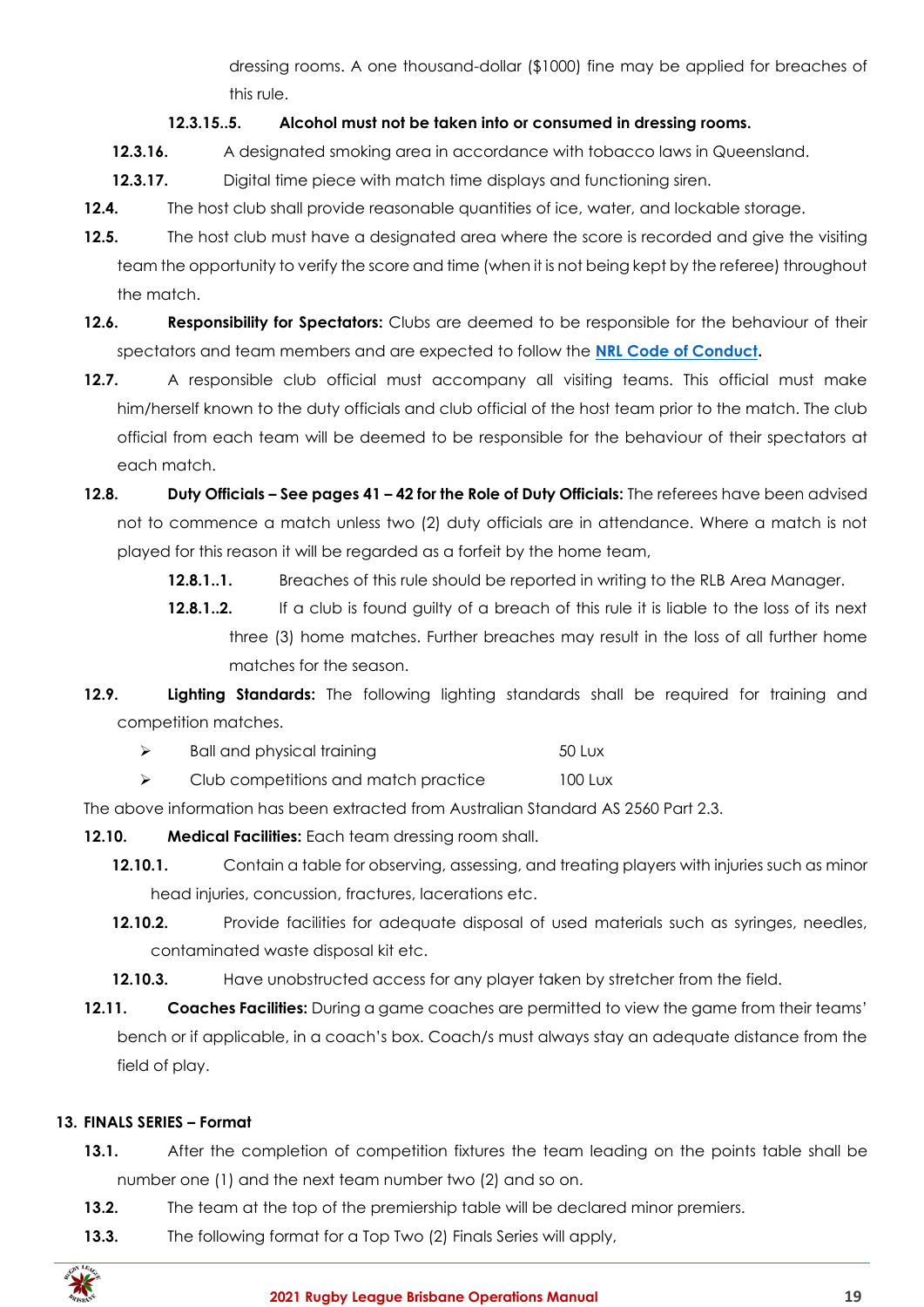dressing rooms. A one thousand-dollar ($1000) fine may be applied for breaches of this rule.

**12.3.15..5. Alcohol must not be taken into or consumed in dressing rooms.**

**12.3.16.** A designated smoking area in accordance with tobacco laws in Queensland.

**12.3.17.** Digital time piece with match time displays and functioning siren.

**12.4.** The host club shall provide reasonable quantities of ice, water, and lockable storage.

**12.5.** The host club must have a designated area where the score is recorded and give the visiting team the opportunity to verify the score and time (when it is not being kept by the referee) throughout the match.

**12.6. Responsibility for Spectators:** Clubs are deemed to be responsible for the behaviour of their spectators and team members and are expected to follow the **NRL Code of Conduct.**

**12.7.** A responsible club official must accompany all visiting teams. This official must make him/herself known to the duty officials and club official of the host team prior to the match. The club official from each team will be deemed to be responsible for the behaviour of their spectators at each match.

**12.8. Duty Officials – See pages 41 – 42 for the Role of Duty Officials:** The referees have been advised not to commence a match unless two (2) duty officials are in attendance. Where a match is not played for this reason it will be regarded as a forfeit by the home team,

**12.8.1..1.** Breaches of this rule should be reported in writing to the RLB Area Manager.

**12.8.1..2.** If a club is found guilty of a breach of this rule it is liable to the loss of its next three (3) home matches. Further breaches may result in the loss of all further home matches for the season.

**12.9. Lighting Standards:** The following lighting standards shall be required for training and competition matches.

- Ball and physical training — 50 Lux
- Club competitions and match practice — 100 Lux

The above information has been extracted from Australian Standard AS 2560 Part 2.3.

**12.10. Medical Facilities:** Each team dressing room shall.

**12.10.1.** Contain a table for observing, assessing, and treating players with injuries such as minor head injuries, concussion, fractures, lacerations etc.

**12.10.2.** Provide facilities for adequate disposal of used materials such as syringes, needles, contaminated waste disposal kit etc.

**12.10.3.** Have unobstructed access for any player taken by stretcher from the field.

**12.11. Coaches Facilities:** During a game coaches are permitted to view the game from their teams' bench or if applicable, in a coach's box. Coach/s must always stay an adequate distance from the field of play.

## 13. FINALS SERIES – Format

**13.1.** After the completion of competition fixtures the team leading on the points table shall be number one (1) and the next team number two (2) and so on.

**13.2.** The team at the top of the premiership table will be declared minor premiers.

**13.3.** The following format for a Top Two (2) Finals Series will apply,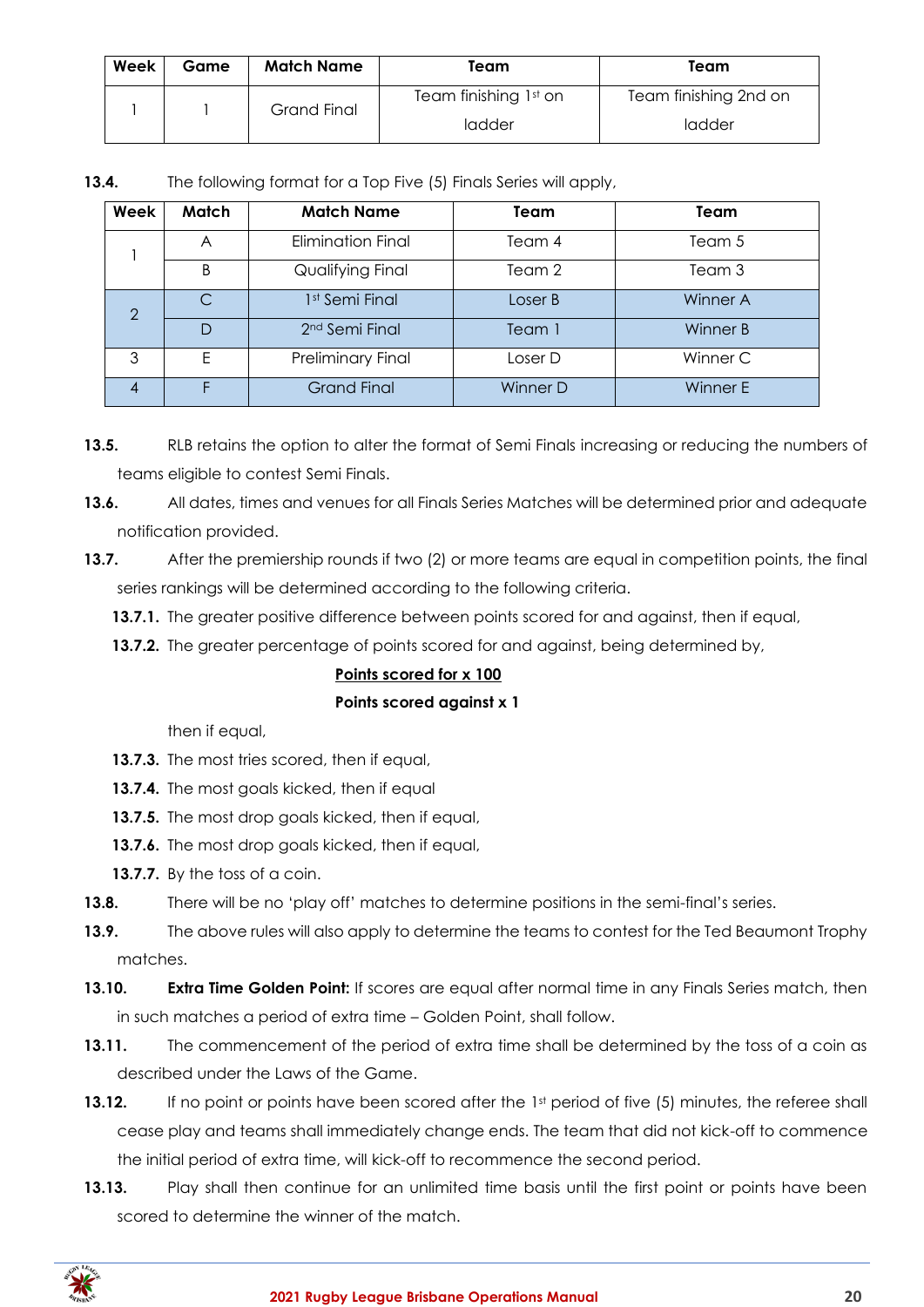| Week | Game | Match Name | Team | Team |
|---|---|---|---|---|
| 1 | 1 | Grand Final | Team finishing 1st on ladder | Team finishing 2nd on ladder |

**13.4.** The following format for a Top Five (5) Finals Series will apply,

| Week | Match | Match Name | Team | Team |
|---|---|---|---|---|
| 1 | A | Elimination Final | Team 4 | Team 5 |
| | B | Qualifying Final | Team 2 | Team 3 |
| 2 | C | 1st Semi Final | Loser B | Winner A |
| | D | 2nd Semi Final | Team 1 | Winner B |
| 3 | E | Preliminary Final | Loser D | Winner C |
| 4 | F | Grand Final | Winner D | Winner E |

**13.5.** RLB retains the option to alter the format of Semi Finals increasing or reducing the numbers of teams eligible to contest Semi Finals.

**13.6.** All dates, times and venues for all Finals Series Matches will be determined prior and adequate notification provided.

**13.7.** After the premiership rounds if two (2) or more teams are equal in competition points, the final series rankings will be determined according to the following criteria.

**13.7.1.** The greater positive difference between points scored for and against, then if equal,

**13.7.2.** The greater percentage of points scored for and against, being determined by,

**Points scored for x 100**
**Points scored against x 1**

then if equal,

**13.7.3.** The most tries scored, then if equal,

**13.7.4.** The most goals kicked, then if equal

**13.7.5.** The most drop goals kicked, then if equal,

**13.7.6.** The most drop goals kicked, then if equal,

**13.7.7.** By the toss of a coin.

**13.8.** There will be no 'play off' matches to determine positions in the semi-final's series.

**13.9.** The above rules will also apply to determine the teams to contest for the Ted Beaumont Trophy matches.

**13.10.** **Extra Time Golden Point:** If scores are equal after normal time in any Finals Series match, then in such matches a period of extra time – Golden Point, shall follow.

**13.11.** The commencement of the period of extra time shall be determined by the toss of a coin as described under the Laws of the Game.

**13.12.** If no point or points have been scored after the 1st period of five (5) minutes, the referee shall cease play and teams shall immediately change ends. The team that did not kick-off to commence the initial period of extra time, will kick-off to recommence the second period.

**13.13.** Play shall then continue for an unlimited time basis until the first point or points have been scored to determine the winner of the match.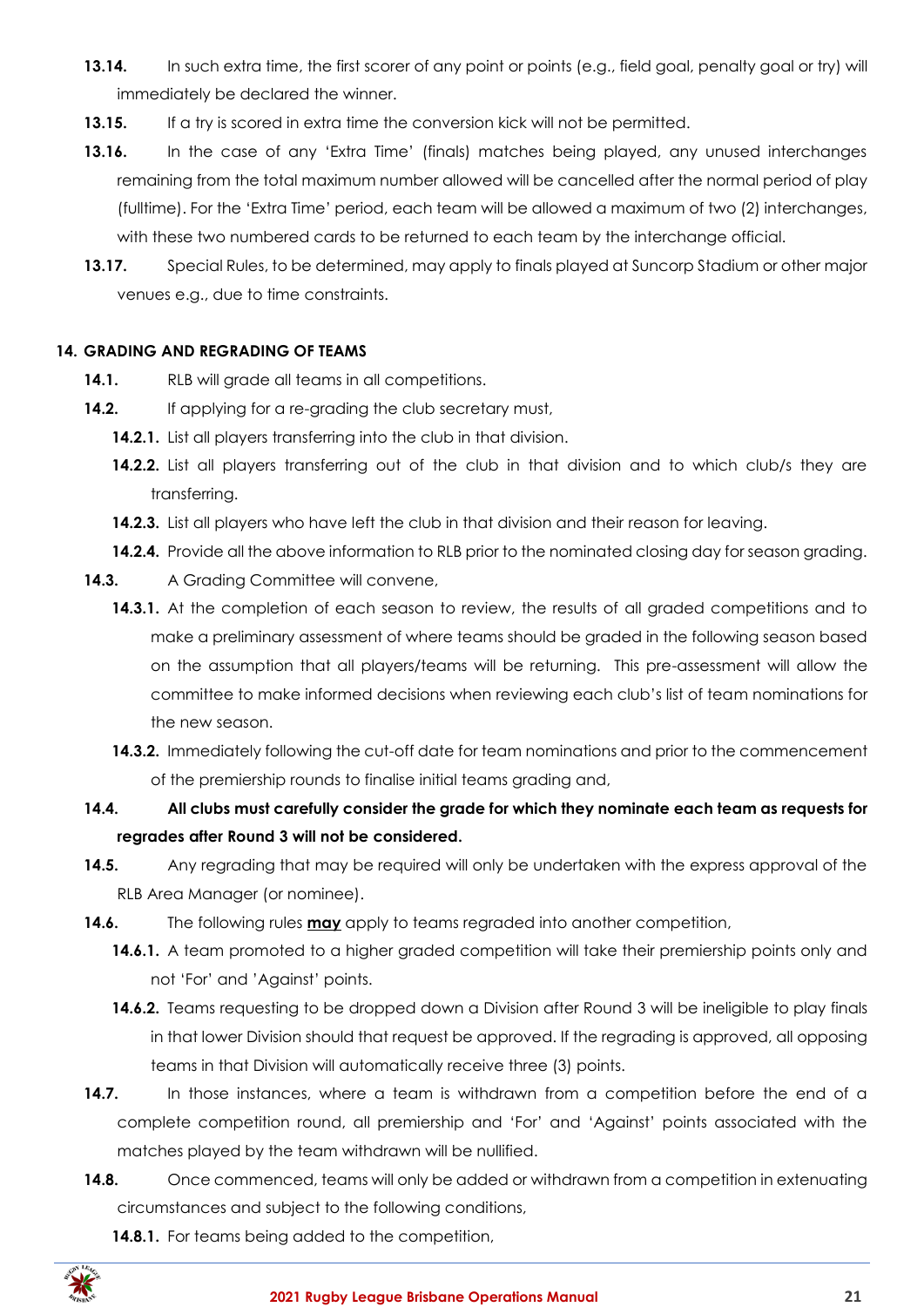**13.14.** In such extra time, the first scorer of any point or points (e.g., field goal, penalty goal or try) will immediately be declared the winner.

**13.15.** If a try is scored in extra time the conversion kick will not be permitted.

**13.16.** In the case of any 'Extra Time' (finals) matches being played, any unused interchanges remaining from the total maximum number allowed will be cancelled after the normal period of play (fulltime). For the 'Extra Time' period, each team will be allowed a maximum of two (2) interchanges, with these two numbered cards to be returned to each team by the interchange official.

**13.17.** Special Rules, to be determined, may apply to finals played at Suncorp Stadium or other major venues e.g., due to time constraints.

## 14. GRADING AND REGRADING OF TEAMS

**14.1.** RLB will grade all teams in all competitions.

**14.2.** If applying for a re-grading the club secretary must,

- **14.2.1.** List all players transferring into the club in that division.
- **14.2.2.** List all players transferring out of the club in that division and to which club/s they are transferring.
- **14.2.3.** List all players who have left the club in that division and their reason for leaving.
- **14.2.4.** Provide all the above information to RLB prior to the nominated closing day for season grading.

**14.3.** A Grading Committee will convene,

- **14.3.1.** At the completion of each season to review, the results of all graded competitions and to make a preliminary assessment of where teams should be graded in the following season based on the assumption that all players/teams will be returning. This pre-assessment will allow the committee to make informed decisions when reviewing each club's list of team nominations for the new season.
- **14.3.2.** Immediately following the cut-off date for team nominations and prior to the commencement of the premiership rounds to finalise initial teams grading and,

**14.4. All clubs must carefully consider the grade for which they nominate each team as requests for regrades after Round 3 will not be considered.**

**14.5.** Any regrading that may be required will only be undertaken with the express approval of the RLB Area Manager (or nominee).

**14.6.** The following rules **may** apply to teams regraded into another competition,

- **14.6.1.** A team promoted to a higher graded competition will take their premiership points only and not 'For' and 'Against' points.
- **14.6.2.** Teams requesting to be dropped down a Division after Round 3 will be ineligible to play finals in that lower Division should that request be approved. If the regrading is approved, all opposing teams in that Division will automatically receive three (3) points.

**14.7.** In those instances, where a team is withdrawn from a competition before the end of a complete competition round, all premiership and 'For' and 'Against' points associated with the matches played by the team withdrawn will be nullified.

**14.8.** Once commenced, teams will only be added or withdrawn from a competition in extenuating circumstances and subject to the following conditions,

- **14.8.1.** For teams being added to the competition,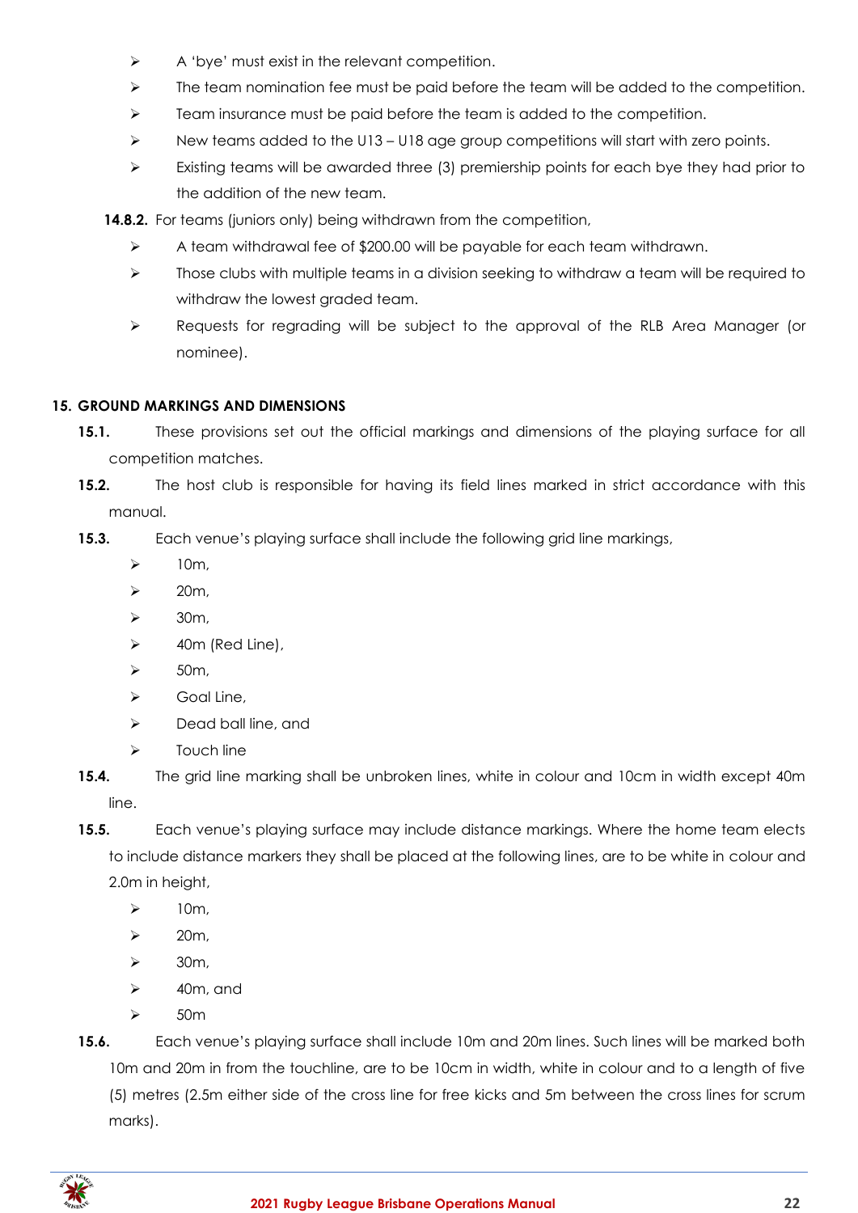- A 'bye' must exist in the relevant competition.
- The team nomination fee must be paid before the team will be added to the competition.
- Team insurance must be paid before the team is added to the competition.
- New teams added to the U13 – U18 age group competitions will start with zero points.
- Existing teams will be awarded three (3) premiership points for each bye they had prior to the addition of the new team.

**14.8.2.** For teams (juniors only) being withdrawn from the competition,

- A team withdrawal fee of $200.00 will be payable for each team withdrawn.
- Those clubs with multiple teams in a division seeking to withdraw a team will be required to withdraw the lowest graded team.
- Requests for regrading will be subject to the approval of the RLB Area Manager (or nominee).

## 15. GROUND MARKINGS AND DIMENSIONS

**15.1.** These provisions set out the official markings and dimensions of the playing surface for all competition matches.

**15.2.** The host club is responsible for having its field lines marked in strict accordance with this manual.

**15.3.** Each venue's playing surface shall include the following grid line markings,

- 10m,
- 20m,
- 30m,
- 40m (Red Line),
- 50m,
- Goal Line,
- Dead ball line, and
- Touch line

**15.4.** The grid line marking shall be unbroken lines, white in colour and 10cm in width except 40m line.

**15.5.** Each venue's playing surface may include distance markings. Where the home team elects to include distance markers they shall be placed at the following lines, are to be white in colour and 2.0m in height,

- 10m,
- 20m,
- 30m,
- 40m, and
- 50m

**15.6.** Each venue's playing surface shall include 10m and 20m lines. Such lines will be marked both 10m and 20m in from the touchline, are to be 10cm in width, white in colour and to a length of five (5) metres (2.5m either side of the cross line for free kicks and 5m between the cross lines for scrum marks).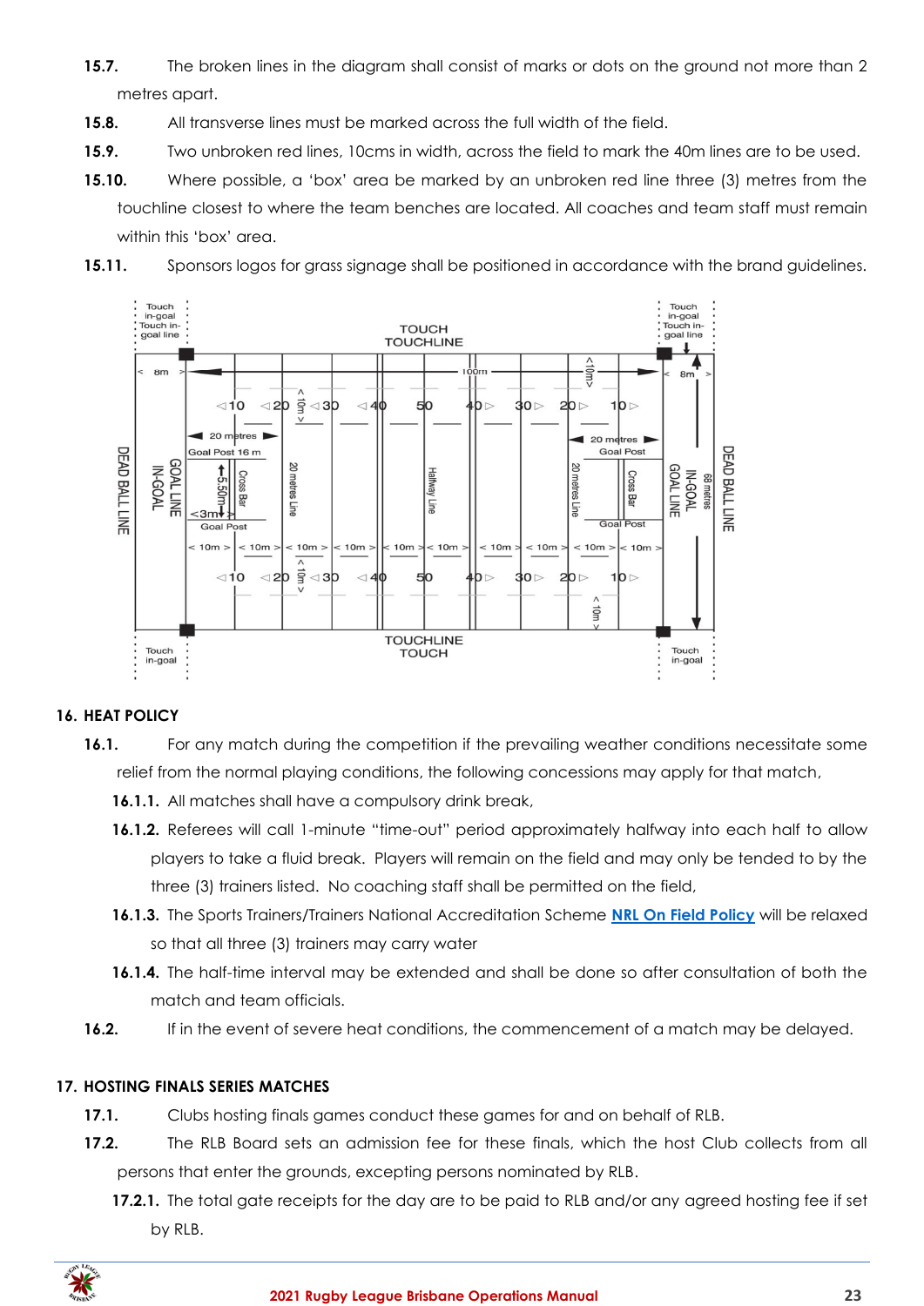**15.7.** The broken lines in the diagram shall consist of marks or dots on the ground not more than 2 metres apart.

**15.8.** All transverse lines must be marked across the full width of the field.

**15.9.** Two unbroken red lines, 10cms in width, across the field to mark the 40m lines are to be used.

**15.10.** Where possible, a 'box' area be marked by an unbroken red line three (3) metres from the touchline closest to where the team benches are located. All coaches and team staff must remain within this 'box' area.

**15.11.** Sponsors logos for grass signage shall be positioned in accordance with the brand guidelines.

## 16. HEAT POLICY

**16.1.** For any match during the competition if the prevailing weather conditions necessitate some relief from the normal playing conditions, the following concessions may apply for that match,

- **16.1.1.** All matches shall have a compulsory drink break,
- **16.1.2.** Referees will call 1-minute "time-out" period approximately halfway into each half to allow players to take a fluid break. Players will remain on the field and may only be tended to by the three (3) trainers listed. No coaching staff shall be permitted on the field,
- **16.1.3.** The Sports Trainers/Trainers National Accreditation Scheme **NRL On Field Policy** will be relaxed so that all three (3) trainers may carry water
- **16.1.4.** The half-time interval may be extended and shall be done so after consultation of both the match and team officials.

**16.2.** If in the event of severe heat conditions, the commencement of a match may be delayed.

## 17. HOSTING FINALS SERIES MATCHES

**17.1.** Clubs hosting finals games conduct these games for and on behalf of RLB.

**17.2.** The RLB Board sets an admission fee for these finals, which the host Club collects from all persons that enter the grounds, excepting persons nominated by RLB.

- **17.2.1.** The total gate receipts for the day are to be paid to RLB and/or any agreed hosting fee if set by RLB.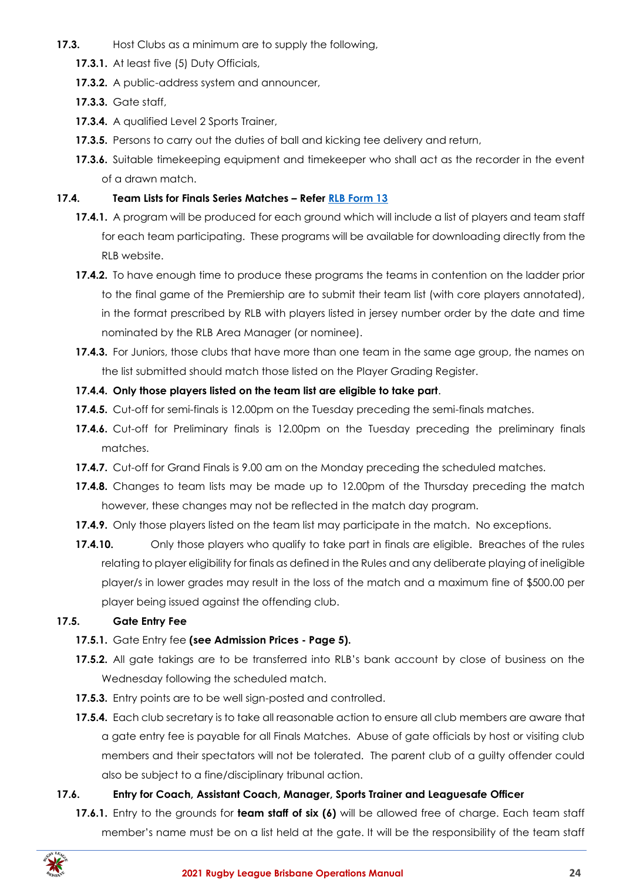**17.3.** Host Clubs as a minimum are to supply the following,

**17.3.1.** At least five (5) Duty Officials,

**17.3.2.** A public-address system and announcer,

**17.3.3.** Gate staff,

**17.3.4.** A qualified Level 2 Sports Trainer,

**17.3.5.** Persons to carry out the duties of ball and kicking tee delivery and return,

**17.3.6.** Suitable timekeeping equipment and timekeeper who shall act as the recorder in the event of a drawn match.

**17.4. Team Lists for Finals Series Matches – Refer [RLB Form 13]()**

**17.4.1.** A program will be produced for each ground which will include a list of players and team staff for each team participating. These programs will be available for downloading directly from the RLB website.

**17.4.2.** To have enough time to produce these programs the teams in contention on the ladder prior to the final game of the Premiership are to submit their team list (with core players annotated), in the format prescribed by RLB with players listed in jersey number order by the date and time nominated by the RLB Area Manager (or nominee).

**17.4.3.** For Juniors, those clubs that have more than one team in the same age group, the names on the list submitted should match those listed on the Player Grading Register.

**17.4.4. Only those players listed on the team list are eligible to take part**.

**17.4.5.** Cut-off for semi-finals is 12.00pm on the Tuesday preceding the semi-finals matches.

**17.4.6.** Cut-off for Preliminary finals is 12.00pm on the Tuesday preceding the preliminary finals matches.

**17.4.7.** Cut-off for Grand Finals is 9.00 am on the Monday preceding the scheduled matches.

**17.4.8.** Changes to team lists may be made up to 12.00pm of the Thursday preceding the match however, these changes may not be reflected in the match day program.

**17.4.9.** Only those players listed on the team list may participate in the match. No exceptions.

**17.4.10.** Only those players who qualify to take part in finals are eligible. Breaches of the rules relating to player eligibility for finals as defined in the Rules and any deliberate playing of ineligible player/s in lower grades may result in the loss of the match and a maximum fine of $500.00 per player being issued against the offending club.

**17.5. Gate Entry Fee**

**17.5.1.** Gate Entry fee **(see Admission Prices - Page 5).**

**17.5.2.** All gate takings are to be transferred into RLB's bank account by close of business on the Wednesday following the scheduled match.

**17.5.3.** Entry points are to be well sign-posted and controlled.

**17.5.4.** Each club secretary is to take all reasonable action to ensure all club members are aware that a gate entry fee is payable for all Finals Matches. Abuse of gate officials by host or visiting club members and their spectators will not be tolerated. The parent club of a guilty offender could also be subject to a fine/disciplinary tribunal action.

**17.6. Entry for Coach, Assistant Coach, Manager, Sports Trainer and Leaguesafe Officer**

**17.6.1.** Entry to the grounds for **team staff of six (6)** will be allowed free of charge. Each team staff member's name must be on a list held at the gate. It will be the responsibility of the team staff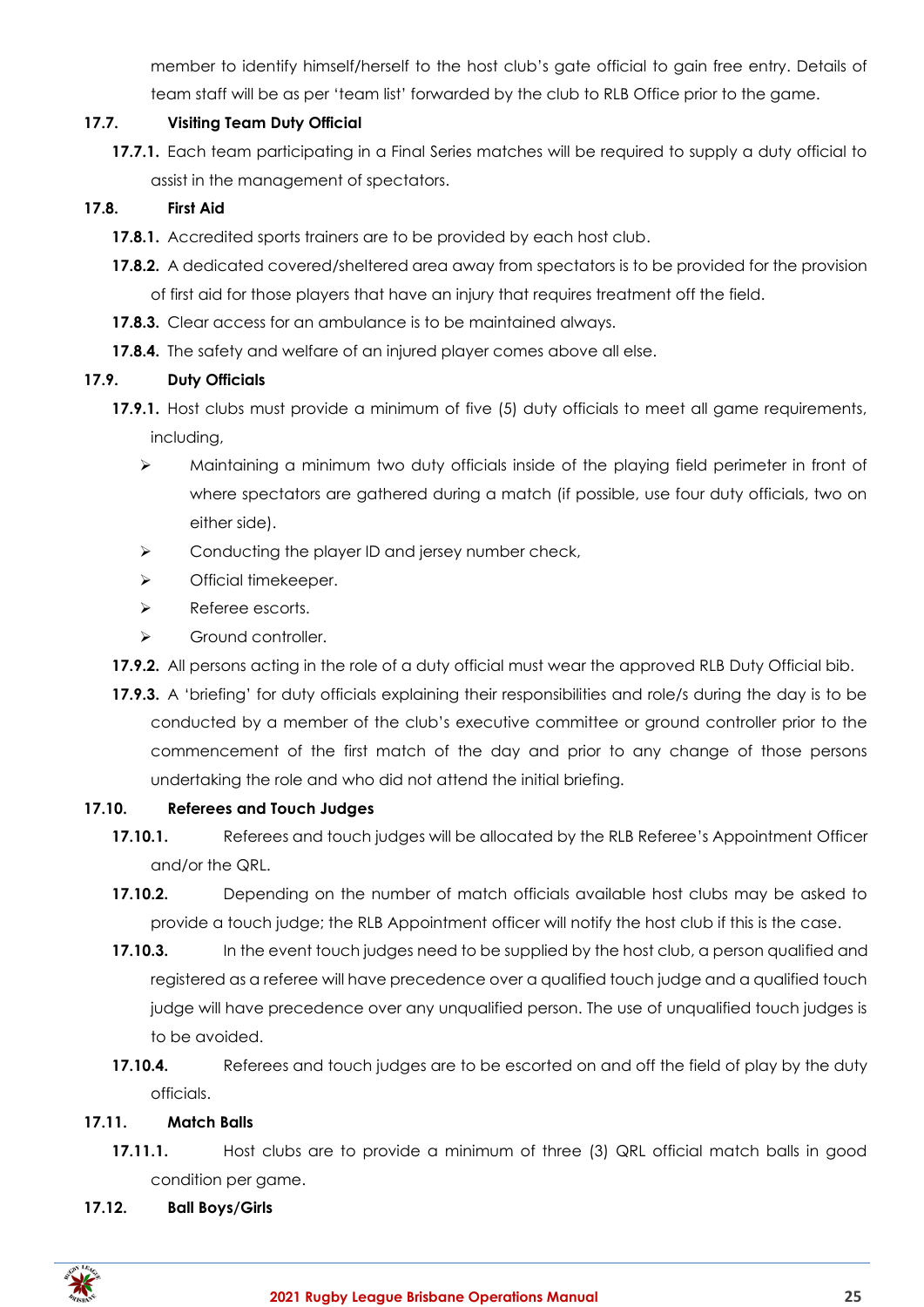member to identify himself/herself to the host club's gate official to gain free entry. Details of team staff will be as per 'team list' forwarded by the club to RLB Office prior to the game.

### 17.7. Visiting Team Duty Official

**17.7.1.** Each team participating in a Final Series matches will be required to supply a duty official to assist in the management of spectators.

### 17.8. First Aid

**17.8.1.** Accredited sports trainers are to be provided by each host club.

**17.8.2.** A dedicated covered/sheltered area away from spectators is to be provided for the provision of first aid for those players that have an injury that requires treatment off the field.

**17.8.3.** Clear access for an ambulance is to be maintained always.

**17.8.4.** The safety and welfare of an injured player comes above all else.

### 17.9. Duty Officials

**17.9.1.** Host clubs must provide a minimum of five (5) duty officials to meet all game requirements, including,

- Maintaining a minimum two duty officials inside of the playing field perimeter in front of where spectators are gathered during a match (if possible, use four duty officials, two on either side).
- Conducting the player ID and jersey number check,
- Official timekeeper.
- Referee escorts.
- Ground controller.

**17.9.2.** All persons acting in the role of a duty official must wear the approved RLB Duty Official bib.

**17.9.3.** A 'briefing' for duty officials explaining their responsibilities and role/s during the day is to be conducted by a member of the club's executive committee or ground controller prior to the commencement of the first match of the day and prior to any change of those persons undertaking the role and who did not attend the initial briefing.

### 17.10. Referees and Touch Judges

**17.10.1.** Referees and touch judges will be allocated by the RLB Referee's Appointment Officer and/or the QRL.

**17.10.2.** Depending on the number of match officials available host clubs may be asked to provide a touch judge; the RLB Appointment officer will notify the host club if this is the case.

**17.10.3.** In the event touch judges need to be supplied by the host club, a person qualified and registered as a referee will have precedence over a qualified touch judge and a qualified touch judge will have precedence over any unqualified person. The use of unqualified touch judges is to be avoided.

**17.10.4.** Referees and touch judges are to be escorted on and off the field of play by the duty officials.

### 17.11. Match Balls

**17.11.1.** Host clubs are to provide a minimum of three (3) QRL official match balls in good condition per game.

### 17.12. Ball Boys/Girls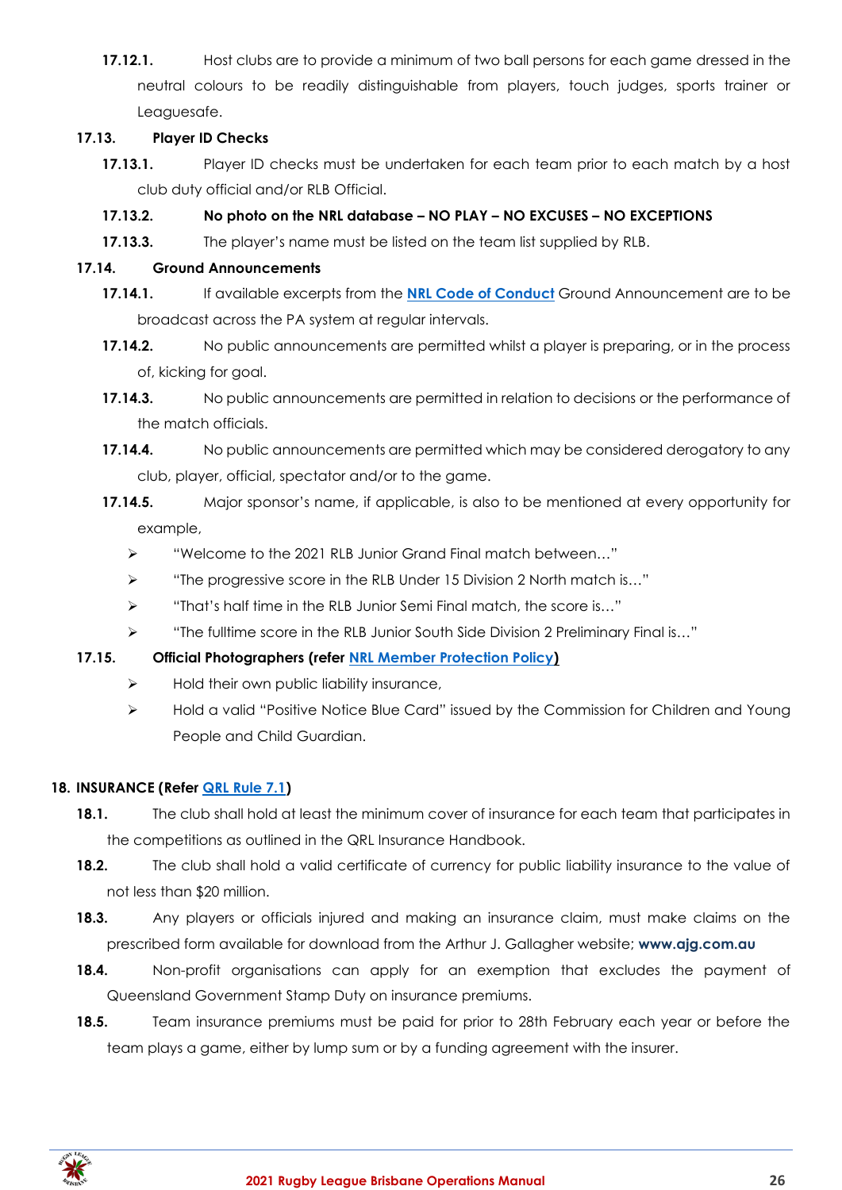**17.12.1.** Host clubs are to provide a minimum of two ball persons for each game dressed in the neutral colours to be readily distinguishable from players, touch judges, sports trainer or Leaguesafe.

**17.13. Player ID Checks**

**17.13.1.** Player ID checks must be undertaken for each team prior to each match by a host club duty official and/or RLB Official.

**17.13.2. No photo on the NRL database – NO PLAY – NO EXCUSES – NO EXCEPTIONS**

**17.13.3.** The player's name must be listed on the team list supplied by RLB.

**17.14. Ground Announcements**

**17.14.1.** If available excerpts from the **NRL Code of Conduct** Ground Announcement are to be broadcast across the PA system at regular intervals.

**17.14.2.** No public announcements are permitted whilst a player is preparing, or in the process of, kicking for goal.

**17.14.3.** No public announcements are permitted in relation to decisions or the performance of the match officials.

**17.14.4.** No public announcements are permitted which may be considered derogatory to any club, player, official, spectator and/or to the game.

**17.14.5.** Major sponsor's name, if applicable, is also to be mentioned at every opportunity for example,

- "Welcome to the 2021 RLB Junior Grand Final match between…"
- "The progressive score in the RLB Under 15 Division 2 North match is…"
- "That's half time in the RLB Junior Semi Final match, the score is…"
- "The fulltime score in the RLB Junior South Side Division 2 Preliminary Final is…"

**17.15. Official Photographers (refer NRL Member Protection Policy)**

- Hold their own public liability insurance,
- Hold a valid "Positive Notice Blue Card" issued by the Commission for Children and Young People and Child Guardian.

## 18. INSURANCE (Refer QRL Rule 7.1)

**18.1.** The club shall hold at least the minimum cover of insurance for each team that participates in the competitions as outlined in the QRL Insurance Handbook.

**18.2.** The club shall hold a valid certificate of currency for public liability insurance to the value of not less than $20 million.

**18.3.** Any players or officials injured and making an insurance claim, must make claims on the prescribed form available for download from the Arthur J. Gallagher website; **www.ajg.com.au**

**18.4.** Non-profit organisations can apply for an exemption that excludes the payment of Queensland Government Stamp Duty on insurance premiums.

**18.5.** Team insurance premiums must be paid for prior to 28th February each year or before the team plays a game, either by lump sum or by a funding agreement with the insurer.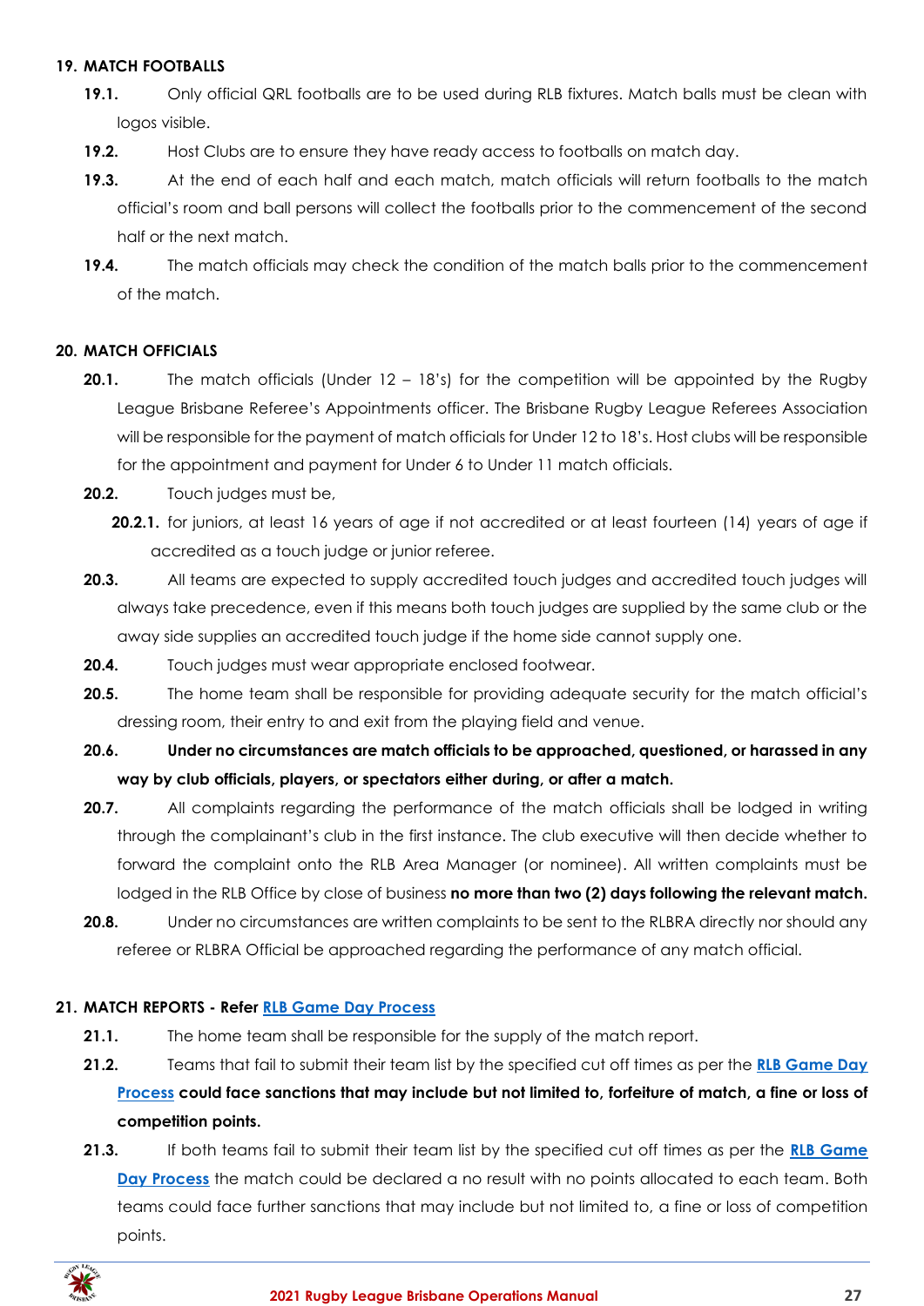## 19. MATCH FOOTBALLS

**19.1.** Only official QRL footballs are to be used during RLB fixtures. Match balls must be clean with logos visible.

**19.2.** Host Clubs are to ensure they have ready access to footballs on match day.

**19.3.** At the end of each half and each match, match officials will return footballs to the match official's room and ball persons will collect the footballs prior to the commencement of the second half or the next match.

**19.4.** The match officials may check the condition of the match balls prior to the commencement of the match.

## 20. MATCH OFFICIALS

**20.1.** The match officials (Under 12 – 18's) for the competition will be appointed by the Rugby League Brisbane Referee's Appointments officer. The Brisbane Rugby League Referees Association will be responsible for the payment of match officials for Under 12 to 18's. Host clubs will be responsible for the appointment and payment for Under 6 to Under 11 match officials.

**20.2.** Touch judges must be,

**20.2.1.** for juniors, at least 16 years of age if not accredited or at least fourteen (14) years of age if accredited as a touch judge or junior referee.

**20.3.** All teams are expected to supply accredited touch judges and accredited touch judges will always take precedence, even if this means both touch judges are supplied by the same club or the away side supplies an accredited touch judge if the home side cannot supply one.

**20.4.** Touch judges must wear appropriate enclosed footwear.

**20.5.** The home team shall be responsible for providing adequate security for the match official's dressing room, their entry to and exit from the playing field and venue.

**20.6. Under no circumstances are match officials to be approached, questioned, or harassed in any way by club officials, players, or spectators either during, or after a match.**

**20.7.** All complaints regarding the performance of the match officials shall be lodged in writing through the complainant's club in the first instance. The club executive will then decide whether to forward the complaint onto the RLB Area Manager (or nominee). All written complaints must be lodged in the RLB Office by close of business **no more than two (2) days following the relevant match.**

**20.8.** Under no circumstances are written complaints to be sent to the RLBRA directly nor should any referee or RLBRA Official be approached regarding the performance of any match official.

## 21. MATCH REPORTS - Refer RLB Game Day Process

**21.1.** The home team shall be responsible for the supply of the match report.

**21.2.** Teams that fail to submit their team list by the specified cut off times as per the **RLB Game Day Process could face sanctions that may include but not limited to, forfeiture of match, a fine or loss of competition points.**

**21.3.** If both teams fail to submit their team list by the specified cut off times as per the **RLB Game Day Process** the match could be declared a no result with no points allocated to each team. Both teams could face further sanctions that may include but not limited to, a fine or loss of competition points.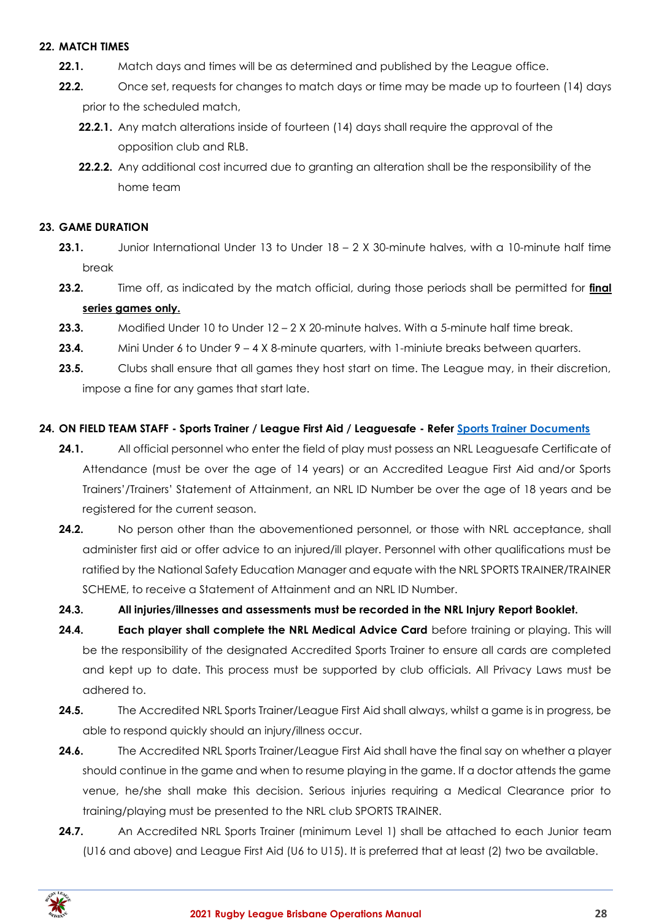## 22. MATCH TIMES

**22.1.** Match days and times will be as determined and published by the League office.

**22.2.** Once set, requests for changes to match days or time may be made up to fourteen (14) days prior to the scheduled match,

**22.2.1.** Any match alterations inside of fourteen (14) days shall require the approval of the opposition club and RLB.

**22.2.2.** Any additional cost incurred due to granting an alteration shall be the responsibility of the home team

## 23. GAME DURATION

**23.1.** Junior International Under 13 to Under 18 – 2 X 30-minute halves, with a 10-minute half time break

**23.2.** Time off, as indicated by the match official, during those periods shall be permitted for **final series games only.**

**23.3.** Modified Under 10 to Under 12 – 2 X 20-minute halves. With a 5-minute half time break.

**23.4.** Mini Under 6 to Under 9 – 4 X 8-minute quarters, with 1-miniute breaks between quarters.

**23.5.** Clubs shall ensure that all games they host start on time. The League may, in their discretion, impose a fine for any games that start late.

## 24. ON FIELD TEAM STAFF - Sports Trainer / League First Aid / Leaguesafe - Refer [Sports Trainer Documents]

**24.1.** All official personnel who enter the field of play must possess an NRL Leaguesafe Certificate of Attendance (must be over the age of 14 years) or an Accredited League First Aid and/or Sports Trainers'/Trainers' Statement of Attainment, an NRL ID Number be over the age of 18 years and be registered for the current season.

**24.2.** No person other than the abovementioned personnel, or those with NRL acceptance, shall administer first aid or offer advice to an injured/ill player. Personnel with other qualifications must be ratified by the National Safety Education Manager and equate with the NRL SPORTS TRAINER/TRAINER SCHEME, to receive a Statement of Attainment and an NRL ID Number.

**24.3. All injuries/illnesses and assessments must be recorded in the NRL Injury Report Booklet.**

**24.4. Each player shall complete the NRL Medical Advice Card** before training or playing. This will be the responsibility of the designated Accredited Sports Trainer to ensure all cards are completed and kept up to date. This process must be supported by club officials. All Privacy Laws must be adhered to.

**24.5.** The Accredited NRL Sports Trainer/League First Aid shall always, whilst a game is in progress, be able to respond quickly should an injury/illness occur.

**24.6.** The Accredited NRL Sports Trainer/League First Aid shall have the final say on whether a player should continue in the game and when to resume playing in the game. If a doctor attends the game venue, he/she shall make this decision. Serious injuries requiring a Medical Clearance prior to training/playing must be presented to the NRL club SPORTS TRAINER.

**24.7.** An Accredited NRL Sports Trainer (minimum Level 1) shall be attached to each Junior team (U16 and above) and League First Aid (U6 to U15). It is preferred that at least (2) two be available.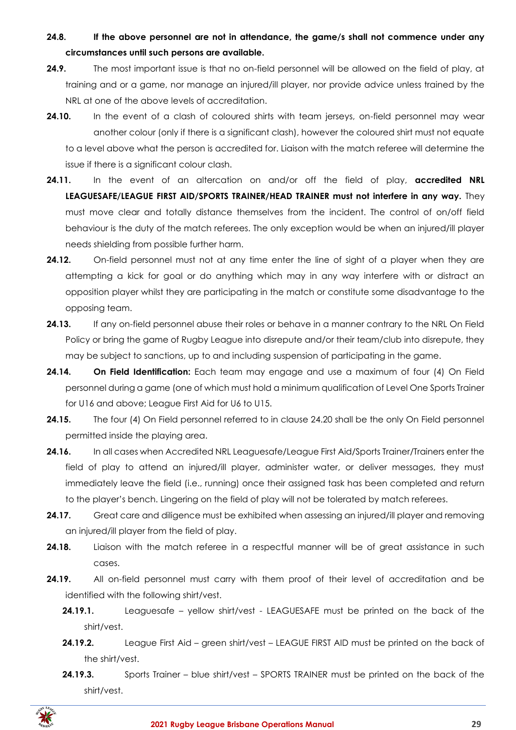**24.8.** **If the above personnel are not in attendance, the game/s shall not commence under any circumstances until such persons are available.**

**24.9.** The most important issue is that no on-field personnel will be allowed on the field of play, at training and or a game, nor manage an injured/ill player, nor provide advice unless trained by the NRL at one of the above levels of accreditation.

**24.10.** In the event of a clash of coloured shirts with team jerseys, on-field personnel may wear another colour (only if there is a significant clash), however the coloured shirt must not equate to a level above what the person is accredited for. Liaison with the match referee will determine the issue if there is a significant colour clash.

**24.11.** In the event of an altercation on and/or off the field of play, **accredited NRL LEAGUESAFE/LEAGUE FIRST AID/SPORTS TRAINER/HEAD TRAINER must not interfere in any way.** They must move clear and totally distance themselves from the incident. The control of on/off field behaviour is the duty of the match referees. The only exception would be when an injured/ill player needs shielding from possible further harm.

**24.12.** On-field personnel must not at any time enter the line of sight of a player when they are attempting a kick for goal or do anything which may in any way interfere with or distract an opposition player whilst they are participating in the match or constitute some disadvantage to the opposing team.

**24.13.** If any on-field personnel abuse their roles or behave in a manner contrary to the NRL On Field Policy or bring the game of Rugby League into disrepute and/or their team/club into disrepute, they may be subject to sanctions, up to and including suspension of participating in the game.

**24.14.** **On Field Identification:** Each team may engage and use a maximum of four (4) On Field personnel during a game (one of which must hold a minimum qualification of Level One Sports Trainer for U16 and above; League First Aid for U6 to U15.

**24.15.** The four (4) On Field personnel referred to in clause 24.20 shall be the only On Field personnel permitted inside the playing area.

**24.16.** In all cases when Accredited NRL Leaguesafe/League First Aid/Sports Trainer/Trainers enter the field of play to attend an injured/ill player, administer water, or deliver messages, they must immediately leave the field (i.e., running) once their assigned task has been completed and return to the player's bench. Lingering on the field of play will not be tolerated by match referees.

**24.17.** Great care and diligence must be exhibited when assessing an injured/ill player and removing an injured/ill player from the field of play.

**24.18.** Liaison with the match referee in a respectful manner will be of great assistance in such cases.

**24.19.** All on-field personnel must carry with them proof of their level of accreditation and be identified with the following shirt/vest.

- **24.19.1.** Leaguesafe – yellow shirt/vest - LEAGUESAFE must be printed on the back of the shirt/vest.
- **24.19.2.** League First Aid – green shirt/vest – LEAGUE FIRST AID must be printed on the back of the shirt/vest.
- **24.19.3.** Sports Trainer – blue shirt/vest – SPORTS TRAINER must be printed on the back of the shirt/vest.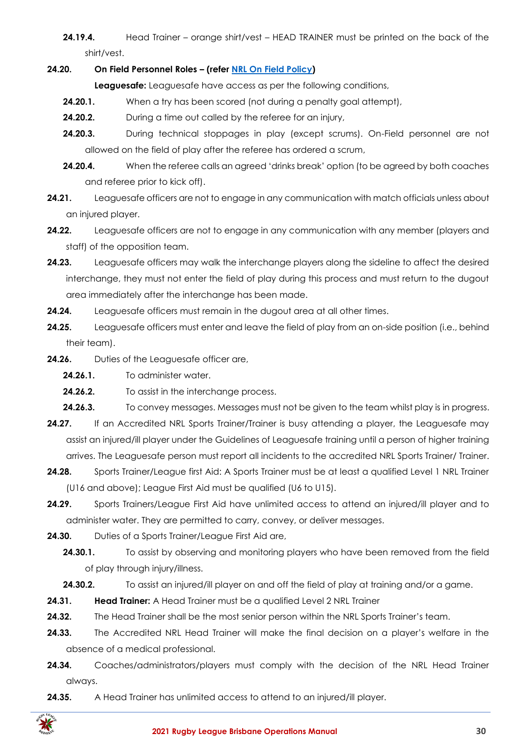**24.19.4.** Head Trainer – orange shirt/vest – HEAD TRAINER must be printed on the back of the shirt/vest.

**24.20. On Field Personnel Roles – (refer [NRL On Field Policy](NRL On Field Policy))**

**Leaguesafe:** Leaguesafe have access as per the following conditions,

**24.20.1.** When a try has been scored (not during a penalty goal attempt),

**24.20.2.** During a time out called by the referee for an injury,

**24.20.3.** During technical stoppages in play (except scrums). On-Field personnel are not allowed on the field of play after the referee has ordered a scrum,

**24.20.4.** When the referee calls an agreed 'drinks break' option (to be agreed by both coaches and referee prior to kick off).

**24.21.** Leaguesafe officers are not to engage in any communication with match officials unless about an injured player.

**24.22.** Leaguesafe officers are not to engage in any communication with any member (players and staff) of the opposition team.

**24.23.** Leaguesafe officers may walk the interchange players along the sideline to affect the desired interchange, they must not enter the field of play during this process and must return to the dugout area immediately after the interchange has been made.

**24.24.** Leaguesafe officers must remain in the dugout area at all other times.

**24.25.** Leaguesafe officers must enter and leave the field of play from an on-side position (i.e., behind their team).

**24.26.** Duties of the Leaguesafe officer are,

**24.26.1.** To administer water.

**24.26.2.** To assist in the interchange process.

**24.26.3.** To convey messages. Messages must not be given to the team whilst play is in progress.

**24.27.** If an Accredited NRL Sports Trainer/Trainer is busy attending a player, the Leaguesafe may assist an injured/ill player under the Guidelines of Leaguesafe training until a person of higher training arrives. The Leaguesafe person must report all incidents to the accredited NRL Sports Trainer/ Trainer.

**24.28.** Sports Trainer/League first Aid: A Sports Trainer must be at least a qualified Level 1 NRL Trainer (U16 and above); League First Aid must be qualified (U6 to U15).

**24.29.** Sports Trainers/League First Aid have unlimited access to attend an injured/ill player and to administer water. They are permitted to carry, convey, or deliver messages.

**24.30.** Duties of a Sports Trainer/League First Aid are,

**24.30.1.** To assist by observing and monitoring players who have been removed from the field of play through injury/illness.

**24.30.2.** To assist an injured/ill player on and off the field of play at training and/or a game.

**24.31. Head Trainer:** A Head Trainer must be a qualified Level 2 NRL Trainer

**24.32.** The Head Trainer shall be the most senior person within the NRL Sports Trainer's team.

**24.33.** The Accredited NRL Head Trainer will make the final decision on a player's welfare in the absence of a medical professional.

**24.34.** Coaches/administrators/players must comply with the decision of the NRL Head Trainer always.

**24.35.** A Head Trainer has unlimited access to attend to an injured/ill player.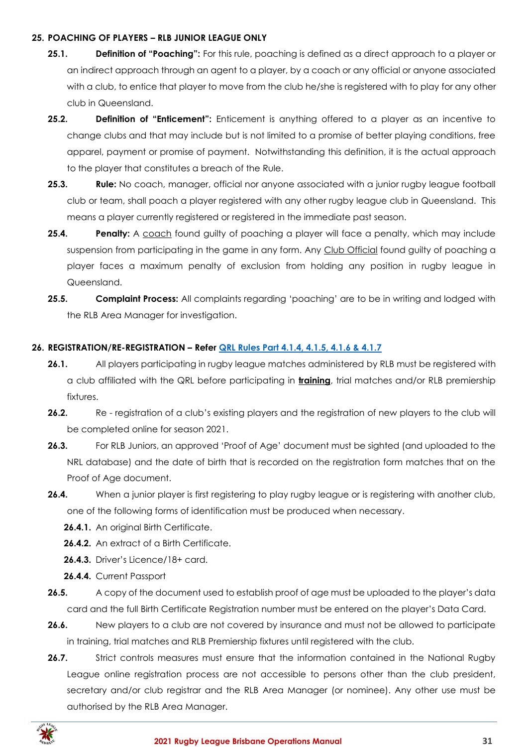## 25. POACHING OF PLAYERS – RLB JUNIOR LEAGUE ONLY

**25.1. Definition of "Poaching":** For this rule, poaching is defined as a direct approach to a player or an indirect approach through an agent to a player, by a coach or any official or anyone associated with a club, to entice that player to move from the club he/she is registered with to play for any other club in Queensland.

**25.2. Definition of "Enticement":** Enticement is anything offered to a player as an incentive to change clubs and that may include but is not limited to a promise of better playing conditions, free apparel, payment or promise of payment. Notwithstanding this definition, it is the actual approach to the player that constitutes a breach of the Rule.

**25.3. Rule:** No coach, manager, official nor anyone associated with a junior rugby league football club or team, shall poach a player registered with any other rugby league club in Queensland. This means a player currently registered or registered in the immediate past season.

**25.4. Penalty:** A coach found guilty of poaching a player will face a penalty, which may include suspension from participating in the game in any form. Any Club Official found guilty of poaching a player faces a maximum penalty of exclusion from holding any position in rugby league in Queensland.

**25.5. Complaint Process:** All complaints regarding 'poaching' are to be in writing and lodged with the RLB Area Manager for investigation.

## 26. REGISTRATION/RE-REGISTRATION – Refer QRL Rules Part 4.1.4, 4.1.5, 4.1.6 & 4.1.7

**26.1.** All players participating in rugby league matches administered by RLB must be registered with a club affiliated with the QRL before participating in **training**, trial matches and/or RLB premiership fixtures.

**26.2.** Re - registration of a club's existing players and the registration of new players to the club will be completed online for season 2021.

**26.3.** For RLB Juniors, an approved 'Proof of Age' document must be sighted (and uploaded to the NRL database) and the date of birth that is recorded on the registration form matches that on the Proof of Age document.

**26.4.** When a junior player is first registering to play rugby league or is registering with another club, one of the following forms of identification must be produced when necessary.

- **26.4.1.** An original Birth Certificate.
- **26.4.2.** An extract of a Birth Certificate.
- **26.4.3.** Driver's Licence/18+ card.
- **26.4.4.** Current Passport

**26.5.** A copy of the document used to establish proof of age must be uploaded to the player's data card and the full Birth Certificate Registration number must be entered on the player's Data Card.

**26.6.** New players to a club are not covered by insurance and must not be allowed to participate in training, trial matches and RLB Premiership fixtures until registered with the club.

**26.7.** Strict controls measures must ensure that the information contained in the National Rugby League online registration process are not accessible to persons other than the club president, secretary and/or club registrar and the RLB Area Manager (or nominee). Any other use must be authorised by the RLB Area Manager.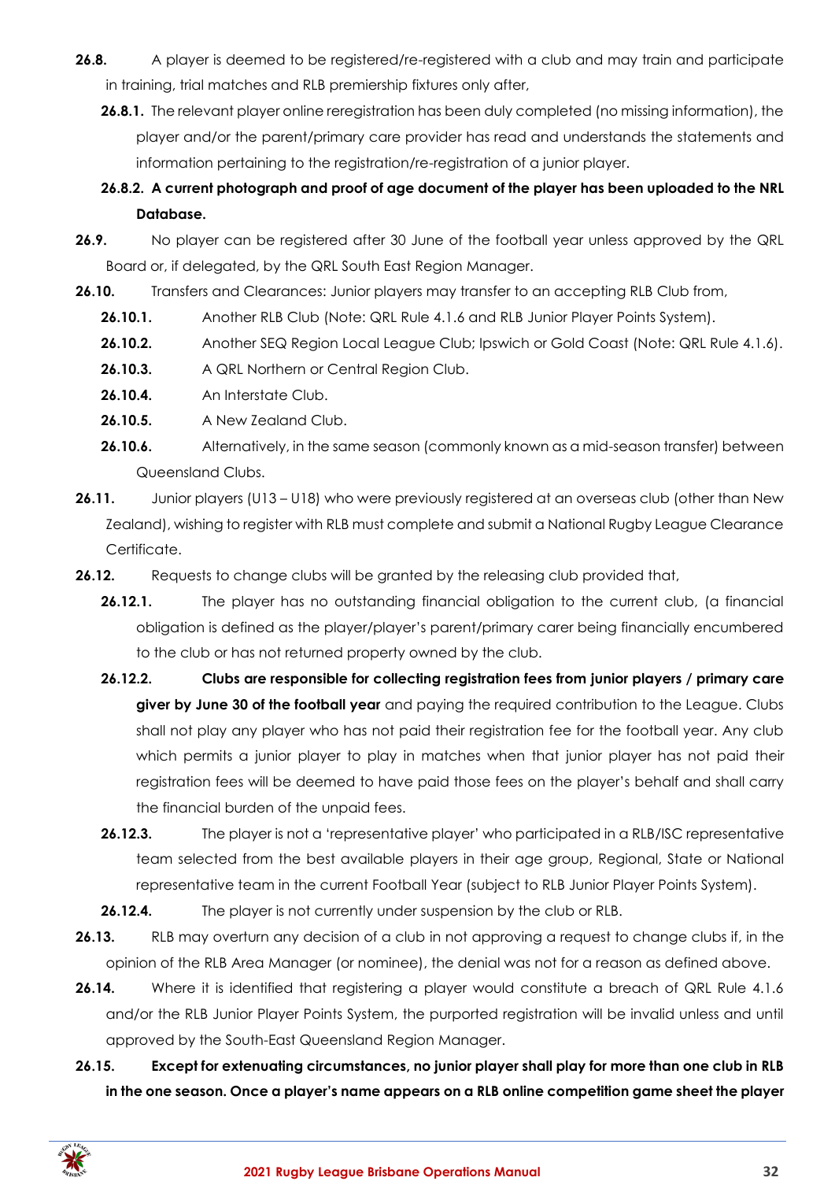**26.8.** A player is deemed to be registered/re-registered with a club and may train and participate in training, trial matches and RLB premiership fixtures only after,

**26.8.1.** The relevant player online reregistration has been duly completed (no missing information), the player and/or the parent/primary care provider has read and understands the statements and information pertaining to the registration/re-registration of a junior player.

**26.8.2. A current photograph and proof of age document of the player has been uploaded to the NRL Database.**

**26.9.** No player can be registered after 30 June of the football year unless approved by the QRL Board or, if delegated, by the QRL South East Region Manager.

**26.10.** Transfers and Clearances: Junior players may transfer to an accepting RLB Club from,

**26.10.1.** Another RLB Club (Note: QRL Rule 4.1.6 and RLB Junior Player Points System).

**26.10.2.** Another SEQ Region Local League Club; Ipswich or Gold Coast (Note: QRL Rule 4.1.6).

**26.10.3.** A QRL Northern or Central Region Club.

**26.10.4.** An Interstate Club.

**26.10.5.** A New Zealand Club.

**26.10.6.** Alternatively, in the same season (commonly known as a mid-season transfer) between Queensland Clubs.

**26.11.** Junior players (U13 – U18) who were previously registered at an overseas club (other than New Zealand), wishing to register with RLB must complete and submit a National Rugby League Clearance Certificate.

**26.12.** Requests to change clubs will be granted by the releasing club provided that,

**26.12.1.** The player has no outstanding financial obligation to the current club, (a financial obligation is defined as the player/player's parent/primary carer being financially encumbered to the club or has not returned property owned by the club.

**26.12.2. Clubs are responsible for collecting registration fees from junior players / primary care giver by June 30 of the football year** and paying the required contribution to the League. Clubs shall not play any player who has not paid their registration fee for the football year. Any club which permits a junior player to play in matches when that junior player has not paid their registration fees will be deemed to have paid those fees on the player's behalf and shall carry the financial burden of the unpaid fees.

**26.12.3.** The player is not a 'representative player' who participated in a RLB/ISC representative team selected from the best available players in their age group, Regional, State or National representative team in the current Football Year (subject to RLB Junior Player Points System).

**26.12.4.** The player is not currently under suspension by the club or RLB.

**26.13.** RLB may overturn any decision of a club in not approving a request to change clubs if, in the opinion of the RLB Area Manager (or nominee), the denial was not for a reason as defined above.

**26.14.** Where it is identified that registering a player would constitute a breach of QRL Rule 4.1.6 and/or the RLB Junior Player Points System, the purported registration will be invalid unless and until approved by the South-East Queensland Region Manager.

**26.15. Except for extenuating circumstances, no junior player shall play for more than one club in RLB in the one season. Once a player's name appears on a RLB online competition game sheet the player**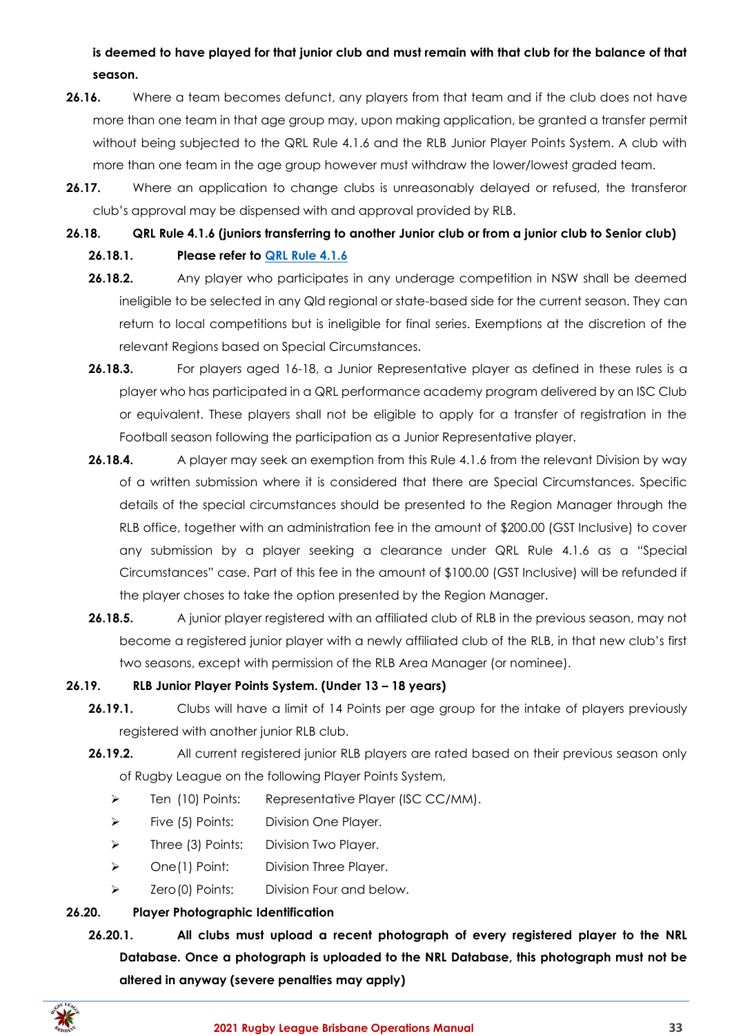**is deemed to have played for that junior club and must remain with that club for the balance of that season.**

**26.16.** Where a team becomes defunct, any players from that team and if the club does not have more than one team in that age group may, upon making application, be granted a transfer permit without being subjected to the QRL Rule 4.1.6 and the RLB Junior Player Points System. A club with more than one team in the age group however must withdraw the lower/lowest graded team.

**26.17.** Where an application to change clubs is unreasonably delayed or refused, the transferor club's approval may be dispensed with and approval provided by RLB.

**26.18. QRL Rule 4.1.6 (juniors transferring to another Junior club or from a junior club to Senior club)**

**26.18.1. Please refer to QRL Rule 4.1.6**

**26.18.2.** Any player who participates in any underage competition in NSW shall be deemed ineligible to be selected in any Qld regional or state-based side for the current season. They can return to local competitions but is ineligible for final series. Exemptions at the discretion of the relevant Regions based on Special Circumstances.

**26.18.3.** For players aged 16-18, a Junior Representative player as defined in these rules is a player who has participated in a QRL performance academy program delivered by an ISC Club or equivalent. These players shall not be eligible to apply for a transfer of registration in the Football season following the participation as a Junior Representative player.

**26.18.4.** A player may seek an exemption from this Rule 4.1.6 from the relevant Division by way of a written submission where it is considered that there are Special Circumstances. Specific details of the special circumstances should be presented to the Region Manager through the RLB office, together with an administration fee in the amount of $200.00 (GST Inclusive) to cover any submission by a player seeking a clearance under QRL Rule 4.1.6 as a "Special Circumstances" case. Part of this fee in the amount of $100.00 (GST Inclusive) will be refunded if the player choses to take the option presented by the Region Manager.

**26.18.5.** A junior player registered with an affiliated club of RLB in the previous season, may not become a registered junior player with a newly affiliated club of the RLB, in that new club's first two seasons, except with permission of the RLB Area Manager (or nominee).

**26.19. RLB Junior Player Points System. (Under 13 – 18 years)**

**26.19.1.** Clubs will have a limit of 14 Points per age group for the intake of players previously registered with another junior RLB club.

**26.19.2.** All current registered junior RLB players are rated based on their previous season only of Rugby League on the following Player Points System,

- Ten (10) Points: Representative Player (ISC CC/MM).
- Five (5) Points: Division One Player.
- Three (3) Points: Division Two Player.
- One (1) Point: Division Three Player.
- Zero (0) Points: Division Four and below.

**26.20. Player Photographic Identification**

**26.20.1. All clubs must upload a recent photograph of every registered player to the NRL Database. Once a photograph is uploaded to the NRL Database, this photograph must not be altered in anyway (severe penalties may apply)**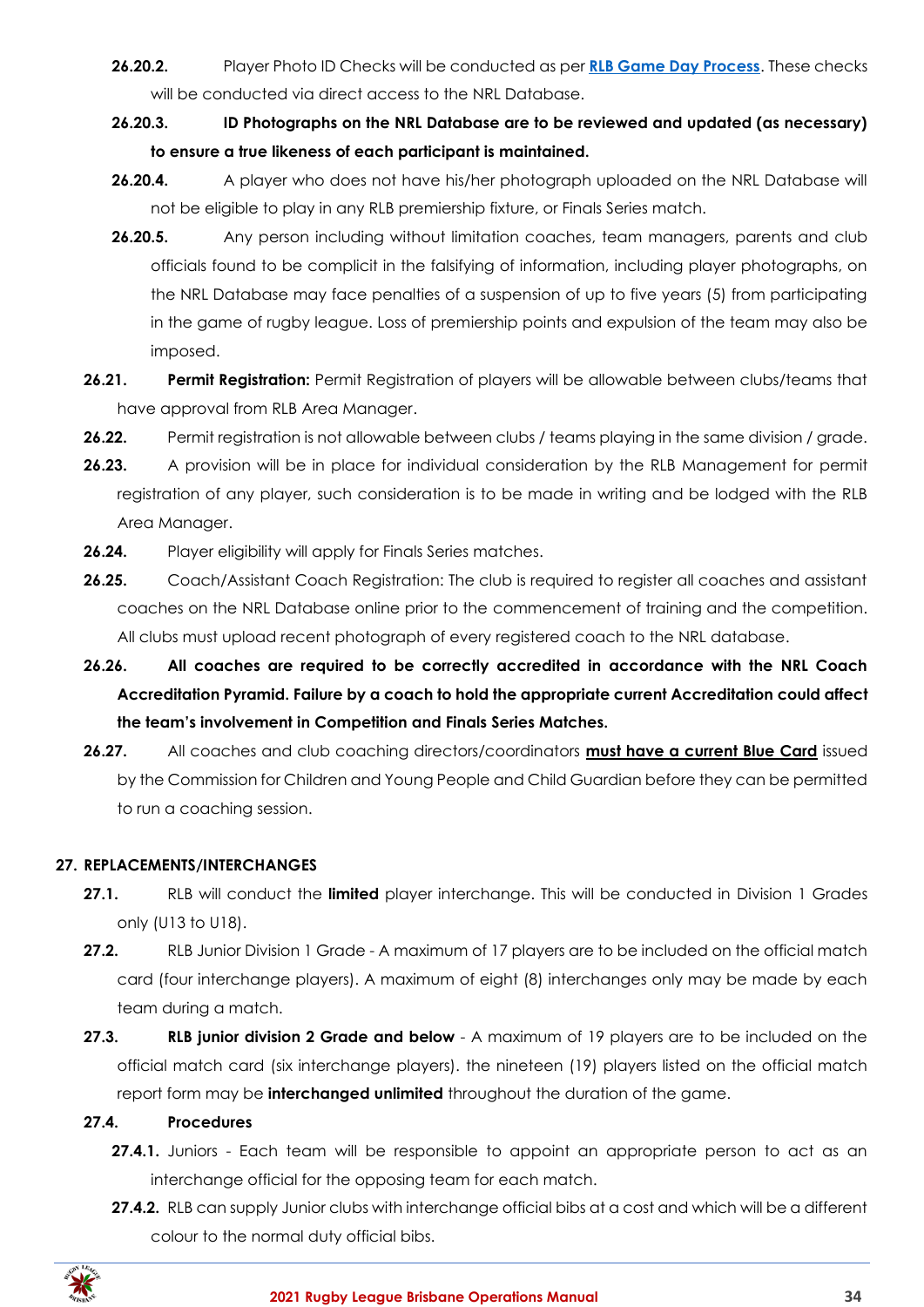**26.20.2.** Player Photo ID Checks will be conducted as per **[RLB Game Day Process](#)**. These checks will be conducted via direct access to the NRL Database.

**26.20.3. ID Photographs on the NRL Database are to be reviewed and updated (as necessary) to ensure a true likeness of each participant is maintained.**

**26.20.4.** A player who does not have his/her photograph uploaded on the NRL Database will not be eligible to play in any RLB premiership fixture, or Finals Series match.

**26.20.5.** Any person including without limitation coaches, team managers, parents and club officials found to be complicit in the falsifying of information, including player photographs, on the NRL Database may face penalties of a suspension of up to five years (5) from participating in the game of rugby league. Loss of premiership points and expulsion of the team may also be imposed.

**26.21. Permit Registration:** Permit Registration of players will be allowable between clubs/teams that have approval from RLB Area Manager.

**26.22.** Permit registration is not allowable between clubs / teams playing in the same division / grade.

**26.23.** A provision will be in place for individual consideration by the RLB Management for permit registration of any player, such consideration is to be made in writing and be lodged with the RLB Area Manager.

**26.24.** Player eligibility will apply for Finals Series matches.

**26.25.** Coach/Assistant Coach Registration: The club is required to register all coaches and assistant coaches on the NRL Database online prior to the commencement of training and the competition. All clubs must upload recent photograph of every registered coach to the NRL database.

**26.26. All coaches are required to be correctly accredited in accordance with the NRL Coach Accreditation Pyramid. Failure by a coach to hold the appropriate current Accreditation could affect the team's involvement in Competition and Finals Series Matches.**

**26.27.** All coaches and club coaching directors/coordinators **<u>must have a current Blue Card</u>** issued by the Commission for Children and Young People and Child Guardian before they can be permitted to run a coaching session.

## 27. REPLACEMENTS/INTERCHANGES

**27.1.** RLB will conduct the **limited** player interchange. This will be conducted in Division 1 Grades only (U13 to U18).

**27.2.** RLB Junior Division 1 Grade - A maximum of 17 players are to be included on the official match card (four interchange players). A maximum of eight (8) interchanges only may be made by each team during a match.

**27.3. RLB junior division 2 Grade and below** - A maximum of 19 players are to be included on the official match card (six interchange players). the nineteen (19) players listed on the official match report form may be **interchanged unlimited** throughout the duration of the game.

**27.4. Procedures**

**27.4.1.** Juniors - Each team will be responsible to appoint an appropriate person to act as an interchange official for the opposing team for each match.

**27.4.2.** RLB can supply Junior clubs with interchange official bibs at a cost and which will be a different colour to the normal duty official bibs.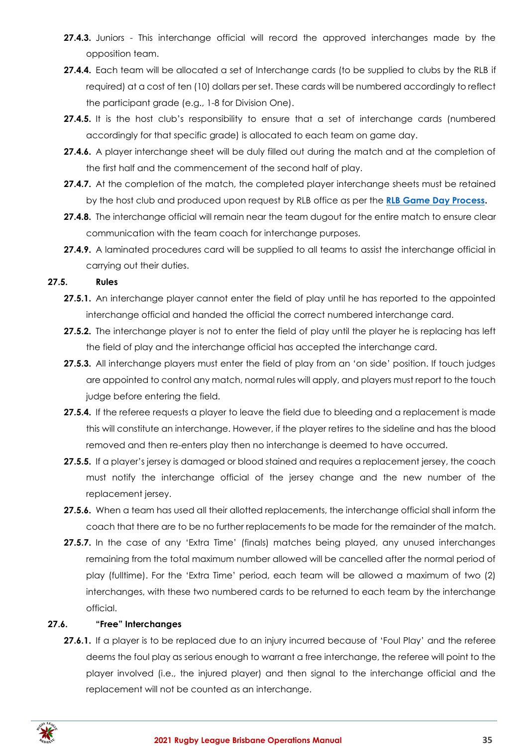**27.4.3.** Juniors - This interchange official will record the approved interchanges made by the opposition team.

**27.4.4.** Each team will be allocated a set of Interchange cards (to be supplied to clubs by the RLB if required) at a cost of ten (10) dollars per set. These cards will be numbered accordingly to reflect the participant grade (e.g., 1-8 for Division One).

**27.4.5.** It is the host club's responsibility to ensure that a set of interchange cards (numbered accordingly for that specific grade) is allocated to each team on game day.

**27.4.6.** A player interchange sheet will be duly filled out during the match and at the completion of the first half and the commencement of the second half of play.

**27.4.7.** At the completion of the match, the completed player interchange sheets must be retained by the host club and produced upon request by RLB office as per the **RLB Game Day Process**.

**27.4.8.** The interchange official will remain near the team dugout for the entire match to ensure clear communication with the team coach for interchange purposes.

**27.4.9.** A laminated procedures card will be supplied to all teams to assist the interchange official in carrying out their duties.

**27.5. Rules**

**27.5.1.** An interchange player cannot enter the field of play until he has reported to the appointed interchange official and handed the official the correct numbered interchange card.

**27.5.2.** The interchange player is not to enter the field of play until the player he is replacing has left the field of play and the interchange official has accepted the interchange card.

**27.5.3.** All interchange players must enter the field of play from an 'on side' position. If touch judges are appointed to control any match, normal rules will apply, and players must report to the touch judge before entering the field.

**27.5.4.** If the referee requests a player to leave the field due to bleeding and a replacement is made this will constitute an interchange. However, if the player retires to the sideline and has the blood removed and then re-enters play then no interchange is deemed to have occurred.

**27.5.5.** If a player's jersey is damaged or blood stained and requires a replacement jersey, the coach must notify the interchange official of the jersey change and the new number of the replacement jersey.

**27.5.6.** When a team has used all their allotted replacements, the interchange official shall inform the coach that there are to be no further replacements to be made for the remainder of the match.

**27.5.7.** In the case of any 'Extra Time' (finals) matches being played, any unused interchanges remaining from the total maximum number allowed will be cancelled after the normal period of play (fulltime). For the 'Extra Time' period, each team will be allowed a maximum of two (2) interchanges, with these two numbered cards to be returned to each team by the interchange official.

**27.6. "Free" Interchanges**

**27.6.1.** If a player is to be replaced due to an injury incurred because of 'Foul Play' and the referee deems the foul play as serious enough to warrant a free interchange, the referee will point to the player involved (i.e., the injured player) and then signal to the interchange official and the replacement will not be counted as an interchange.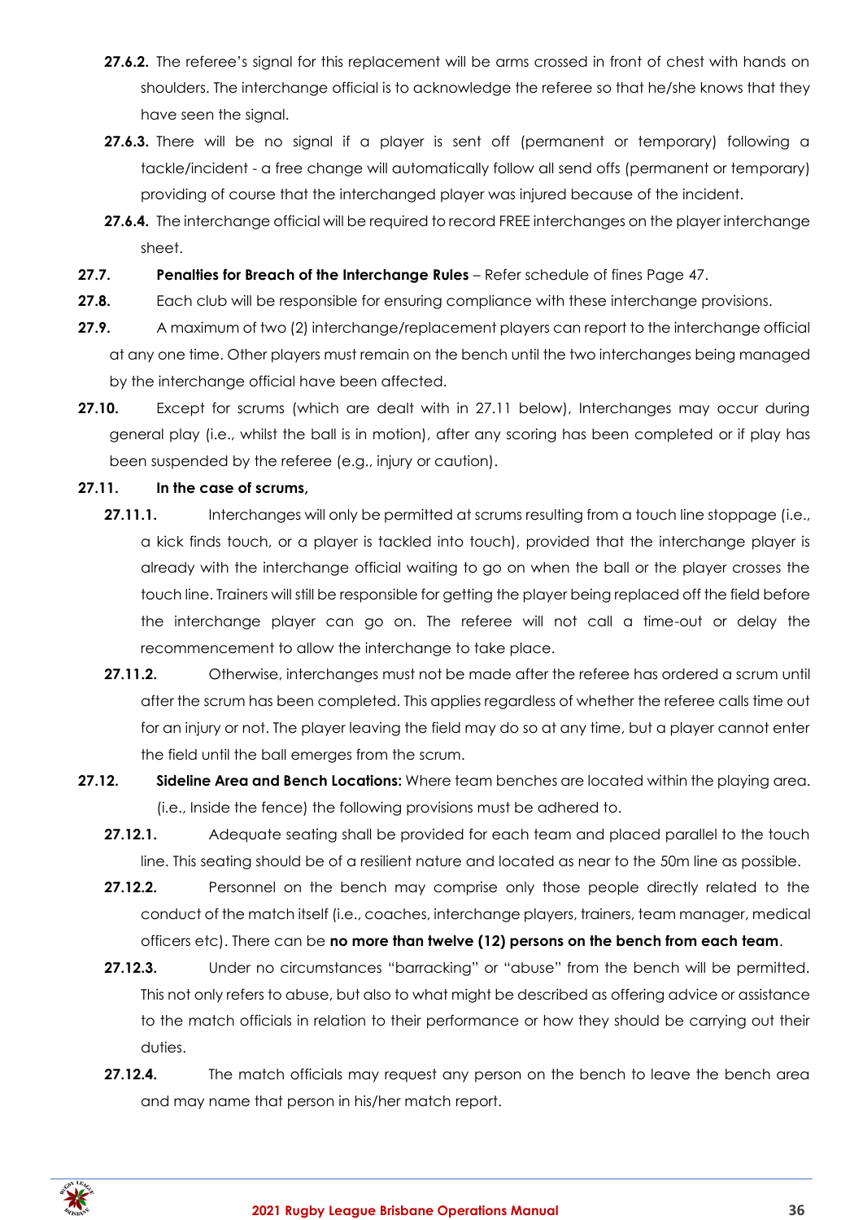**27.6.2.** The referee's signal for this replacement will be arms crossed in front of chest with hands on shoulders. The interchange official is to acknowledge the referee so that he/she knows that they have seen the signal.

**27.6.3.** There will be no signal if a player is sent off (permanent or temporary) following a tackle/incident - a free change will automatically follow all send offs (permanent or temporary) providing of course that the interchanged player was injured because of the incident.

**27.6.4.** The interchange official will be required to record FREE interchanges on the player interchange sheet.

**27.7.** **Penalties for Breach of the Interchange Rules** – Refer schedule of fines Page 47.

**27.8.** Each club will be responsible for ensuring compliance with these interchange provisions.

**27.9.** A maximum of two (2) interchange/replacement players can report to the interchange official at any one time. Other players must remain on the bench until the two interchanges being managed by the interchange official have been affected.

**27.10.** Except for scrums (which are dealt with in 27.11 below), Interchanges may occur during general play (i.e., whilst the ball is in motion), after any scoring has been completed or if play has been suspended by the referee (e.g., injury or caution).

**27.11.** **In the case of scrums,**

**27.11.1.** Interchanges will only be permitted at scrums resulting from a touch line stoppage (i.e., a kick finds touch, or a player is tackled into touch), provided that the interchange player is already with the interchange official waiting to go on when the ball or the player crosses the touch line. Trainers will still be responsible for getting the player being replaced off the field before the interchange player can go on. The referee will not call a time-out or delay the recommencement to allow the interchange to take place.

**27.11.2.** Otherwise, interchanges must not be made after the referee has ordered a scrum until after the scrum has been completed. This applies regardless of whether the referee calls time out for an injury or not. The player leaving the field may do so at any time, but a player cannot enter the field until the ball emerges from the scrum.

**27.12.** **Sideline Area and Bench Locations:** Where team benches are located within the playing area. (i.e., Inside the fence) the following provisions must be adhered to.

**27.12.1.** Adequate seating shall be provided for each team and placed parallel to the touch line. This seating should be of a resilient nature and located as near to the 50m line as possible.

**27.12.2.** Personnel on the bench may comprise only those people directly related to the conduct of the match itself (i.e., coaches, interchange players, trainers, team manager, medical officers etc). There can be **no more than twelve (12) persons on the bench from each team**.

**27.12.3.** Under no circumstances "barracking" or "abuse" from the bench will be permitted. This not only refers to abuse, but also to what might be described as offering advice or assistance to the match officials in relation to their performance or how they should be carrying out their duties.

**27.12.4.** The match officials may request any person on the bench to leave the bench area and may name that person in his/her match report.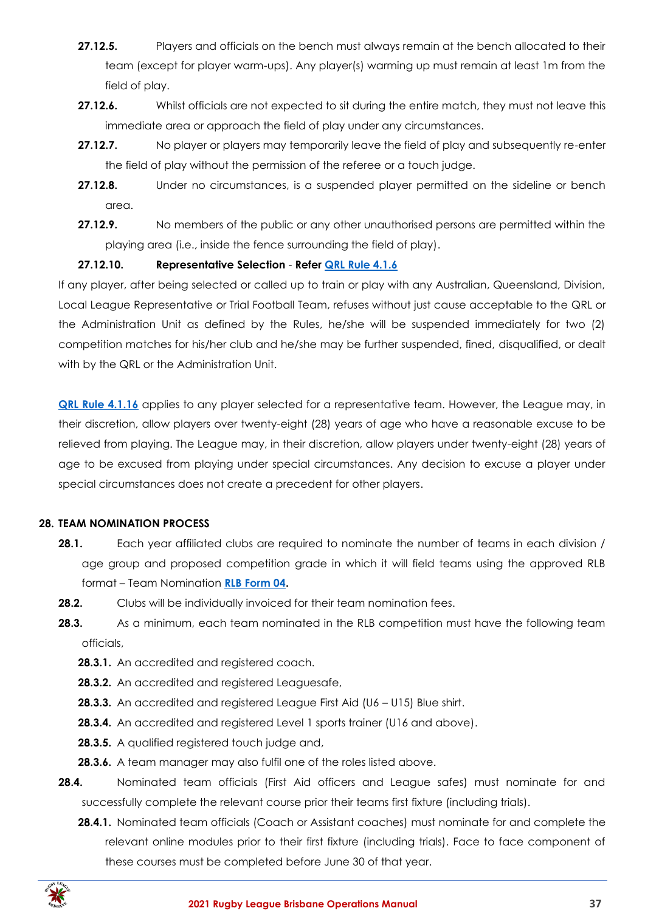**27.12.5.** Players and officials on the bench must always remain at the bench allocated to their team (except for player warm-ups). Any player(s) warming up must remain at least 1m from the field of play.

**27.12.6.** Whilst officials are not expected to sit during the entire match, they must not leave this immediate area or approach the field of play under any circumstances.

**27.12.7.** No player or players may temporarily leave the field of play and subsequently re-enter the field of play without the permission of the referee or a touch judge.

**27.12.8.** Under no circumstances, is a suspended player permitted on the sideline or bench area.

**27.12.9.** No members of the public or any other unauthorised persons are permitted within the playing area (i.e., inside the fence surrounding the field of play).

**27.12.10. Representative Selection** - **Refer [QRL Rule 4.1.6]()**

If any player, after being selected or called up to train or play with any Australian, Queensland, Division, Local League Representative or Trial Football Team, refuses without just cause acceptable to the QRL or the Administration Unit as defined by the Rules, he/she will be suspended immediately for two (2) competition matches for his/her club and he/she may be further suspended, fined, disqualified, or dealt with by the QRL or the Administration Unit.

**[QRL Rule 4.1.16]()** applies to any player selected for a representative team. However, the League may, in their discretion, allow players over twenty-eight (28) years of age who have a reasonable excuse to be relieved from playing. The League may, in their discretion, allow players under twenty-eight (28) years of age to be excused from playing under special circumstances. Any decision to excuse a player under special circumstances does not create a precedent for other players.

## 28. TEAM NOMINATION PROCESS

**28.1.** Each year affiliated clubs are required to nominate the number of teams in each division / age group and proposed competition grade in which it will field teams using the approved RLB format – Team Nomination **[RLB Form 04]()**.

**28.2.** Clubs will be individually invoiced for their team nomination fees.

**28.3.** As a minimum, each team nominated in the RLB competition must have the following team officials,

- **28.3.1.** An accredited and registered coach.
- **28.3.2.** An accredited and registered Leaguesafe,
- **28.3.3.** An accredited and registered League First Aid (U6 – U15) Blue shirt.
- **28.3.4.** An accredited and registered Level 1 sports trainer (U16 and above).
- **28.3.5.** A qualified registered touch judge and,
- **28.3.6.** A team manager may also fulfil one of the roles listed above.

**28.4.** Nominated team officials (First Aid officers and League safes) must nominate for and successfully complete the relevant course prior their teams first fixture (including trials).

- **28.4.1.** Nominated team officials (Coach or Assistant coaches) must nominate for and complete the relevant online modules prior to their first fixture (including trials). Face to face component of these courses must be completed before June 30 of that year.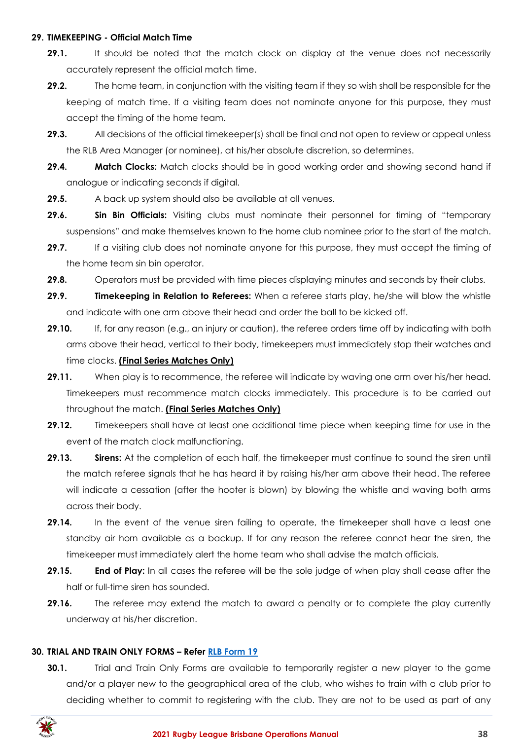## 29. TIMEKEEPING - Official Match Time

**29.1.** It should be noted that the match clock on display at the venue does not necessarily accurately represent the official match time.

**29.2.** The home team, in conjunction with the visiting team if they so wish shall be responsible for the keeping of match time. If a visiting team does not nominate anyone for this purpose, they must accept the timing of the home team.

**29.3.** All decisions of the official timekeeper(s) shall be final and not open to review or appeal unless the RLB Area Manager (or nominee), at his/her absolute discretion, so determines.

**29.4.** **Match Clocks:** Match clocks should be in good working order and showing second hand if analogue or indicating seconds if digital.

**29.5.** A back up system should also be available at all venues.

**29.6.** **Sin Bin Officials:** Visiting clubs must nominate their personnel for timing of "temporary suspensions" and make themselves known to the home club nominee prior to the start of the match.

**29.7.** If a visiting club does not nominate anyone for this purpose, they must accept the timing of the home team sin bin operator.

**29.8.** Operators must be provided with time pieces displaying minutes and seconds by their clubs.

**29.9.** **Timekeeping in Relation to Referees:** When a referee starts play, he/she will blow the whistle and indicate with one arm above their head and order the ball to be kicked off.

**29.10.** If, for any reason (e.g., an injury or caution), the referee orders time off by indicating with both arms above their head, vertical to their body, timekeepers must immediately stop their watches and time clocks. **(Final Series Matches Only)**

**29.11.** When play is to recommence, the referee will indicate by waving one arm over his/her head. Timekeepers must recommence match clocks immediately. This procedure is to be carried out throughout the match. **(Final Series Matches Only)**

**29.12.** Timekeepers shall have at least one additional time piece when keeping time for use in the event of the match clock malfunctioning.

**29.13.** **Sirens:** At the completion of each half, the timekeeper must continue to sound the siren until the match referee signals that he has heard it by raising his/her arm above their head. The referee will indicate a cessation (after the hooter is blown) by blowing the whistle and waving both arms across their body.

**29.14.** In the event of the venue siren failing to operate, the timekeeper shall have a least one standby air horn available as a backup. If for any reason the referee cannot hear the siren, the timekeeper must immediately alert the home team who shall advise the match officials.

**29.15.** **End of Play:** In all cases the referee will be the sole judge of when play shall cease after the half or full-time siren has sounded.

**29.16.** The referee may extend the match to award a penalty or to complete the play currently underway at his/her discretion.

## 30. TRIAL AND TRAIN ONLY FORMS – Refer RLB Form 19

**30.1.** Trial and Train Only Forms are available to temporarily register a new player to the game and/or a player new to the geographical area of the club, who wishes to train with a club prior to deciding whether to commit to registering with the club. They are not to be used as part of any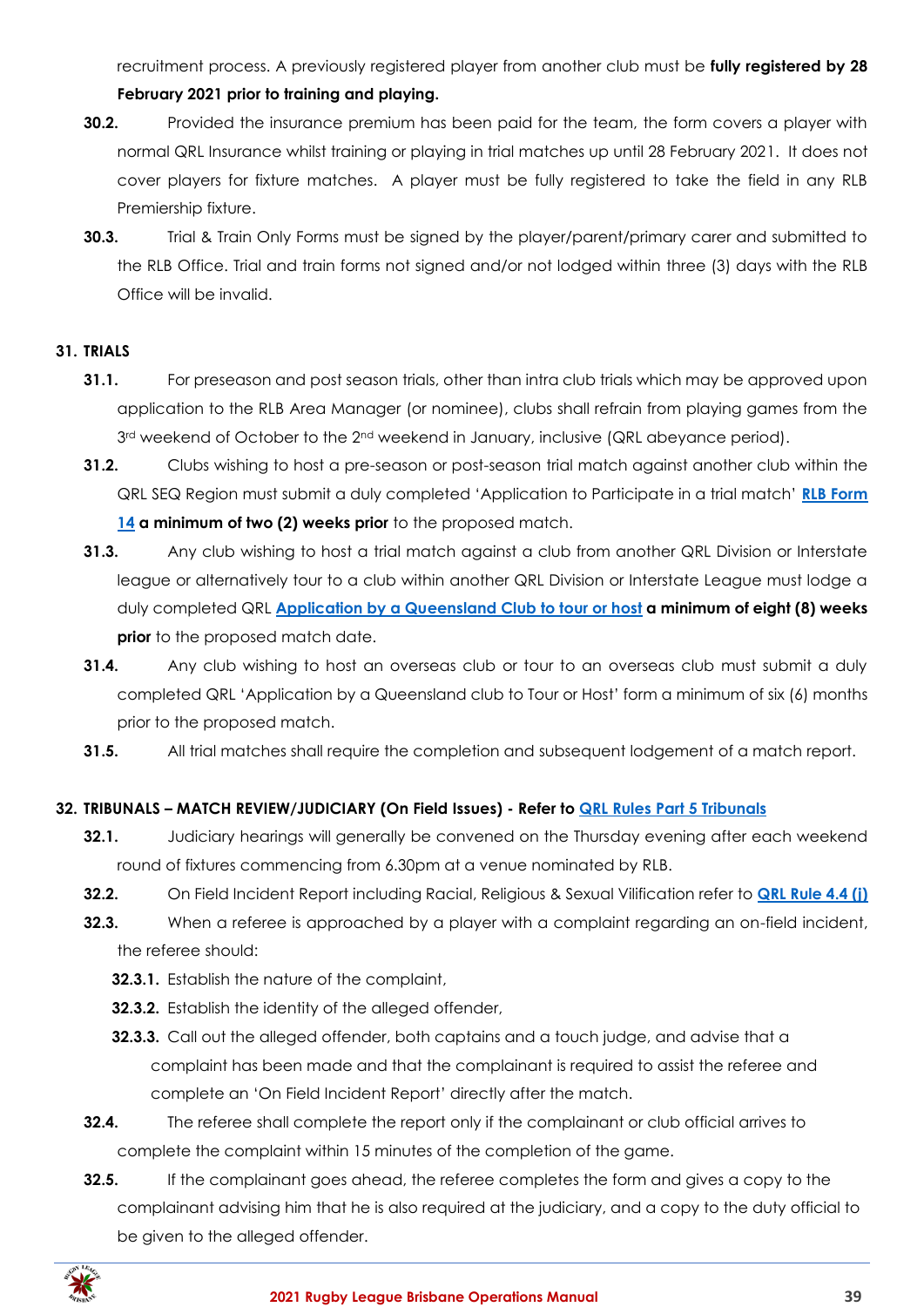recruitment process. A previously registered player from another club must be **fully registered by 28 February 2021 prior to training and playing.**

**30.2.** Provided the insurance premium has been paid for the team, the form covers a player with normal QRL Insurance whilst training or playing in trial matches up until 28 February 2021. It does not cover players for fixture matches. A player must be fully registered to take the field in any RLB Premiership fixture.

**30.3.** Trial & Train Only Forms must be signed by the player/parent/primary carer and submitted to the RLB Office. Trial and train forms not signed and/or not lodged within three (3) days with the RLB Office will be invalid.

## 31. TRIALS

**31.1.** For preseason and post season trials, other than intra club trials which may be approved upon application to the RLB Area Manager (or nominee), clubs shall refrain from playing games from the 3rd weekend of October to the 2nd weekend in January, inclusive (QRL abeyance period).

**31.2.** Clubs wishing to host a pre-season or post-season trial match against another club within the QRL SEQ Region must submit a duly completed 'Application to Participate in a trial match' **RLB Form 14** **a minimum of two (2) weeks prior** to the proposed match.

**31.3.** Any club wishing to host a trial match against a club from another QRL Division or Interstate league or alternatively tour to a club within another QRL Division or Interstate League must lodge a duly completed QRL **Application by a Queensland Club to tour or host** **a minimum of eight (8) weeks prior** to the proposed match date.

**31.4.** Any club wishing to host an overseas club or tour to an overseas club must submit a duly completed QRL 'Application by a Queensland club to Tour or Host' form a minimum of six (6) months prior to the proposed match.

**31.5.** All trial matches shall require the completion and subsequent lodgement of a match report.

## 32. TRIBUNALS – MATCH REVIEW/JUDICIARY (On Field Issues) - Refer to QRL Rules Part 5 Tribunals

**32.1.** Judiciary hearings will generally be convened on the Thursday evening after each weekend round of fixtures commencing from 6.30pm at a venue nominated by RLB.

**32.2.** On Field Incident Report including Racial, Religious & Sexual Vilification refer to **QRL Rule 4.4 (j)**

**32.3.** When a referee is approached by a player with a complaint regarding an on-field incident, the referee should:

- **32.3.1.** Establish the nature of the complaint,
- **32.3.2.** Establish the identity of the alleged offender,
- **32.3.3.** Call out the alleged offender, both captains and a touch judge, and advise that a complaint has been made and that the complainant is required to assist the referee and complete an 'On Field Incident Report' directly after the match.

**32.4.** The referee shall complete the report only if the complainant or club official arrives to complete the complaint within 15 minutes of the completion of the game.

**32.5.** If the complainant goes ahead, the referee completes the form and gives a copy to the complainant advising him that he is also required at the judiciary, and a copy to the duty official to be given to the alleged offender.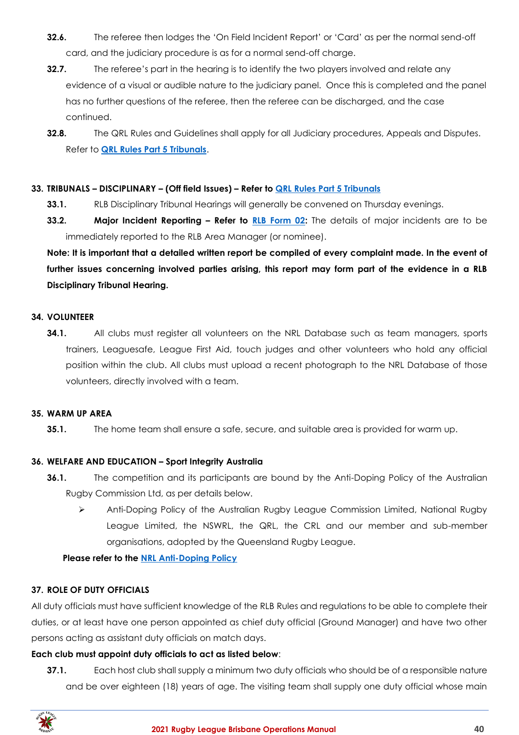**32.6.** The referee then lodges the 'On Field Incident Report' or 'Card' as per the normal send-off card, and the judiciary procedure is as for a normal send-off charge.

**32.7.** The referee's part in the hearing is to identify the two players involved and relate any evidence of a visual or audible nature to the judiciary panel. Once this is completed and the panel has no further questions of the referee, then the referee can be discharged, and the case continued.

**32.8.** The QRL Rules and Guidelines shall apply for all Judiciary procedures, Appeals and Disputes. Refer to **QRL Rules Part 5 Tribunals**.

## 33. TRIBUNALS – DISCIPLINARY – (Off field Issues) – Refer to QRL Rules Part 5 Tribunals

**33.1.** RLB Disciplinary Tribunal Hearings will generally be convened on Thursday evenings.

**33.2.** **Major Incident Reporting – Refer to RLB Form 02:** The details of major incidents are to be immediately reported to the RLB Area Manager (or nominee).

**Note: It is important that a detailed written report be compiled of every complaint made. In the event of further issues concerning involved parties arising, this report may form part of the evidence in a RLB Disciplinary Tribunal Hearing.**

## 34. VOLUNTEER

**34.1.** All clubs must register all volunteers on the NRL Database such as team managers, sports trainers, Leaguesafe, League First Aid, touch judges and other volunteers who hold any official position within the club. All clubs must upload a recent photograph to the NRL Database of those volunteers, directly involved with a team.

## 35. WARM UP AREA

**35.1.** The home team shall ensure a safe, secure, and suitable area is provided for warm up.

## 36. WELFARE AND EDUCATION – Sport Integrity Australia

**36.1.** The competition and its participants are bound by the Anti-Doping Policy of the Australian Rugby Commission Ltd, as per details below.

- Anti-Doping Policy of the Australian Rugby League Commission Limited, National Rugby League Limited, the NSWRL, the QRL, the CRL and our member and sub-member organisations, adopted by the Queensland Rugby League.

**Please refer to the NRL Anti-Doping Policy**

## 37. ROLE OF DUTY OFFICIALS

All duty officials must have sufficient knowledge of the RLB Rules and regulations to be able to complete their duties, or at least have one person appointed as chief duty official (Ground Manager) and have two other persons acting as assistant duty officials on match days.

**Each club must appoint duty officials to act as listed below**:

**37.1.** Each host club shall supply a minimum two duty officials who should be of a responsible nature and be over eighteen (18) years of age. The visiting team shall supply one duty official whose main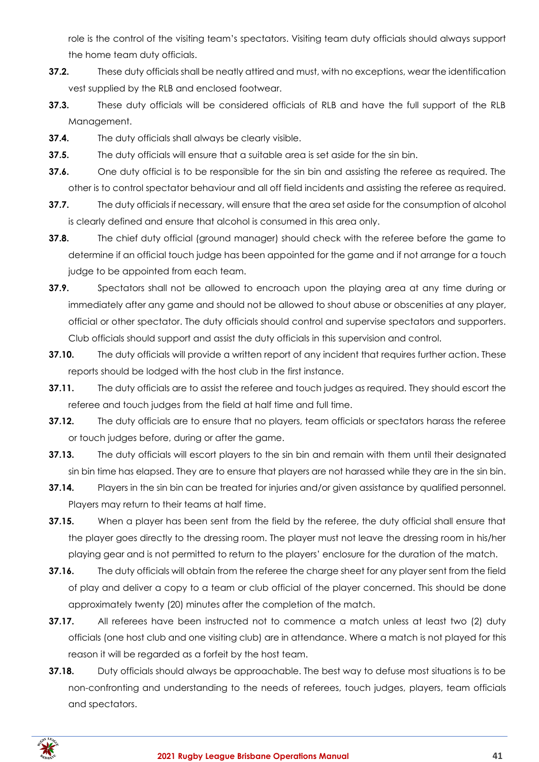role is the control of the visiting team's spectators. Visiting team duty officials should always support the home team duty officials.

**37.2.** These duty officials shall be neatly attired and must, with no exceptions, wear the identification vest supplied by the RLB and enclosed footwear.

**37.3.** These duty officials will be considered officials of RLB and have the full support of the RLB Management.

**37.4.** The duty officials shall always be clearly visible.

**37.5.** The duty officials will ensure that a suitable area is set aside for the sin bin.

**37.6.** One duty official is to be responsible for the sin bin and assisting the referee as required. The other is to control spectator behaviour and all off field incidents and assisting the referee as required.

**37.7.** The duty officials if necessary, will ensure that the area set aside for the consumption of alcohol is clearly defined and ensure that alcohol is consumed in this area only.

**37.8.** The chief duty official (ground manager) should check with the referee before the game to determine if an official touch judge has been appointed for the game and if not arrange for a touch judge to be appointed from each team.

**37.9.** Spectators shall not be allowed to encroach upon the playing area at any time during or immediately after any game and should not be allowed to shout abuse or obscenities at any player, official or other spectator. The duty officials should control and supervise spectators and supporters. Club officials should support and assist the duty officials in this supervision and control.

**37.10.** The duty officials will provide a written report of any incident that requires further action. These reports should be lodged with the host club in the first instance.

**37.11.** The duty officials are to assist the referee and touch judges as required. They should escort the referee and touch judges from the field at half time and full time.

**37.12.** The duty officials are to ensure that no players, team officials or spectators harass the referee or touch judges before, during or after the game.

**37.13.** The duty officials will escort players to the sin bin and remain with them until their designated sin bin time has elapsed. They are to ensure that players are not harassed while they are in the sin bin.

**37.14.** Players in the sin bin can be treated for injuries and/or given assistance by qualified personnel. Players may return to their teams at half time.

**37.15.** When a player has been sent from the field by the referee, the duty official shall ensure that the player goes directly to the dressing room. The player must not leave the dressing room in his/her playing gear and is not permitted to return to the players' enclosure for the duration of the match.

**37.16.** The duty officials will obtain from the referee the charge sheet for any player sent from the field of play and deliver a copy to a team or club official of the player concerned. This should be done approximately twenty (20) minutes after the completion of the match.

**37.17.** All referees have been instructed not to commence a match unless at least two (2) duty officials (one host club and one visiting club) are in attendance. Where a match is not played for this reason it will be regarded as a forfeit by the host team.

**37.18.** Duty officials should always be approachable. The best way to defuse most situations is to be non-confronting and understanding to the needs of referees, touch judges, players, team officials and spectators.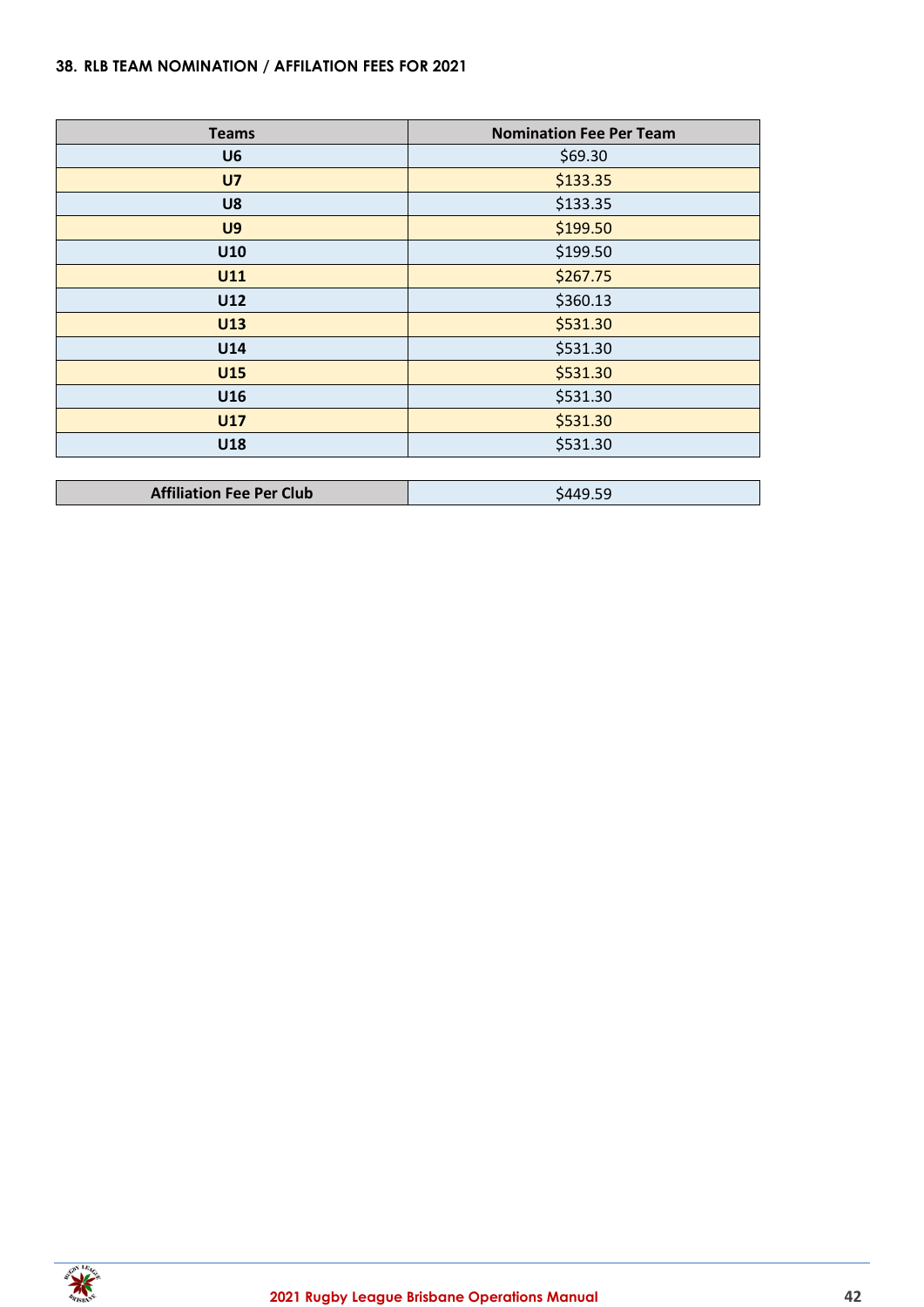### 38. RLB TEAM NOMINATION / AFFILATION FEES FOR 2021

| Teams | Nomination Fee Per Team |
|---|---|
| **U6** | $69.30 |
| **U7** | $133.35 |
| **U8** | $133.35 |
| **U9** | $199.50 |
| **U10** | $199.50 |
| **U11** | $267.75 |
| **U12** | $360.13 |
| **U13** | $531.30 |
| **U14** | $531.30 |
| **U15** | $531.30 |
| **U16** | $531.30 |
| **U17** | $531.30 |
| **U18** | $531.30 |

| Affiliation Fee Per Club | $449.59 |
|---|---|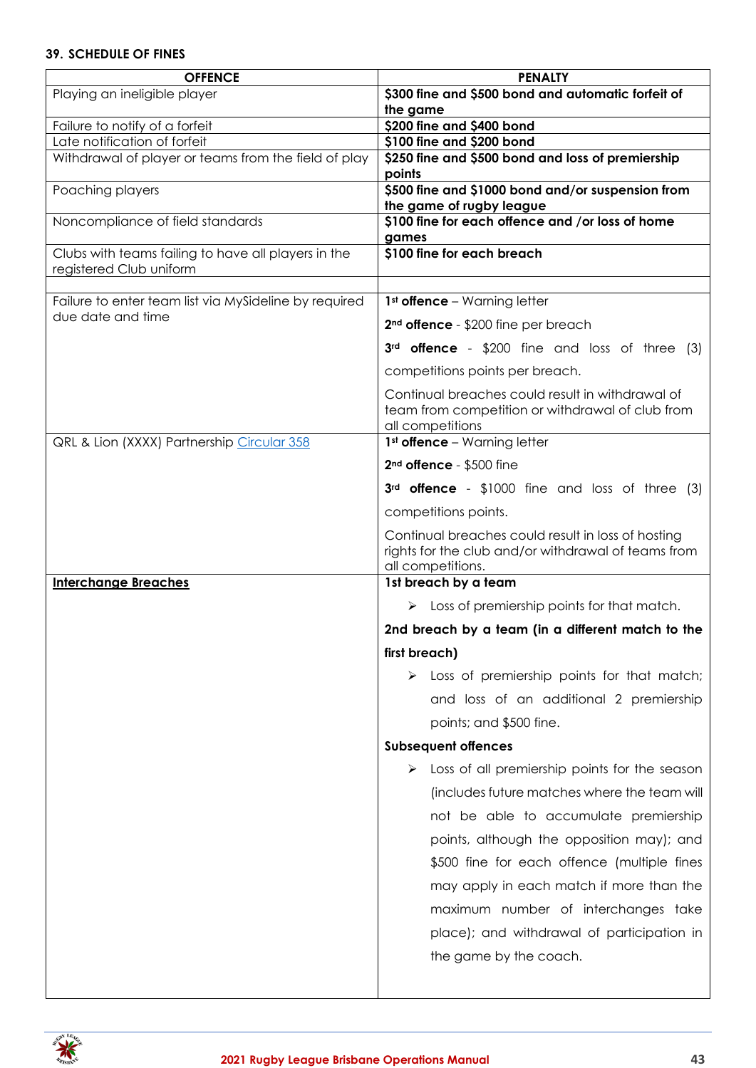**39. SCHEDULE OF FINES**

| OFFENCE | PENALTY |
|---|---|
| Playing an ineligible player | **$300 fine and $500 bond and automatic forfeit of the game** |
| Failure to notify of a forfeit | **$200 fine and $400 bond** |
| Late notification of forfeit | **$100 fine and $200 bond** |
| Withdrawal of player or teams from the field of play | **$250 fine and $500 bond and loss of premiership points** |
| Poaching players | **$500 fine and $1000 bond and/or suspension from the game of rugby league** |
| Noncompliance of field standards | **$100 fine for each offence and /or loss of home games** |
| Clubs with teams failing to have all players in the registered Club uniform | **$100 fine for each breach** |
| | |
| Failure to enter team list via MySideline by required due date and time | **1st offence** – Warning letter<br>**2nd offence** - $200 fine per breach<br>**3rd offence** - $200 fine and loss of three (3) competitions points per breach.<br>Continual breaches could result in withdrawal of team from competition or withdrawal of club from all competitions |
| QRL & Lion (XXXX) Partnership Circular 358 | **1st offence** – Warning letter<br>**2nd offence** - $500 fine<br>**3rd offence** - $1000 fine and loss of three (3) competitions points.<br>Continual breaches could result in loss of hosting rights for the club and/or withdrawal of teams from all competitions. |
| **Interchange Breaches** | **1st breach by a team**<br>➢ Loss of premiership points for that match.<br>**2nd breach by a team (in a different match to the first breach)**<br>➢ Loss of premiership points for that match; and loss of an additional 2 premiership points; and $500 fine.<br>**Subsequent offences**<br>➢ Loss of all premiership points for the season (includes future matches where the team will not be able to accumulate premiership points, although the opposition may); and $500 fine for each offence (multiple fines may apply in each match if more than the maximum number of interchanges take place); and withdrawal of participation in the game by the coach. |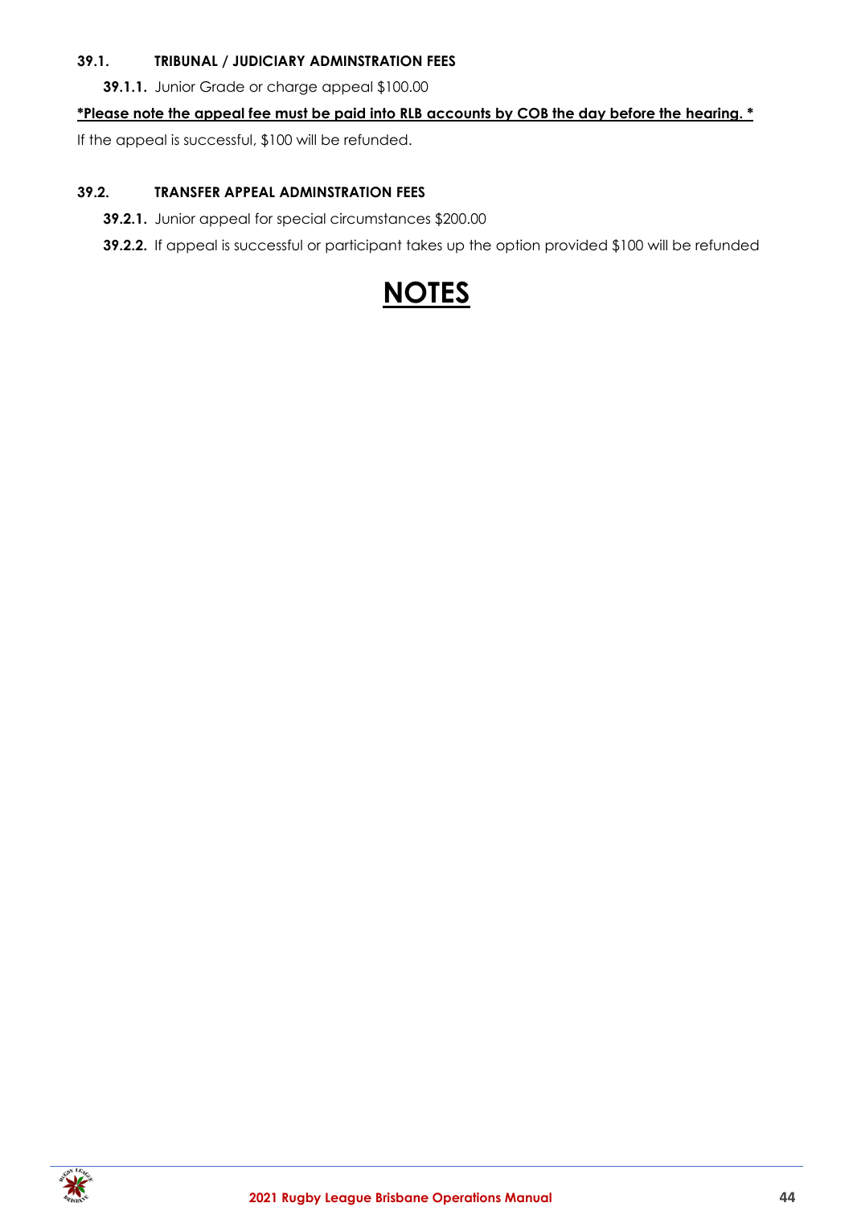### 39.1. TRIBUNAL / JUDICIARY ADMINSTRATION FEES

**39.1.1.** Junior Grade or charge appeal $100.00

**\*Please note the appeal fee must be paid into RLB accounts by COB the day before the hearing. \***

If the appeal is successful, $100 will be refunded.

### 39.2. TRANSFER APPEAL ADMINSTRATION FEES

**39.2.1.** Junior appeal for special circumstances $200.00

**39.2.2.** If appeal is successful or participant takes up the option provided $100 will be refunded

# NOTES